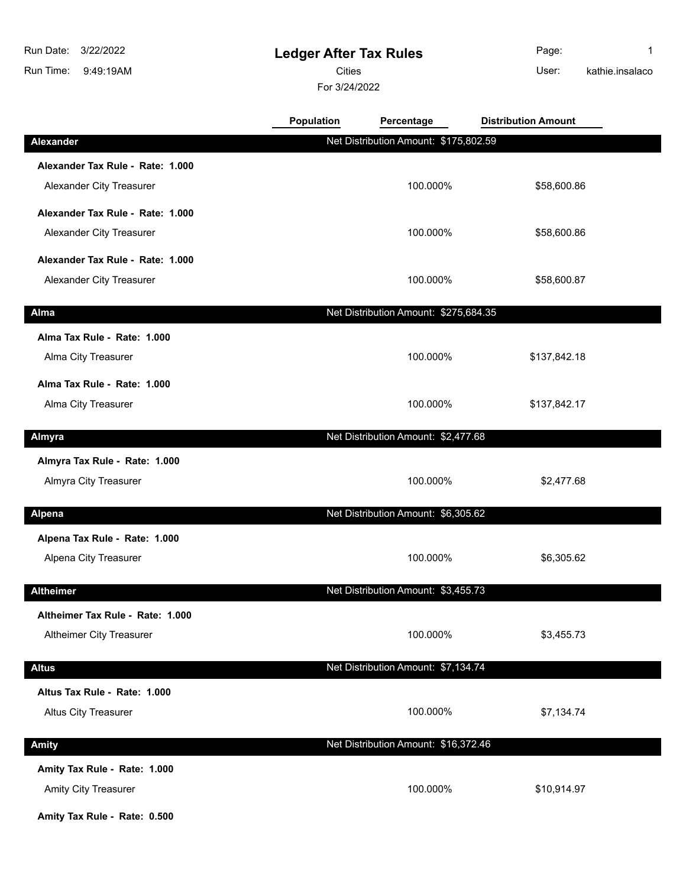# Ledger After Tax Rules

Cities

For 3/24/2022

Run Date: 3/22/2022
Run Time: 9:49:19AM
User: kathie.insalaco

| | Population | Percentage | Distribution Amount |
|---|---|---|---|
| **Alexander** | Net Distribution Amount: $175,802.59 | | |
| **Alexander Tax Rule - Rate: 1.000** | | | |
| Alexander City Treasurer | | 100.000% | $58,600.86 |
| **Alexander Tax Rule - Rate: 1.000** | | | |
| Alexander City Treasurer | | 100.000% | $58,600.86 |
| **Alexander Tax Rule - Rate: 1.000** | | | |
| Alexander City Treasurer | | 100.000% | $58,600.87 |
| **Alma** | Net Distribution Amount: $275,684.35 | | |
| **Alma Tax Rule - Rate: 1.000** | | | |
| Alma City Treasurer | | 100.000% | $137,842.18 |
| **Alma Tax Rule - Rate: 1.000** | | | |
| Alma City Treasurer | | 100.000% | $137,842.17 |
| **Almyra** | Net Distribution Amount: $2,477.68 | | |
| **Almyra Tax Rule - Rate: 1.000** | | | |
| Almyra City Treasurer | | 100.000% | $2,477.68 |
| **Alpena** | Net Distribution Amount: $6,305.62 | | |
| **Alpena Tax Rule - Rate: 1.000** | | | |
| Alpena City Treasurer | | 100.000% | $6,305.62 |
| **Altheimer** | Net Distribution Amount: $3,455.73 | | |
| **Altheimer Tax Rule - Rate: 1.000** | | | |
| Altheimer City Treasurer | | 100.000% | $3,455.73 |
| **Altus** | Net Distribution Amount: $7,134.74 | | |
| **Altus Tax Rule - Rate: 1.000** | | | |
| Altus City Treasurer | | 100.000% | $7,134.74 |
| **Amity** | Net Distribution Amount: $16,372.46 | | |
| **Amity Tax Rule - Rate: 1.000** | | | |
| Amity City Treasurer | | 100.000% | $10,914.97 |
| **Amity Tax Rule - Rate: 0.500** | | | |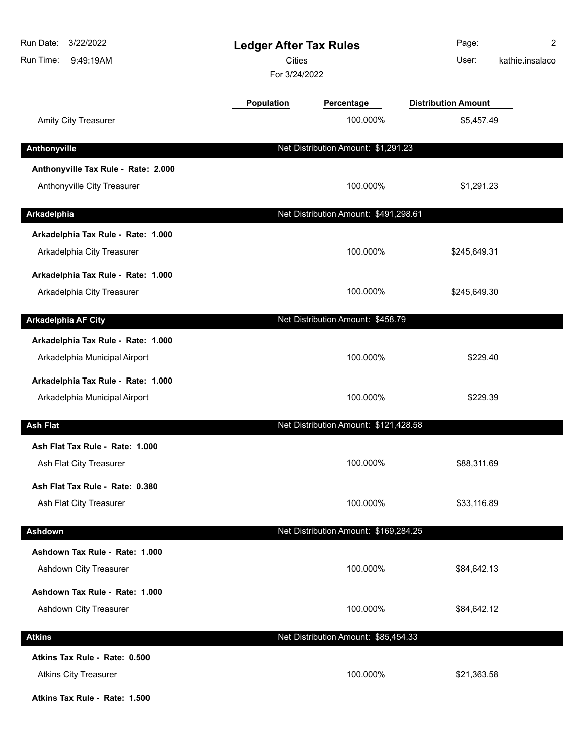| | Population | Percentage | Distribution Amount |
|---|---|---|---|
| Amity City Treasurer | | 100.000% | $5,457.49 |

## Anthonyville

Net Distribution Amount: $1,291.23

**Anthonyville Tax Rule - Rate: 2.000**

| | Population | Percentage | Distribution Amount |
|---|---|---|---|
| Anthonyville City Treasurer | | 100.000% | $1,291.23 |

## Arkadelphia

Net Distribution Amount: $491,298.61

**Arkadelphia Tax Rule - Rate: 1.000**

| | Population | Percentage | Distribution Amount |
|---|---|---|---|
| Arkadelphia City Treasurer | | 100.000% | $245,649.31 |

**Arkadelphia Tax Rule - Rate: 1.000**

| | Population | Percentage | Distribution Amount |
|---|---|---|---|
| Arkadelphia City Treasurer | | 100.000% | $245,649.30 |

## Arkadelphia AF City

Net Distribution Amount: $458.79

**Arkadelphia Tax Rule - Rate: 1.000**

| | Population | Percentage | Distribution Amount |
|---|---|---|---|
| Arkadelphia Municipal Airport | | 100.000% | $229.40 |

**Arkadelphia Tax Rule - Rate: 1.000**

| | Population | Percentage | Distribution Amount |
|---|---|---|---|
| Arkadelphia Municipal Airport | | 100.000% | $229.39 |

## Ash Flat

Net Distribution Amount: $121,428.58

**Ash Flat Tax Rule - Rate: 1.000**

| | Population | Percentage | Distribution Amount |
|---|---|---|---|
| Ash Flat City Treasurer | | 100.000% | $88,311.69 |

**Ash Flat Tax Rule - Rate: 0.380**

| | Population | Percentage | Distribution Amount |
|---|---|---|---|
| Ash Flat City Treasurer | | 100.000% | $33,116.89 |

## Ashdown

Net Distribution Amount: $169,284.25

**Ashdown Tax Rule - Rate: 1.000**

| | Population | Percentage | Distribution Amount |
|---|---|---|---|
| Ashdown City Treasurer | | 100.000% | $84,642.13 |

**Ashdown Tax Rule - Rate: 1.000**

| | Population | Percentage | Distribution Amount |
|---|---|---|---|
| Ashdown City Treasurer | | 100.000% | $84,642.12 |

## Atkins

Net Distribution Amount: $85,454.33

**Atkins Tax Rule - Rate: 0.500**

| | Population | Percentage | Distribution Amount |
|---|---|---|---|
| Atkins City Treasurer | | 100.000% | $21,363.58 |

**Atkins Tax Rule - Rate: 1.500**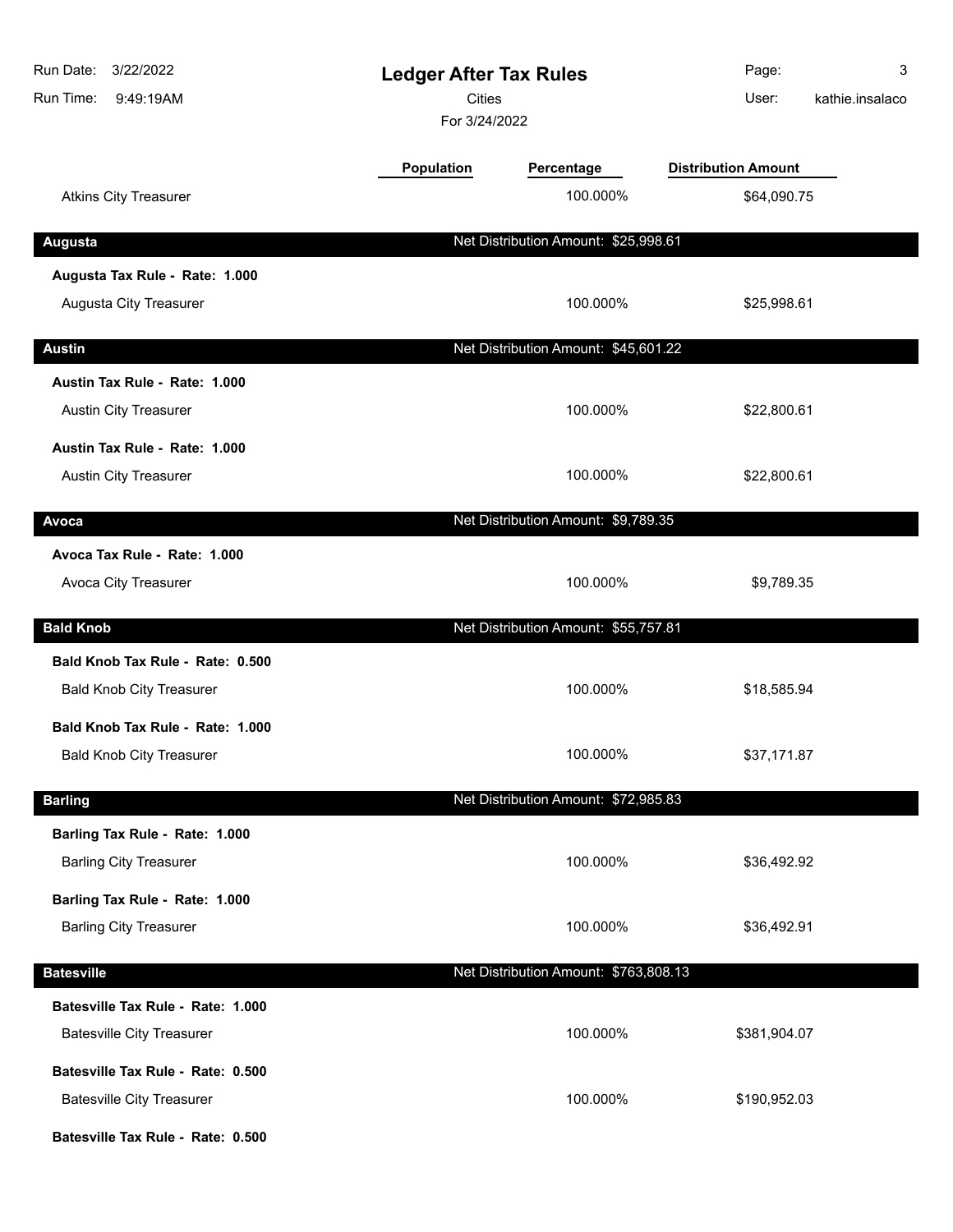# Ledger After Tax Rules

Cities

For 3/24/2022

| | Population | Percentage | Distribution Amount |
|---|---|---|---|
| Atkins City Treasurer | | 100.000% | $64,090.75 |

**Augusta** — Net Distribution Amount: $25,998.61

| | Population | Percentage | Distribution Amount |
|---|---|---|---|
| **Augusta Tax Rule - Rate: 1.000** | | | |
| Augusta City Treasurer | | 100.000% | $25,998.61 |

**Austin** — Net Distribution Amount: $45,601.22

| | Population | Percentage | Distribution Amount |
|---|---|---|---|
| **Austin Tax Rule - Rate: 1.000** | | | |
| Austin City Treasurer | | 100.000% | $22,800.61 |
| **Austin Tax Rule - Rate: 1.000** | | | |
| Austin City Treasurer | | 100.000% | $22,800.61 |

**Avoca** — Net Distribution Amount: $9,789.35

| | Population | Percentage | Distribution Amount |
|---|---|---|---|
| **Avoca Tax Rule - Rate: 1.000** | | | |
| Avoca City Treasurer | | 100.000% | $9,789.35 |

**Bald Knob** — Net Distribution Amount: $55,757.81

| | Population | Percentage | Distribution Amount |
|---|---|---|---|
| **Bald Knob Tax Rule - Rate: 0.500** | | | |
| Bald Knob City Treasurer | | 100.000% | $18,585.94 |
| **Bald Knob Tax Rule - Rate: 1.000** | | | |
| Bald Knob City Treasurer | | 100.000% | $37,171.87 |

**Barling** — Net Distribution Amount: $72,985.83

| | Population | Percentage | Distribution Amount |
|---|---|---|---|
| **Barling Tax Rule - Rate: 1.000** | | | |
| Barling City Treasurer | | 100.000% | $36,492.92 |
| **Barling Tax Rule - Rate: 1.000** | | | |
| Barling City Treasurer | | 100.000% | $36,492.91 |

**Batesville** — Net Distribution Amount: $763,808.13

| | Population | Percentage | Distribution Amount |
|---|---|---|---|
| **Batesville Tax Rule - Rate: 1.000** | | | |
| Batesville City Treasurer | | 100.000% | $381,904.07 |
| **Batesville Tax Rule - Rate: 0.500** | | | |
| Batesville City Treasurer | | 100.000% | $190,952.03 |
| **Batesville Tax Rule - Rate: 0.500** | | | |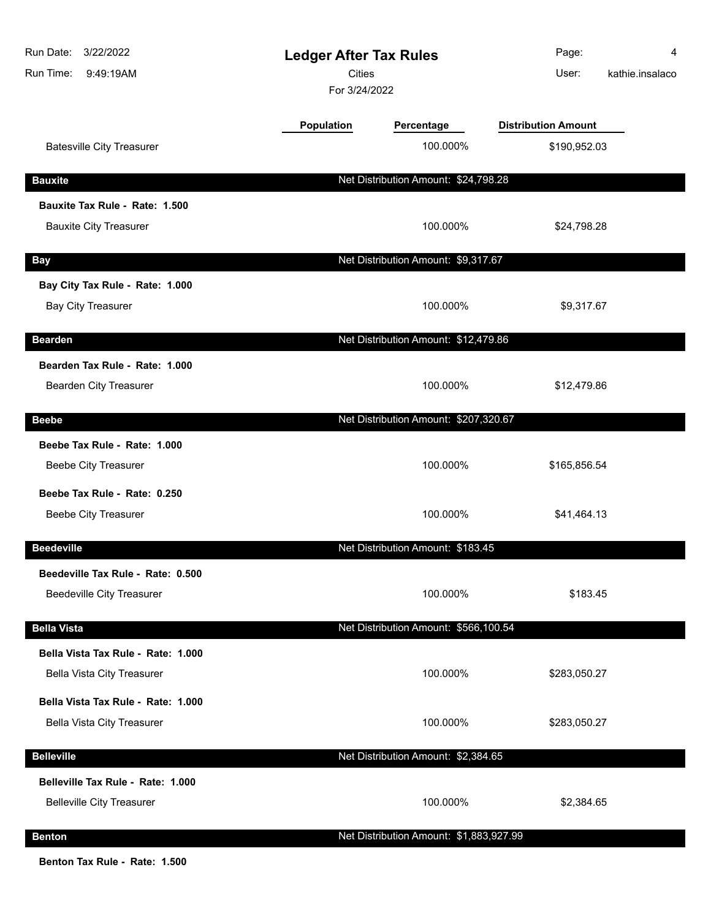| | Population | Percentage | Distribution Amount |
|---|---|---|---|
| Batesville City Treasurer | | 100.000% | $190,952.03 |

## Bauxite

Net Distribution Amount: $24,798.28

**Bauxite Tax Rule - Rate: 1.500**

| | Population | Percentage | Distribution Amount |
|---|---|---|---|
| Bauxite City Treasurer | | 100.000% | $24,798.28 |

## Bay

Net Distribution Amount: $9,317.67

**Bay City Tax Rule - Rate: 1.000**

| | Population | Percentage | Distribution Amount |
|---|---|---|---|
| Bay City Treasurer | | 100.000% | $9,317.67 |

## Bearden

Net Distribution Amount: $12,479.86

**Bearden Tax Rule - Rate: 1.000**

| | Population | Percentage | Distribution Amount |
|---|---|---|---|
| Bearden City Treasurer | | 100.000% | $12,479.86 |

## Beebe

Net Distribution Amount: $207,320.67

**Beebe Tax Rule - Rate: 1.000**

| | Population | Percentage | Distribution Amount |
|---|---|---|---|
| Beebe City Treasurer | | 100.000% | $165,856.54 |

**Beebe Tax Rule - Rate: 0.250**

| | Population | Percentage | Distribution Amount |
|---|---|---|---|
| Beebe City Treasurer | | 100.000% | $41,464.13 |

## Beedeville

Net Distribution Amount: $183.45

**Beedeville Tax Rule - Rate: 0.500**

| | Population | Percentage | Distribution Amount |
|---|---|---|---|
| Beedeville City Treasurer | | 100.000% | $183.45 |

## Bella Vista

Net Distribution Amount: $566,100.54

**Bella Vista Tax Rule - Rate: 1.000**

| | Population | Percentage | Distribution Amount |
|---|---|---|---|
| Bella Vista City Treasurer | | 100.000% | $283,050.27 |

**Bella Vista Tax Rule - Rate: 1.000**

| | Population | Percentage | Distribution Amount |
|---|---|---|---|
| Bella Vista City Treasurer | | 100.000% | $283,050.27 |

## Belleville

Net Distribution Amount: $2,384.65

**Belleville Tax Rule - Rate: 1.000**

| | Population | Percentage | Distribution Amount |
|---|---|---|---|
| Belleville City Treasurer | | 100.000% | $2,384.65 |

## Benton

Net Distribution Amount: $1,883,927.99

**Benton Tax Rule - Rate: 1.500**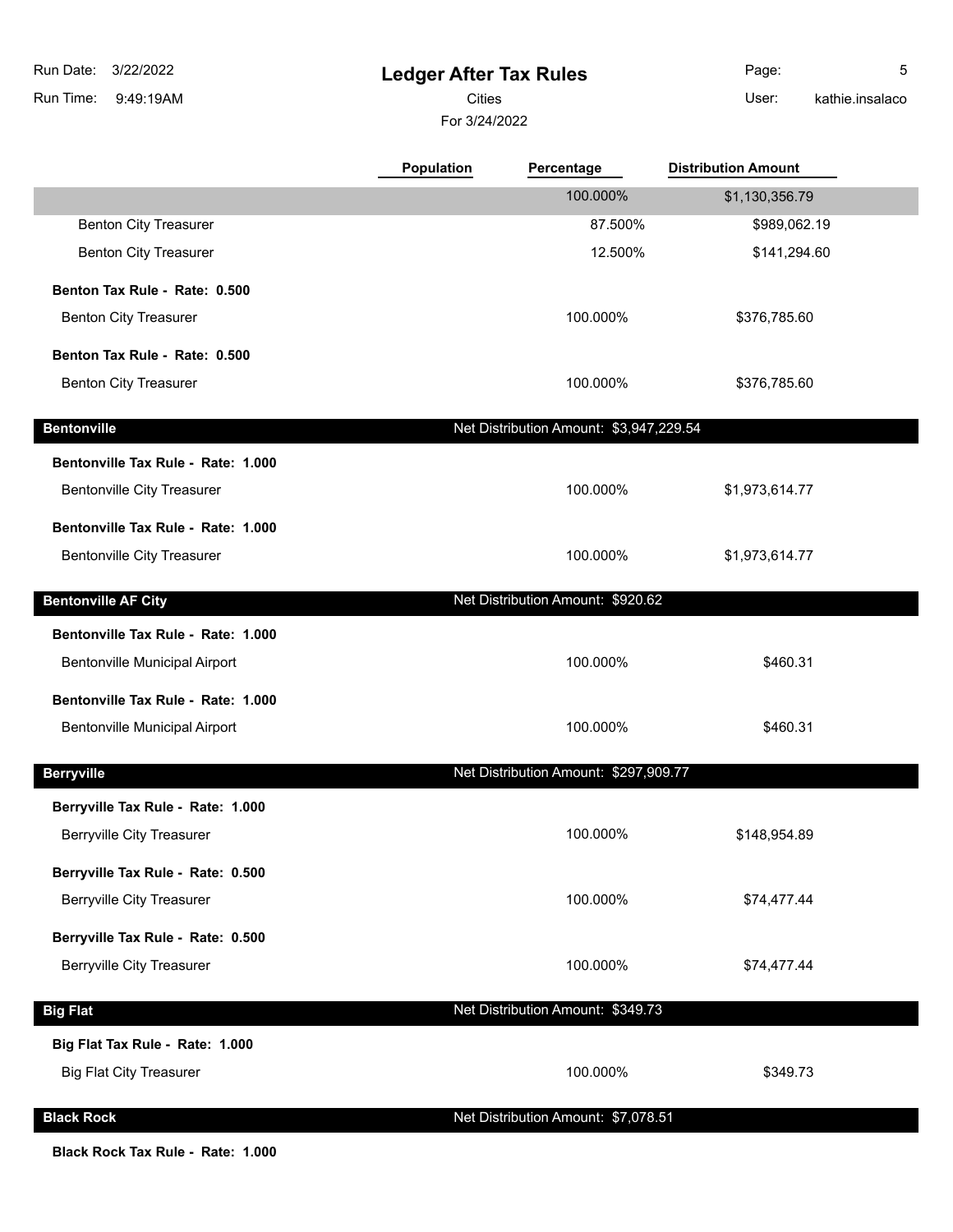# Ledger After Tax Rules

Cities

For 3/24/2022

Run Date: 3/22/2022
Run Time: 9:49:19AM
User: kathie.insalaco

| | Population | Percentage | Distribution Amount |
|---|---|---|---|
| | | 100.000% | $1,130,356.79 |
| Benton City Treasurer | | 87.500% | $989,062.19 |
| Benton City Treasurer | | 12.500% | $141,294.60 |
| **Benton Tax Rule - Rate: 0.500** | | | |
| Benton City Treasurer | | 100.000% | $376,785.60 |
| **Benton Tax Rule - Rate: 0.500** | | | |
| Benton City Treasurer | | 100.000% | $376,785.60 |
| **Bentonville** | | Net Distribution Amount: $3,947,229.54 | |
| **Bentonville Tax Rule - Rate: 1.000** | | | |
| Bentonville City Treasurer | | 100.000% | $1,973,614.77 |
| **Bentonville Tax Rule - Rate: 1.000** | | | |
| Bentonville City Treasurer | | 100.000% | $1,973,614.77 |
| **Bentonville AF City** | | Net Distribution Amount: $920.62 | |
| **Bentonville Tax Rule - Rate: 1.000** | | | |
| Bentonville Municipal Airport | | 100.000% | $460.31 |
| **Bentonville Tax Rule - Rate: 1.000** | | | |
| Bentonville Municipal Airport | | 100.000% | $460.31 |
| **Berryville** | | Net Distribution Amount: $297,909.77 | |
| **Berryville Tax Rule - Rate: 1.000** | | | |
| Berryville City Treasurer | | 100.000% | $148,954.89 |
| **Berryville Tax Rule - Rate: 0.500** | | | |
| Berryville City Treasurer | | 100.000% | $74,477.44 |
| **Berryville Tax Rule - Rate: 0.500** | | | |
| Berryville City Treasurer | | 100.000% | $74,477.44 |
| **Big Flat** | | Net Distribution Amount: $349.73 | |
| **Big Flat Tax Rule - Rate: 1.000** | | | |
| Big Flat City Treasurer | | 100.000% | $349.73 |
| **Black Rock** | | Net Distribution Amount: $7,078.51 | |
| **Black Rock Tax Rule - Rate: 1.000** | | | |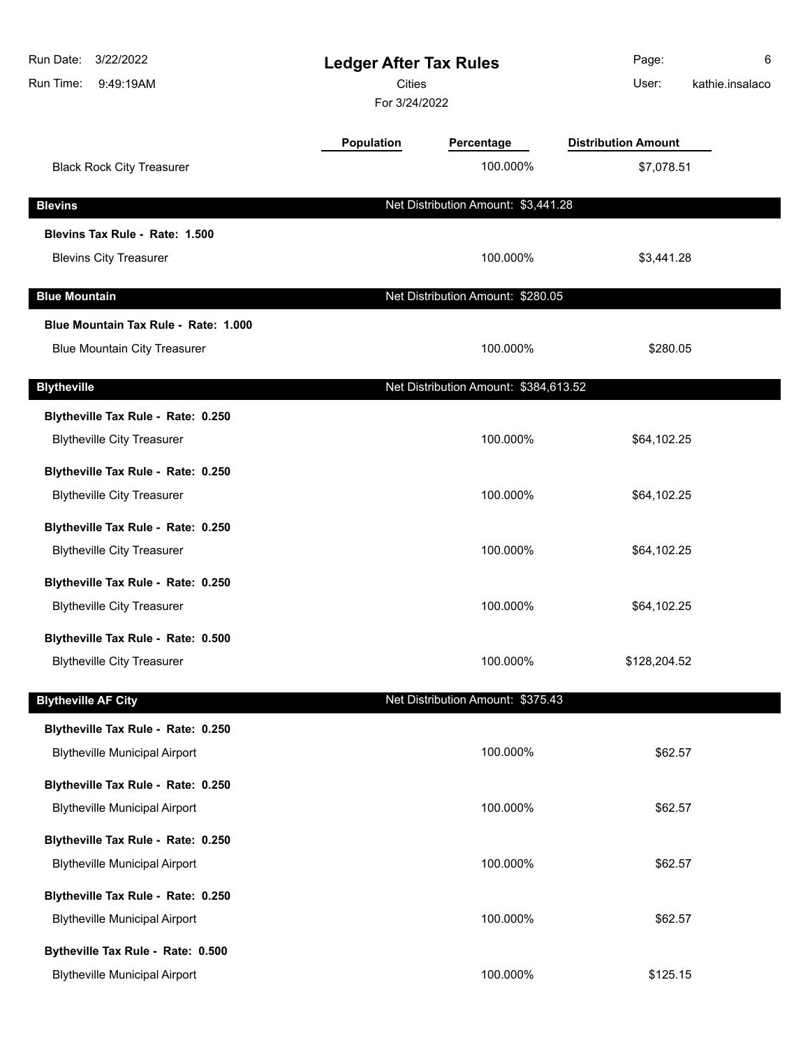| | Population | Percentage | Distribution Amount |
|---|---|---|---|
| Black Rock City Treasurer | | 100.000% | $7,078.51 |

**Blevins** — Net Distribution Amount: $3,441.28

**Blevins Tax Rule - Rate: 1.500**

| | Population | Percentage | Distribution Amount |
|---|---|---|---|
| Blevins City Treasurer | | 100.000% | $3,441.28 |

**Blue Mountain** — Net Distribution Amount: $280.05

**Blue Mountain Tax Rule - Rate: 1.000**

| | Population | Percentage | Distribution Amount |
|---|---|---|---|
| Blue Mountain City Treasurer | | 100.000% | $280.05 |

**Blytheville** — Net Distribution Amount: $384,613.52

| | Population | Percentage | Distribution Amount |
|---|---|---|---|
| **Blytheville Tax Rule - Rate: 0.250** | | | |
| Blytheville City Treasurer | | 100.000% | $64,102.25 |
| **Blytheville Tax Rule - Rate: 0.250** | | | |
| Blytheville City Treasurer | | 100.000% | $64,102.25 |
| **Blytheville Tax Rule - Rate: 0.250** | | | |
| Blytheville City Treasurer | | 100.000% | $64,102.25 |
| **Blytheville Tax Rule - Rate: 0.250** | | | |
| Blytheville City Treasurer | | 100.000% | $64,102.25 |
| **Blytheville Tax Rule - Rate: 0.500** | | | |
| Blytheville City Treasurer | | 100.000% | $128,204.52 |

**Blytheville AF City** — Net Distribution Amount: $375.43

| | Population | Percentage | Distribution Amount |
|---|---|---|---|
| **Blytheville Tax Rule - Rate: 0.250** | | | |
| Blytheville Municipal Airport | | 100.000% | $62.57 |
| **Blytheville Tax Rule - Rate: 0.250** | | | |
| Blytheville Municipal Airport | | 100.000% | $62.57 |
| **Blytheville Tax Rule - Rate: 0.250** | | | |
| Blytheville Municipal Airport | | 100.000% | $62.57 |
| **Blytheville Tax Rule - Rate: 0.250** | | | |
| Blytheville Municipal Airport | | 100.000% | $62.57 |
| **Bytheville Tax Rule - Rate: 0.500** | | | |
| Blytheville Municipal Airport | | 100.000% | $125.15 |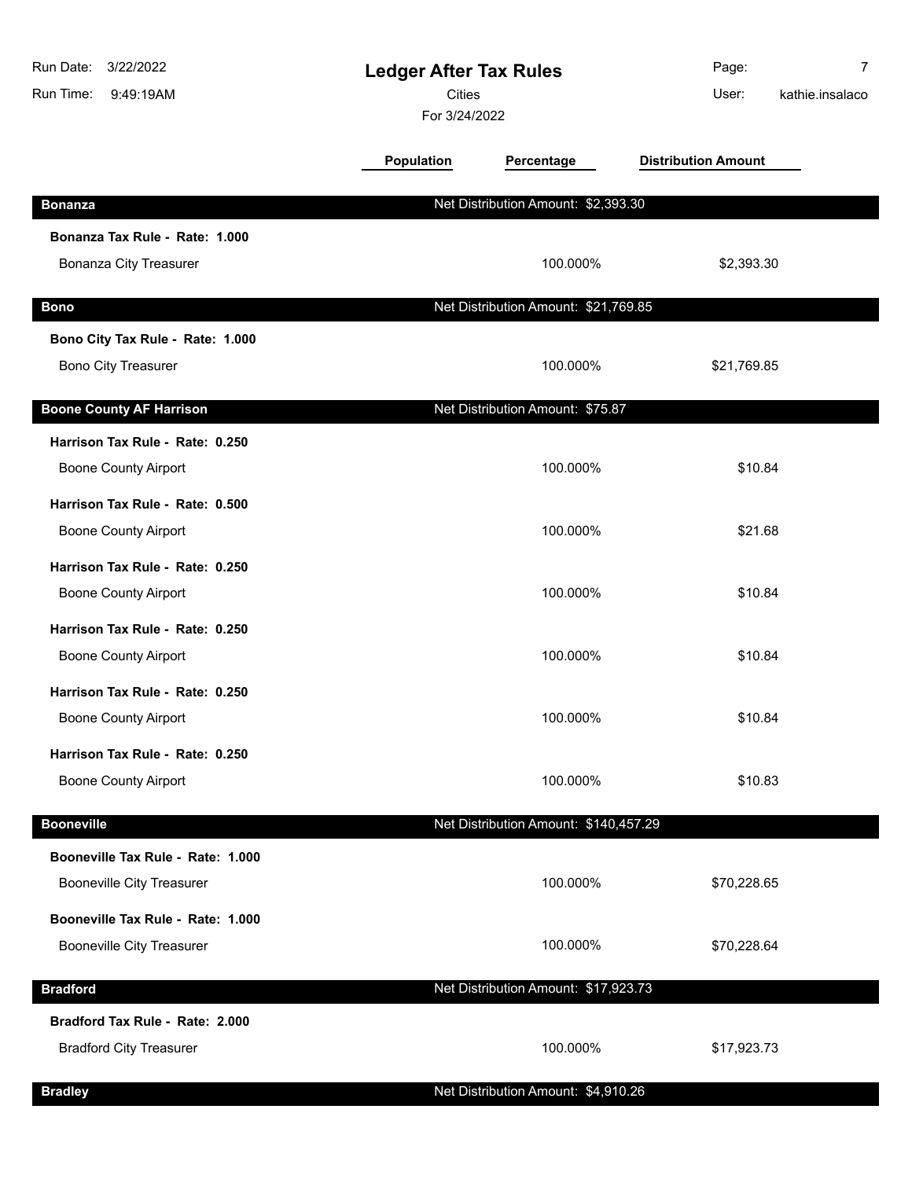# Ledger After Tax Rules

Cities

For 3/24/2022

| | Population | Percentage | Distribution Amount |
|---|---|---|---|
| **Bonanza** | Net Distribution Amount: $2,393.30 | | |
| **Bonanza Tax Rule - Rate: 1.000** | | | |
| Bonanza City Treasurer | | 100.000% | $2,393.30 |
| **Bono** | Net Distribution Amount: $21,769.85 | | |
| **Bono City Tax Rule - Rate: 1.000** | | | |
| Bono City Treasurer | | 100.000% | $21,769.85 |
| **Boone County AF Harrison** | Net Distribution Amount: $75.87 | | |
| **Harrison Tax Rule - Rate: 0.250** | | | |
| Boone County Airport | | 100.000% | $10.84 |
| **Harrison Tax Rule - Rate: 0.500** | | | |
| Boone County Airport | | 100.000% | $21.68 |
| **Harrison Tax Rule - Rate: 0.250** | | | |
| Boone County Airport | | 100.000% | $10.84 |
| **Harrison Tax Rule - Rate: 0.250** | | | |
| Boone County Airport | | 100.000% | $10.84 |
| **Harrison Tax Rule - Rate: 0.250** | | | |
| Boone County Airport | | 100.000% | $10.84 |
| **Harrison Tax Rule - Rate: 0.250** | | | |
| Boone County Airport | | 100.000% | $10.83 |
| **Booneville** | Net Distribution Amount: $140,457.29 | | |
| **Booneville Tax Rule - Rate: 1.000** | | | |
| Booneville City Treasurer | | 100.000% | $70,228.65 |
| **Booneville Tax Rule - Rate: 1.000** | | | |
| Booneville City Treasurer | | 100.000% | $70,228.64 |
| **Bradford** | Net Distribution Amount: $17,923.73 | | |
| **Bradford Tax Rule - Rate: 2.000** | | | |
| Bradford City Treasurer | | 100.000% | $17,923.73 |
| **Bradley** | Net Distribution Amount: $4,910.26 | | |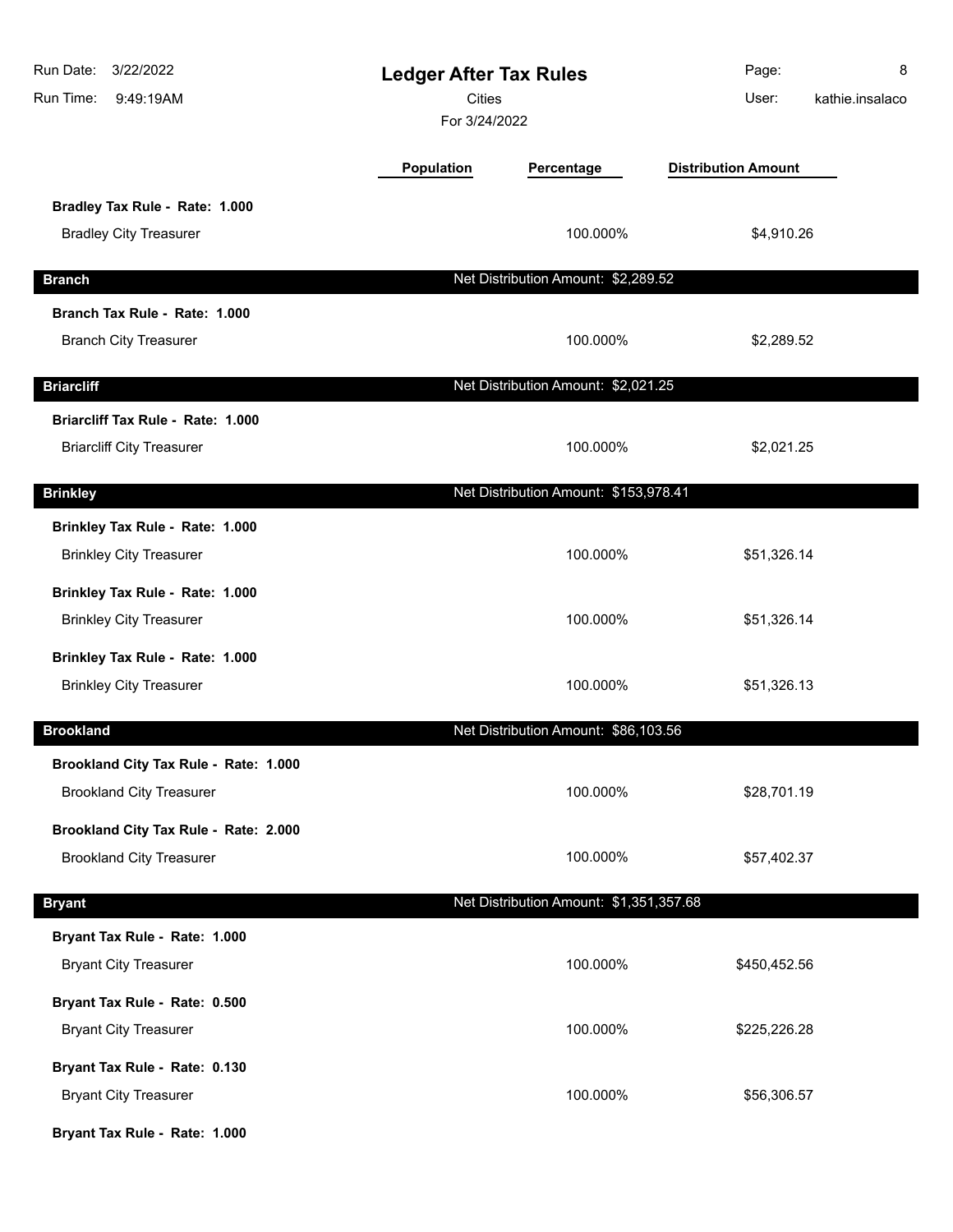# Ledger After Tax Rules

Cities

For 3/24/2022

Run Date: 3/22/2022
Run Time: 9:49:19AM
User: kathie.insalaco

| | Population | Percentage | Distribution Amount |
|---|---|---|---|
| **Bradley Tax Rule - Rate: 1.000** | | | |
| Bradley City Treasurer | | 100.000% | $4,910.26 |
| **Branch** | | Net Distribution Amount: $2,289.52 | |
| **Branch Tax Rule - Rate: 1.000** | | | |
| Branch City Treasurer | | 100.000% | $2,289.52 |
| **Briarcliff** | | Net Distribution Amount: $2,021.25 | |
| **Briarcliff Tax Rule - Rate: 1.000** | | | |
| Briarcliff City Treasurer | | 100.000% | $2,021.25 |
| **Brinkley** | | Net Distribution Amount: $153,978.41 | |
| **Brinkley Tax Rule - Rate: 1.000** | | | |
| Brinkley City Treasurer | | 100.000% | $51,326.14 |
| **Brinkley Tax Rule - Rate: 1.000** | | | |
| Brinkley City Treasurer | | 100.000% | $51,326.14 |
| **Brinkley Tax Rule - Rate: 1.000** | | | |
| Brinkley City Treasurer | | 100.000% | $51,326.13 |
| **Brookland** | | Net Distribution Amount: $86,103.56 | |
| **Brookland City Tax Rule - Rate: 1.000** | | | |
| Brookland City Treasurer | | 100.000% | $28,701.19 |
| **Brookland City Tax Rule - Rate: 2.000** | | | |
| Brookland City Treasurer | | 100.000% | $57,402.37 |
| **Bryant** | | Net Distribution Amount: $1,351,357.68 | |
| **Bryant Tax Rule - Rate: 1.000** | | | |
| Bryant City Treasurer | | 100.000% | $450,452.56 |
| **Bryant Tax Rule - Rate: 0.500** | | | |
| Bryant City Treasurer | | 100.000% | $225,226.28 |
| **Bryant Tax Rule - Rate: 0.130** | | | |
| Bryant City Treasurer | | 100.000% | $56,306.57 |
| **Bryant Tax Rule - Rate: 1.000** | | | |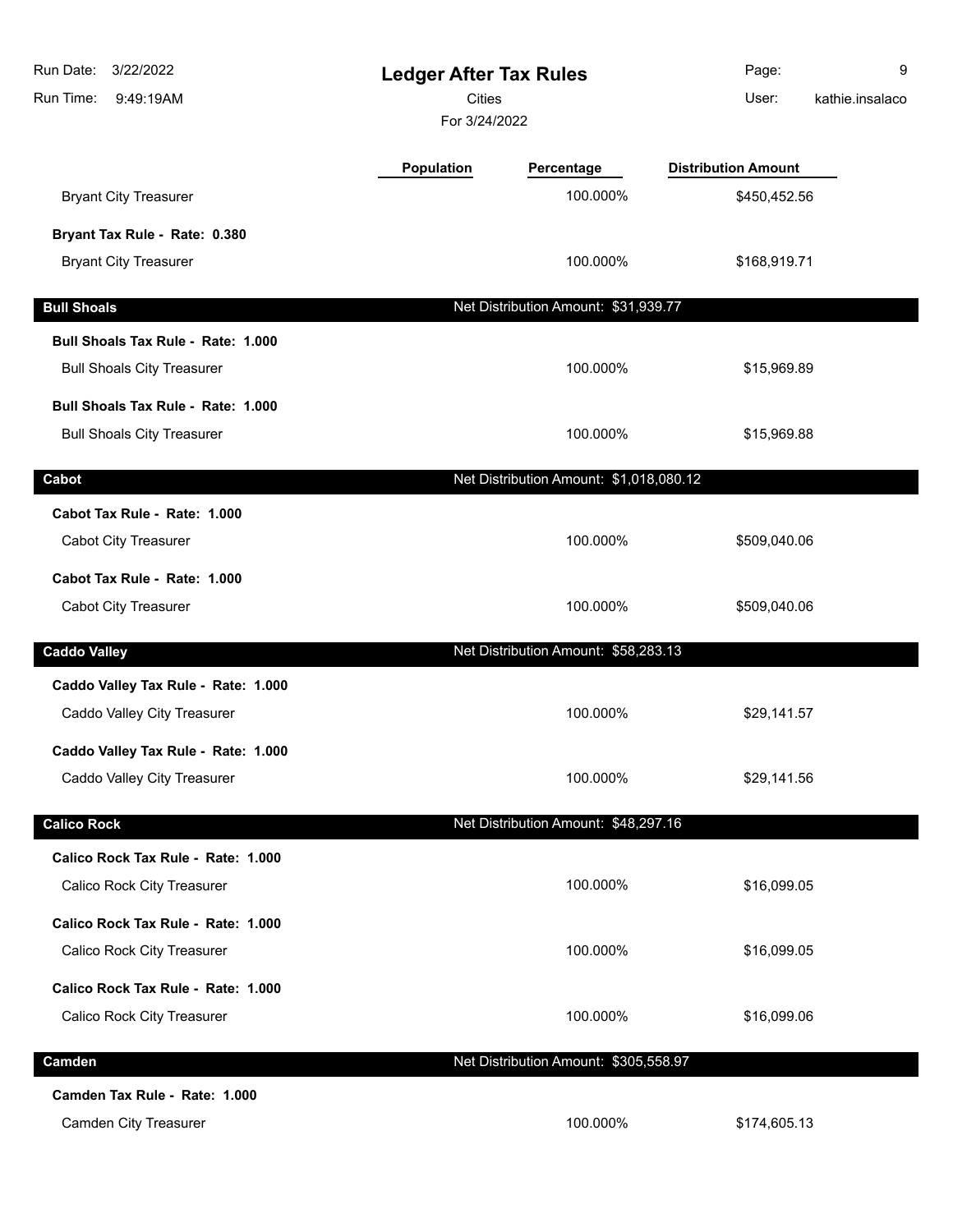# Ledger After Tax Rules

Cities

For 3/24/2022

| | Population | Percentage | Distribution Amount |
|---|---|---|---|
| Bryant City Treasurer | | 100.000% | $450,452.56 |
| **Bryant Tax Rule - Rate: 0.380** | | | |
| Bryant City Treasurer | | 100.000% | $168,919.71 |
| **Bull Shoals** | | Net Distribution Amount: $31,939.77 | |
| **Bull Shoals Tax Rule - Rate: 1.000** | | | |
| Bull Shoals City Treasurer | | 100.000% | $15,969.89 |
| **Bull Shoals Tax Rule - Rate: 1.000** | | | |
| Bull Shoals City Treasurer | | 100.000% | $15,969.88 |
| **Cabot** | | Net Distribution Amount: $1,018,080.12 | |
| **Cabot Tax Rule - Rate: 1.000** | | | |
| Cabot City Treasurer | | 100.000% | $509,040.06 |
| **Cabot Tax Rule - Rate: 1.000** | | | |
| Cabot City Treasurer | | 100.000% | $509,040.06 |
| **Caddo Valley** | | Net Distribution Amount: $58,283.13 | |
| **Caddo Valley Tax Rule - Rate: 1.000** | | | |
| Caddo Valley City Treasurer | | 100.000% | $29,141.57 |
| **Caddo Valley Tax Rule - Rate: 1.000** | | | |
| Caddo Valley City Treasurer | | 100.000% | $29,141.56 |
| **Calico Rock** | | Net Distribution Amount: $48,297.16 | |
| **Calico Rock Tax Rule - Rate: 1.000** | | | |
| Calico Rock City Treasurer | | 100.000% | $16,099.05 |
| **Calico Rock Tax Rule - Rate: 1.000** | | | |
| Calico Rock City Treasurer | | 100.000% | $16,099.05 |
| **Calico Rock Tax Rule - Rate: 1.000** | | | |
| Calico Rock City Treasurer | | 100.000% | $16,099.06 |
| **Camden** | | Net Distribution Amount: $305,558.97 | |
| **Camden Tax Rule - Rate: 1.000** | | | |
| Camden City Treasurer | | 100.000% | $174,605.13 |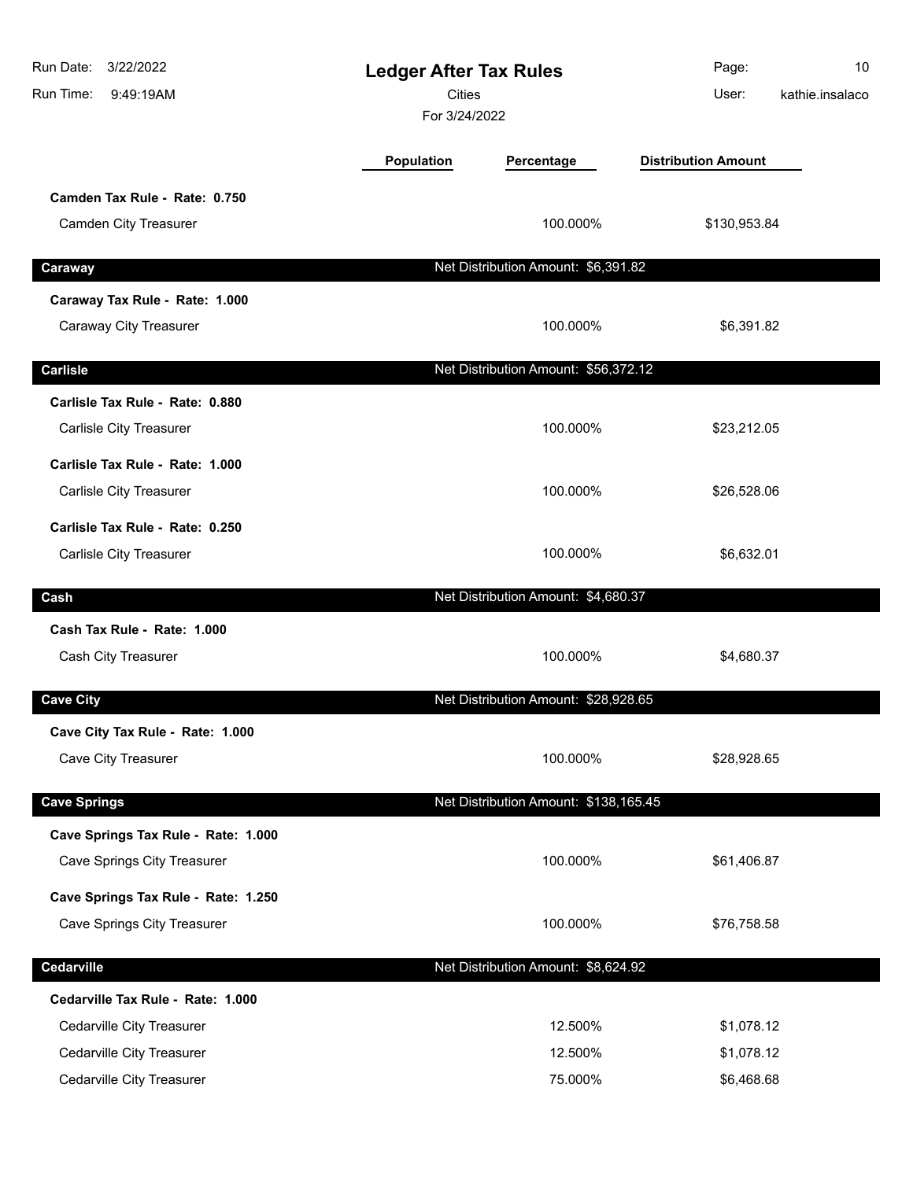# Ledger After Tax Rules

Cities

For 3/24/2022

| | Population | Percentage | Distribution Amount |
|---|---|---|---|
| **Camden Tax Rule - Rate: 0.750** | | | |
| Camden City Treasurer | | 100.000% | $130,953.84 |
| **Caraway** | | Net Distribution Amount: $6,391.82 | |
| **Caraway Tax Rule - Rate: 1.000** | | | |
| Caraway City Treasurer | | 100.000% | $6,391.82 |
| **Carlisle** | | Net Distribution Amount: $56,372.12 | |
| **Carlisle Tax Rule - Rate: 0.880** | | | |
| Carlisle City Treasurer | | 100.000% | $23,212.05 |
| **Carlisle Tax Rule - Rate: 1.000** | | | |
| Carlisle City Treasurer | | 100.000% | $26,528.06 |
| **Carlisle Tax Rule - Rate: 0.250** | | | |
| Carlisle City Treasurer | | 100.000% | $6,632.01 |
| **Cash** | | Net Distribution Amount: $4,680.37 | |
| **Cash Tax Rule - Rate: 1.000** | | | |
| Cash City Treasurer | | 100.000% | $4,680.37 |
| **Cave City** | | Net Distribution Amount: $28,928.65 | |
| **Cave City Tax Rule - Rate: 1.000** | | | |
| Cave City Treasurer | | 100.000% | $28,928.65 |
| **Cave Springs** | | Net Distribution Amount: $138,165.45 | |
| **Cave Springs Tax Rule - Rate: 1.000** | | | |
| Cave Springs City Treasurer | | 100.000% | $61,406.87 |
| **Cave Springs Tax Rule - Rate: 1.250** | | | |
| Cave Springs City Treasurer | | 100.000% | $76,758.58 |
| **Cedarville** | | Net Distribution Amount: $8,624.92 | |
| **Cedarville Tax Rule - Rate: 1.000** | | | |
| Cedarville City Treasurer | | 12.500% | $1,078.12 |
| Cedarville City Treasurer | | 12.500% | $1,078.12 |
| Cedarville City Treasurer | | 75.000% | $6,468.68 |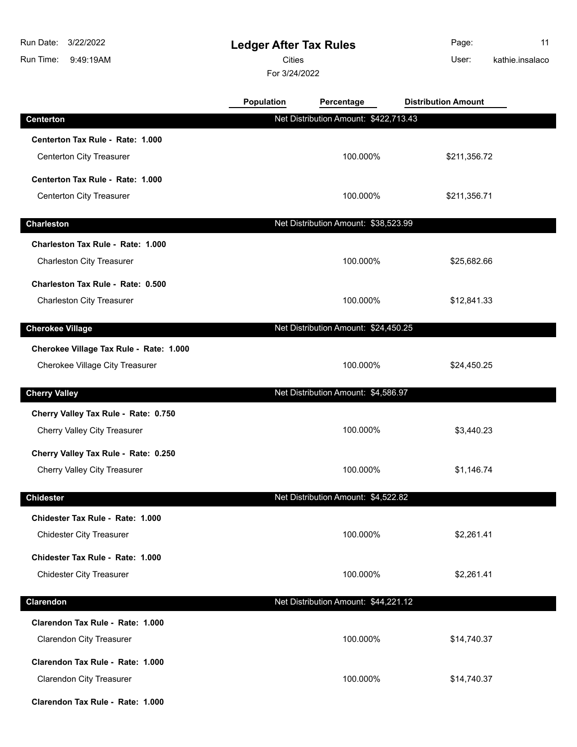# Ledger After Tax Rules

Cities

For 3/24/2022

| | Population | Percentage | Distribution Amount |
|---|---|---|---|
| **Centerton** | Net Distribution Amount: $422,713.43 | | |
| **Centerton Tax Rule - Rate: 1.000** | | | |
| Centerton City Treasurer | | 100.000% | $211,356.72 |
| **Centerton Tax Rule - Rate: 1.000** | | | |
| Centerton City Treasurer | | 100.000% | $211,356.71 |
| **Charleston** | Net Distribution Amount: $38,523.99 | | |
| **Charleston Tax Rule - Rate: 1.000** | | | |
| Charleston City Treasurer | | 100.000% | $25,682.66 |
| **Charleston Tax Rule - Rate: 0.500** | | | |
| Charleston City Treasurer | | 100.000% | $12,841.33 |
| **Cherokee Village** | Net Distribution Amount: $24,450.25 | | |
| **Cherokee Village Tax Rule - Rate: 1.000** | | | |
| Cherokee Village City Treasurer | | 100.000% | $24,450.25 |
| **Cherry Valley** | Net Distribution Amount: $4,586.97 | | |
| **Cherry Valley Tax Rule - Rate: 0.750** | | | |
| Cherry Valley City Treasurer | | 100.000% | $3,440.23 |
| **Cherry Valley Tax Rule - Rate: 0.250** | | | |
| Cherry Valley City Treasurer | | 100.000% | $1,146.74 |
| **Chidester** | Net Distribution Amount: $4,522.82 | | |
| **Chidester Tax Rule - Rate: 1.000** | | | |
| Chidester City Treasurer | | 100.000% | $2,261.41 |
| **Chidester Tax Rule - Rate: 1.000** | | | |
| Chidester City Treasurer | | 100.000% | $2,261.41 |
| **Clarendon** | Net Distribution Amount: $44,221.12 | | |
| **Clarendon Tax Rule - Rate: 1.000** | | | |
| Clarendon City Treasurer | | 100.000% | $14,740.37 |
| **Clarendon Tax Rule - Rate: 1.000** | | | |
| Clarendon City Treasurer | | 100.000% | $14,740.37 |
| **Clarendon Tax Rule - Rate: 1.000** | | | |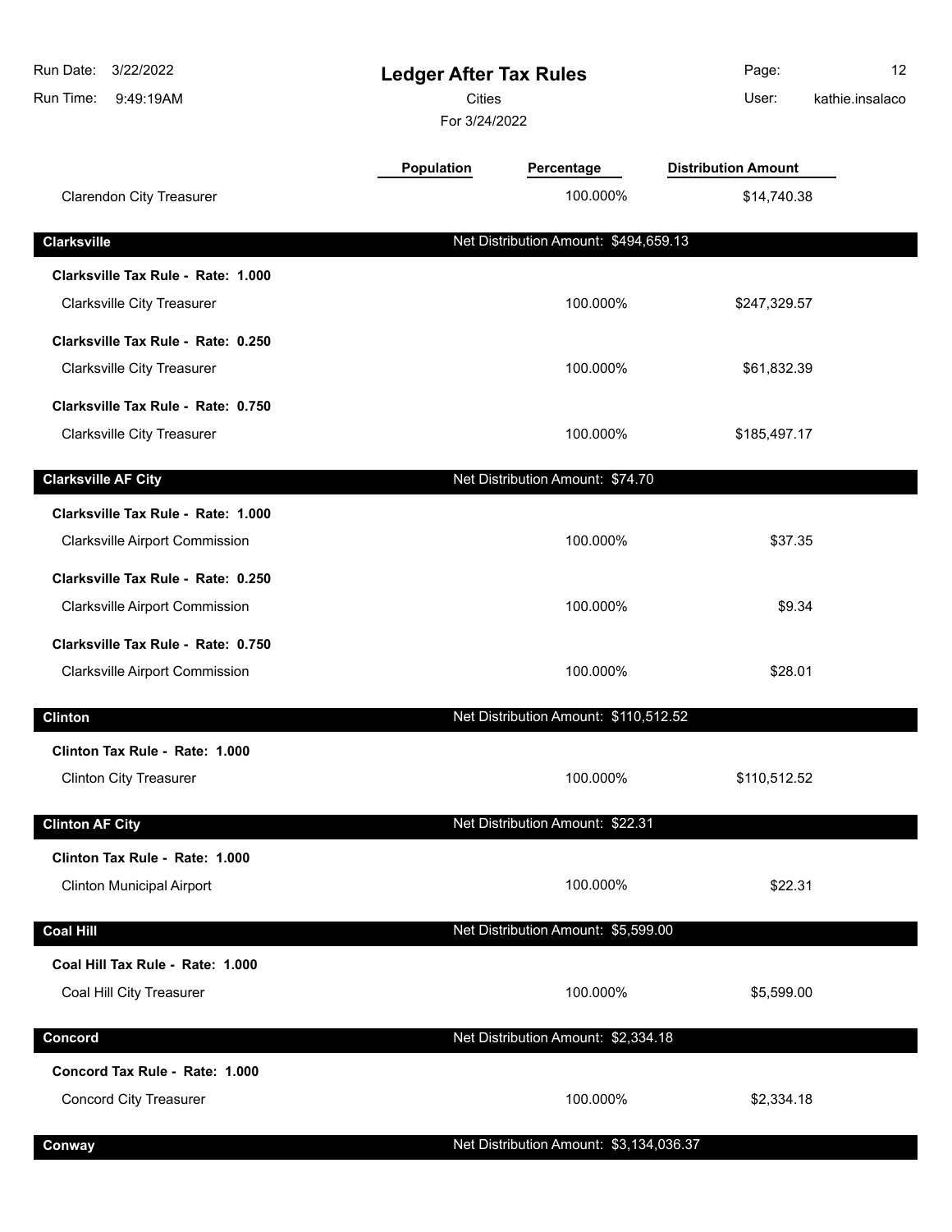## Ledger After Tax Rules

Cities

For 3/24/2022

| | Population | Percentage | Distribution Amount |
|---|---|---|---|
| Clarendon City Treasurer | | 100.000% | $14,740.38 |
| **Clarksville** | | **Net Distribution Amount: $494,659.13** | |
| **Clarksville Tax Rule - Rate: 1.000** | | | |
| Clarksville City Treasurer | | 100.000% | $247,329.57 |
| **Clarksville Tax Rule - Rate: 0.250** | | | |
| Clarksville City Treasurer | | 100.000% | $61,832.39 |
| **Clarksville Tax Rule - Rate: 0.750** | | | |
| Clarksville City Treasurer | | 100.000% | $185,497.17 |
| **Clarksville AF City** | | **Net Distribution Amount: $74.70** | |
| **Clarksville Tax Rule - Rate: 1.000** | | | |
| Clarksville Airport Commission | | 100.000% | $37.35 |
| **Clarksville Tax Rule - Rate: 0.250** | | | |
| Clarksville Airport Commission | | 100.000% | $9.34 |
| **Clarksville Tax Rule - Rate: 0.750** | | | |
| Clarksville Airport Commission | | 100.000% | $28.01 |
| **Clinton** | | **Net Distribution Amount: $110,512.52** | |
| **Clinton Tax Rule - Rate: 1.000** | | | |
| Clinton City Treasurer | | 100.000% | $110,512.52 |
| **Clinton AF City** | | **Net Distribution Amount: $22.31** | |
| **Clinton Tax Rule - Rate: 1.000** | | | |
| Clinton Municipal Airport | | 100.000% | $22.31 |
| **Coal Hill** | | **Net Distribution Amount: $5,599.00** | |
| **Coal Hill Tax Rule - Rate: 1.000** | | | |
| Coal Hill City Treasurer | | 100.000% | $5,599.00 |
| **Concord** | | **Net Distribution Amount: $2,334.18** | |
| **Concord Tax Rule - Rate: 1.000** | | | |
| Concord City Treasurer | | 100.000% | $2,334.18 |
| **Conway** | | **Net Distribution Amount: $3,134,036.37** | |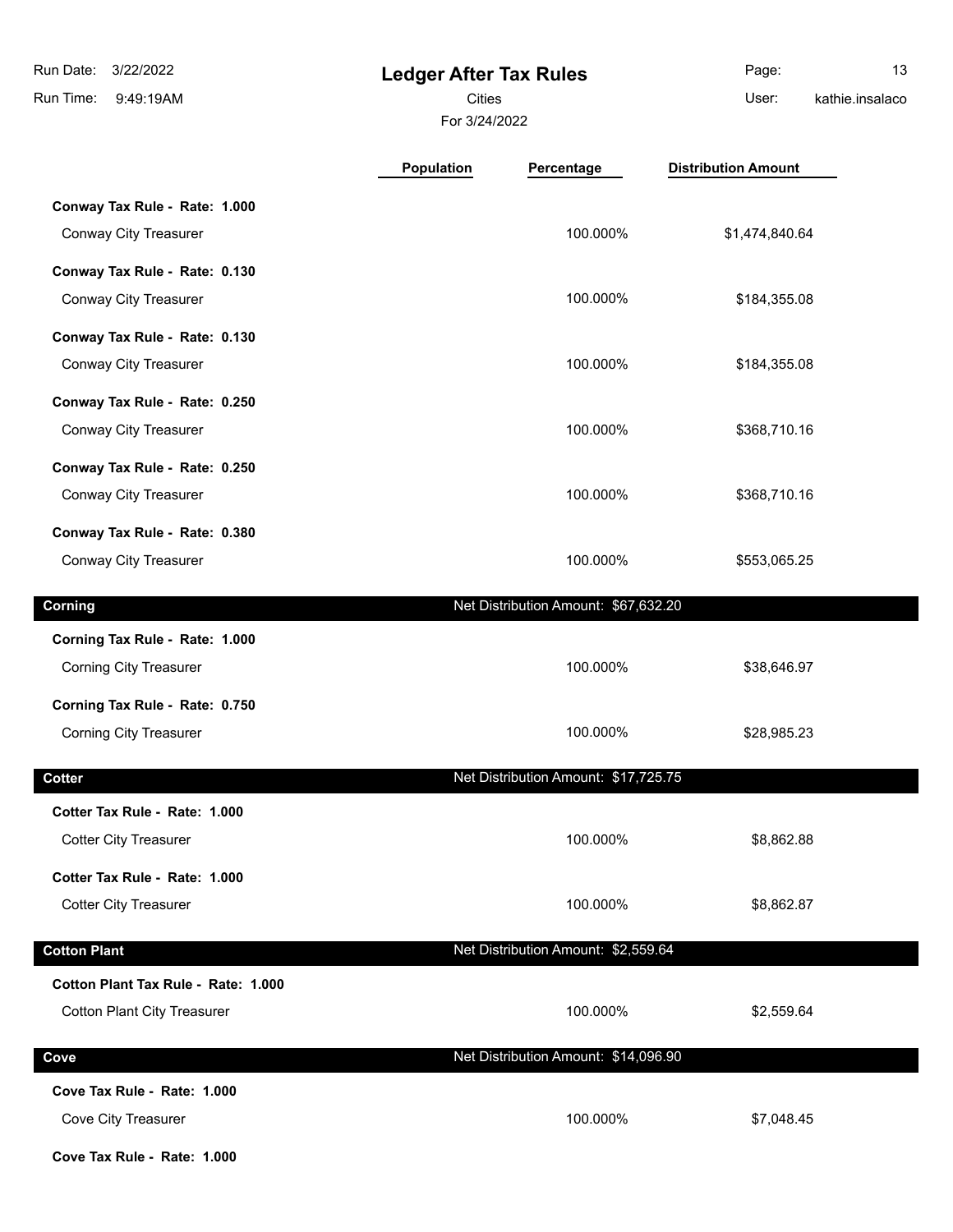# Ledger After Tax Rules

Cities

For 3/24/2022

| | Population | Percentage | Distribution Amount |
|---|---|---|---|
| **Conway Tax Rule - Rate: 1.000** | | | |
| Conway City Treasurer | | 100.000% | $1,474,840.64 |
| **Conway Tax Rule - Rate: 0.130** | | | |
| Conway City Treasurer | | 100.000% | $184,355.08 |
| **Conway Tax Rule - Rate: 0.130** | | | |
| Conway City Treasurer | | 100.000% | $184,355.08 |
| **Conway Tax Rule - Rate: 0.250** | | | |
| Conway City Treasurer | | 100.000% | $368,710.16 |
| **Conway Tax Rule - Rate: 0.250** | | | |
| Conway City Treasurer | | 100.000% | $368,710.16 |
| **Conway Tax Rule - Rate: 0.380** | | | |
| Conway City Treasurer | | 100.000% | $553,065.25 |
| **Corning** | | Net Distribution Amount: $67,632.20 | |
| **Corning Tax Rule - Rate: 1.000** | | | |
| Corning City Treasurer | | 100.000% | $38,646.97 |
| **Corning Tax Rule - Rate: 0.750** | | | |
| Corning City Treasurer | | 100.000% | $28,985.23 |
| **Cotter** | | Net Distribution Amount: $17,725.75 | |
| **Cotter Tax Rule - Rate: 1.000** | | | |
| Cotter City Treasurer | | 100.000% | $8,862.88 |
| **Cotter Tax Rule - Rate: 1.000** | | | |
| Cotter City Treasurer | | 100.000% | $8,862.87 |
| **Cotton Plant** | | Net Distribution Amount: $2,559.64 | |
| **Cotton Plant Tax Rule - Rate: 1.000** | | | |
| Cotton Plant City Treasurer | | 100.000% | $2,559.64 |
| **Cove** | | Net Distribution Amount: $14,096.90 | |
| **Cove Tax Rule - Rate: 1.000** | | | |
| Cove City Treasurer | | 100.000% | $7,048.45 |
| **Cove Tax Rule - Rate: 1.000** | | | |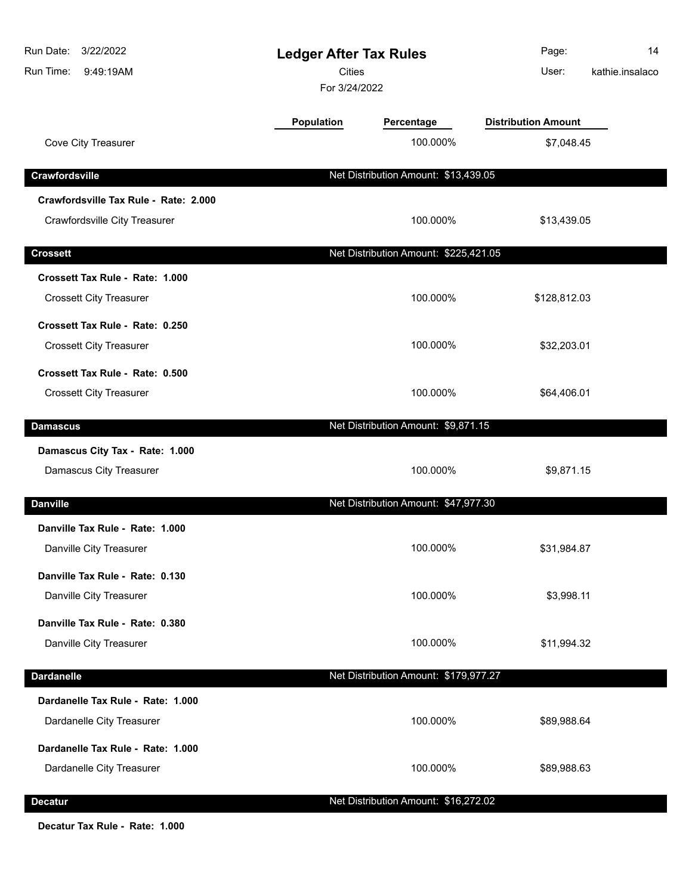| | Population | Percentage | Distribution Amount |
|---|---|---|---|
| Cove City Treasurer | | 100.000% | $7,048.45 |
| **Crawfordsville** | | Net Distribution Amount: $13,439.05 | |
| **Crawfordsville Tax Rule - Rate: 2.000** | | | |
| Crawfordsville City Treasurer | | 100.000% | $13,439.05 |
| **Crossett** | | Net Distribution Amount: $225,421.05 | |
| **Crossett Tax Rule - Rate: 1.000** | | | |
| Crossett City Treasurer | | 100.000% | $128,812.03 |
| **Crossett Tax Rule - Rate: 0.250** | | | |
| Crossett City Treasurer | | 100.000% | $32,203.01 |
| **Crossett Tax Rule - Rate: 0.500** | | | |
| Crossett City Treasurer | | 100.000% | $64,406.01 |
| **Damascus** | | Net Distribution Amount: $9,871.15 | |
| **Damascus City Tax - Rate: 1.000** | | | |
| Damascus City Treasurer | | 100.000% | $9,871.15 |
| **Danville** | | Net Distribution Amount: $47,977.30 | |
| **Danville Tax Rule - Rate: 1.000** | | | |
| Danville City Treasurer | | 100.000% | $31,984.87 |
| **Danville Tax Rule - Rate: 0.130** | | | |
| Danville City Treasurer | | 100.000% | $3,998.11 |
| **Danville Tax Rule - Rate: 0.380** | | | |
| Danville City Treasurer | | 100.000% | $11,994.32 |
| **Dardanelle** | | Net Distribution Amount: $179,977.27 | |
| **Dardanelle Tax Rule - Rate: 1.000** | | | |
| Dardanelle City Treasurer | | 100.000% | $89,988.64 |
| **Dardanelle Tax Rule - Rate: 1.000** | | | |
| Dardanelle City Treasurer | | 100.000% | $89,988.63 |
| **Decatur** | | Net Distribution Amount: $16,272.02 | |
| **Decatur Tax Rule - Rate: 1.000** | | | |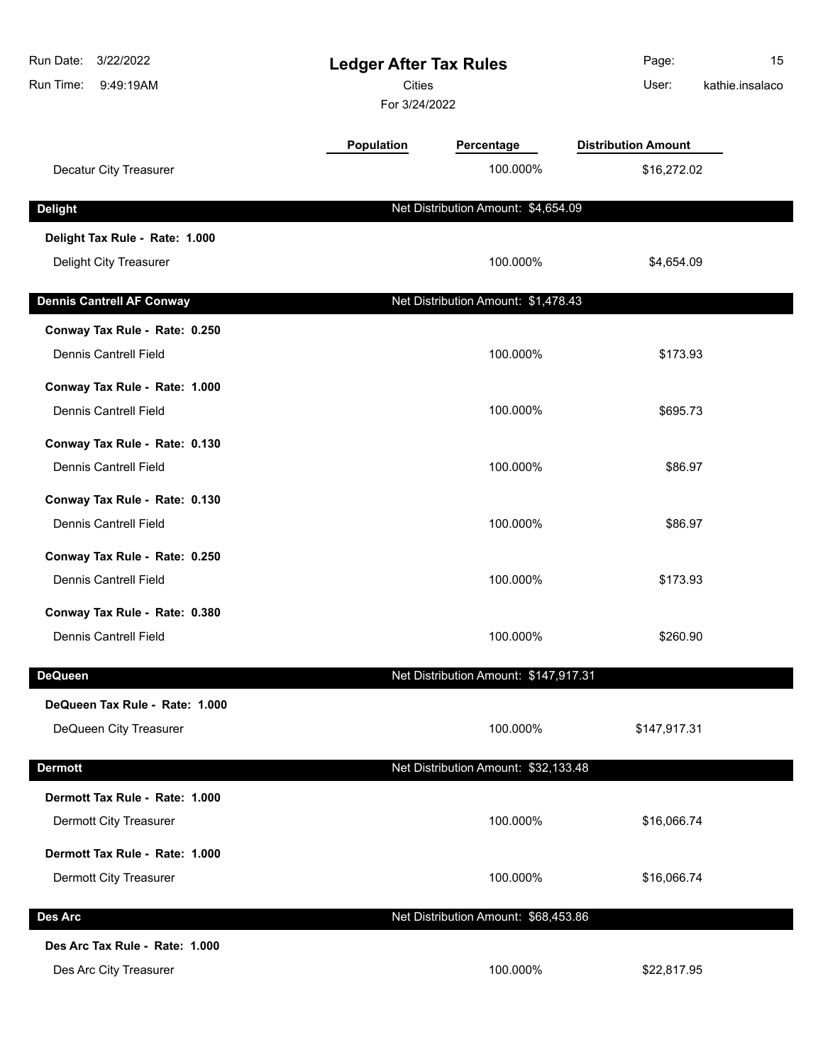| | Population | Percentage | Distribution Amount |
|---|---|---|---|
| Decatur City Treasurer | | 100.000% | $16,272.02 |
| **Delight** | | Net Distribution Amount: $4,654.09 | |
| **Delight Tax Rule - Rate: 1.000** | | | |
| Delight City Treasurer | | 100.000% | $4,654.09 |
| **Dennis Cantrell AF Conway** | | Net Distribution Amount: $1,478.43 | |
| **Conway Tax Rule - Rate: 0.250** | | | |
| Dennis Cantrell Field | | 100.000% | $173.93 |
| **Conway Tax Rule - Rate: 1.000** | | | |
| Dennis Cantrell Field | | 100.000% | $695.73 |
| **Conway Tax Rule - Rate: 0.130** | | | |
| Dennis Cantrell Field | | 100.000% | $86.97 |
| **Conway Tax Rule - Rate: 0.130** | | | |
| Dennis Cantrell Field | | 100.000% | $86.97 |
| **Conway Tax Rule - Rate: 0.250** | | | |
| Dennis Cantrell Field | | 100.000% | $173.93 |
| **Conway Tax Rule - Rate: 0.380** | | | |
| Dennis Cantrell Field | | 100.000% | $260.90 |
| **DeQueen** | | Net Distribution Amount: $147,917.31 | |
| **DeQueen Tax Rule - Rate: 1.000** | | | |
| DeQueen City Treasurer | | 100.000% | $147,917.31 |
| **Dermott** | | Net Distribution Amount: $32,133.48 | |
| **Dermott Tax Rule - Rate: 1.000** | | | |
| Dermott City Treasurer | | 100.000% | $16,066.74 |
| **Dermott Tax Rule - Rate: 1.000** | | | |
| Dermott City Treasurer | | 100.000% | $16,066.74 |
| **Des Arc** | | Net Distribution Amount: $68,453.86 | |
| **Des Arc Tax Rule - Rate: 1.000** | | | |
| Des Arc City Treasurer | | 100.000% | $22,817.95 |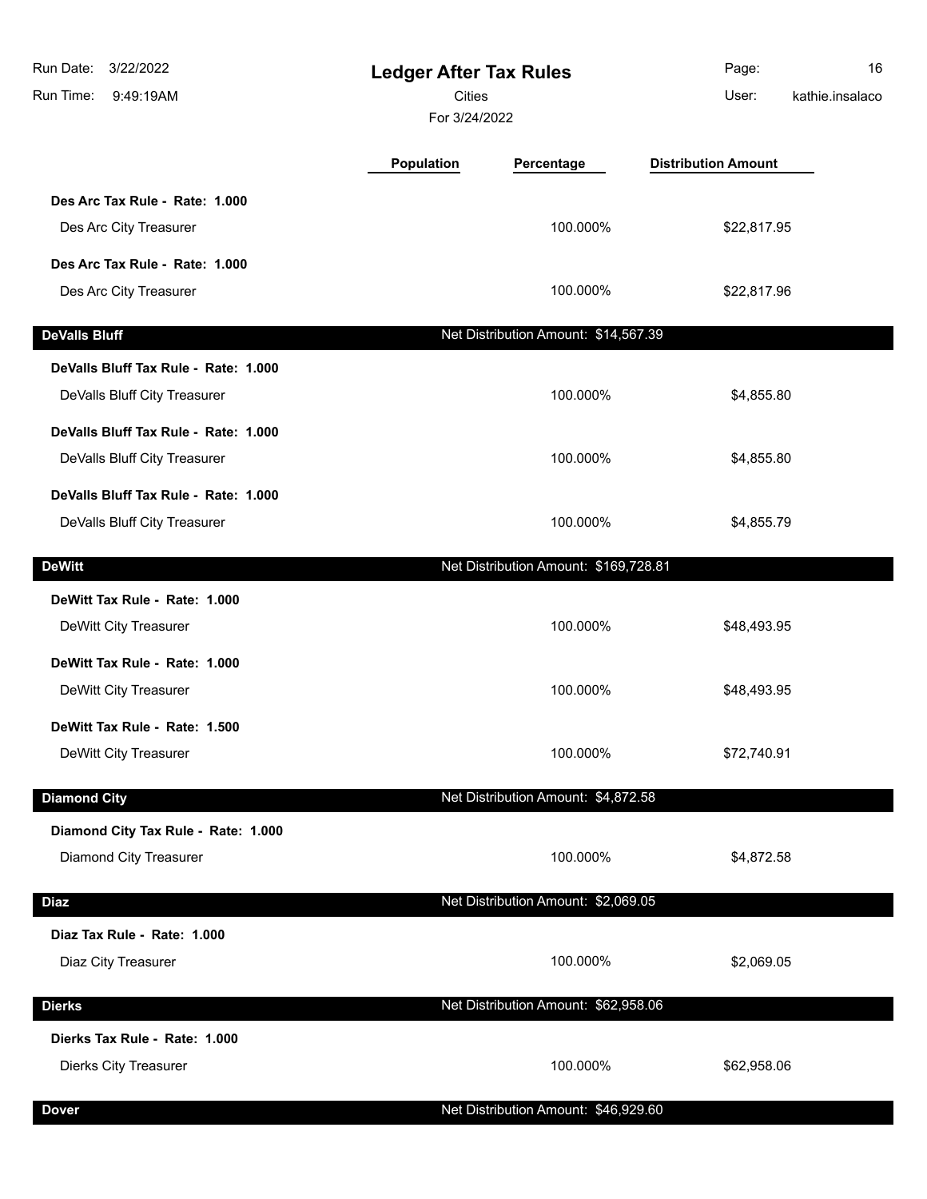# Ledger After Tax Rules

Cities

For 3/24/2022

| | Population | Percentage | Distribution Amount |
|---|---|---|---|
| **Des Arc Tax Rule - Rate: 1.000** | | | |
| Des Arc City Treasurer | | 100.000% | $22,817.95 |
| **Des Arc Tax Rule - Rate: 1.000** | | | |
| Des Arc City Treasurer | | 100.000% | $22,817.96 |
| **DeValls Bluff** | | Net Distribution Amount: $14,567.39 | |
| **DeValls Bluff Tax Rule - Rate: 1.000** | | | |
| DeValls Bluff City Treasurer | | 100.000% | $4,855.80 |
| **DeValls Bluff Tax Rule - Rate: 1.000** | | | |
| DeValls Bluff City Treasurer | | 100.000% | $4,855.80 |
| **DeValls Bluff Tax Rule - Rate: 1.000** | | | |
| DeValls Bluff City Treasurer | | 100.000% | $4,855.79 |
| **DeWitt** | | Net Distribution Amount: $169,728.81 | |
| **DeWitt Tax Rule - Rate: 1.000** | | | |
| DeWitt City Treasurer | | 100.000% | $48,493.95 |
| **DeWitt Tax Rule - Rate: 1.000** | | | |
| DeWitt City Treasurer | | 100.000% | $48,493.95 |
| **DeWitt Tax Rule - Rate: 1.500** | | | |
| DeWitt City Treasurer | | 100.000% | $72,740.91 |
| **Diamond City** | | Net Distribution Amount: $4,872.58 | |
| **Diamond City Tax Rule - Rate: 1.000** | | | |
| Diamond City Treasurer | | 100.000% | $4,872.58 |
| **Diaz** | | Net Distribution Amount: $2,069.05 | |
| **Diaz Tax Rule - Rate: 1.000** | | | |
| Diaz City Treasurer | | 100.000% | $2,069.05 |
| **Dierks** | | Net Distribution Amount: $62,958.06 | |
| **Dierks Tax Rule - Rate: 1.000** | | | |
| Dierks City Treasurer | | 100.000% | $62,958.06 |
| **Dover** | | Net Distribution Amount: $46,929.60 | |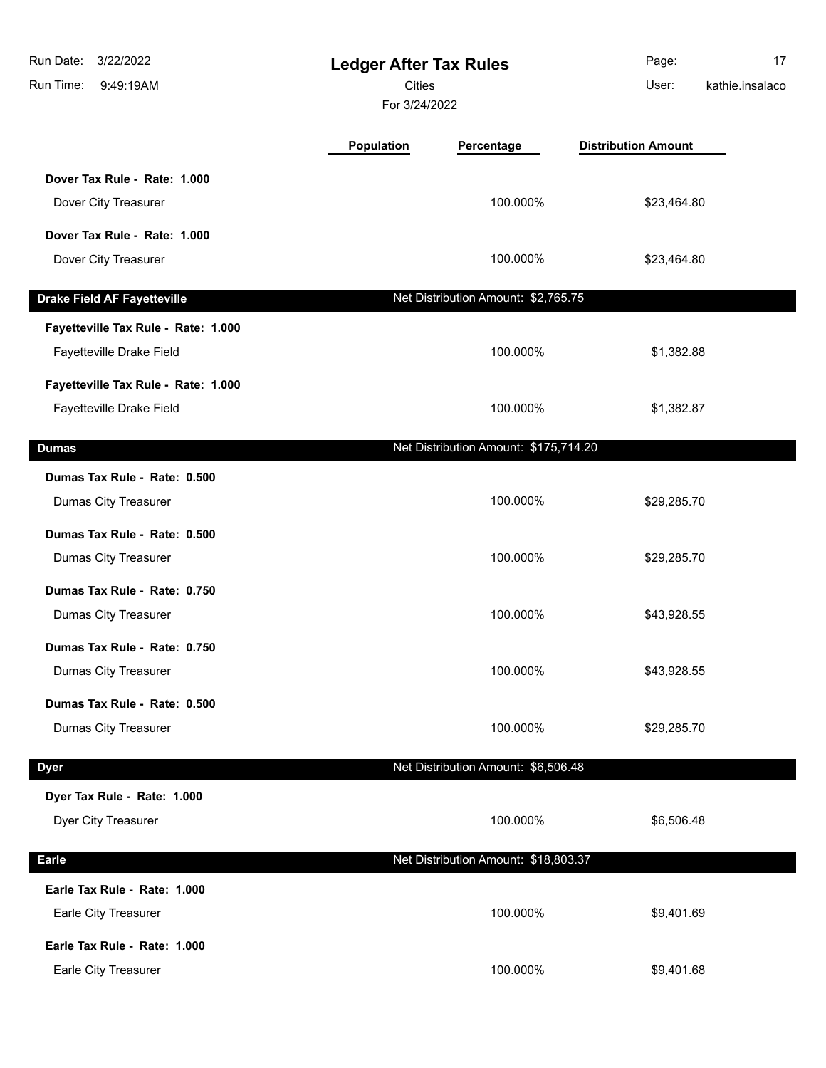# Ledger After Tax Rules

Cities

For 3/24/2022

| | Population | Percentage | Distribution Amount |
|---|---|---|---|
| **Dover Tax Rule - Rate: 1.000** | | | |
| Dover City Treasurer | | 100.000% | $23,464.80 |
| **Dover Tax Rule - Rate: 1.000** | | | |
| Dover City Treasurer | | 100.000% | $23,464.80 |
| **Drake Field AF Fayetteville** | | Net Distribution Amount: $2,765.75 | |
| **Fayetteville Tax Rule - Rate: 1.000** | | | |
| Fayetteville Drake Field | | 100.000% | $1,382.88 |
| **Fayetteville Tax Rule - Rate: 1.000** | | | |
| Fayetteville Drake Field | | 100.000% | $1,382.87 |
| **Dumas** | | Net Distribution Amount: $175,714.20 | |
| **Dumas Tax Rule - Rate: 0.500** | | | |
| Dumas City Treasurer | | 100.000% | $29,285.70 |
| **Dumas Tax Rule - Rate: 0.500** | | | |
| Dumas City Treasurer | | 100.000% | $29,285.70 |
| **Dumas Tax Rule - Rate: 0.750** | | | |
| Dumas City Treasurer | | 100.000% | $43,928.55 |
| **Dumas Tax Rule - Rate: 0.750** | | | |
| Dumas City Treasurer | | 100.000% | $43,928.55 |
| **Dumas Tax Rule - Rate: 0.500** | | | |
| Dumas City Treasurer | | 100.000% | $29,285.70 |
| **Dyer** | | Net Distribution Amount: $6,506.48 | |
| **Dyer Tax Rule - Rate: 1.000** | | | |
| Dyer City Treasurer | | 100.000% | $6,506.48 |
| **Earle** | | Net Distribution Amount: $18,803.37 | |
| **Earle Tax Rule - Rate: 1.000** | | | |
| Earle City Treasurer | | 100.000% | $9,401.69 |
| **Earle Tax Rule - Rate: 1.000** | | | |
| Earle City Treasurer | | 100.000% | $9,401.68 |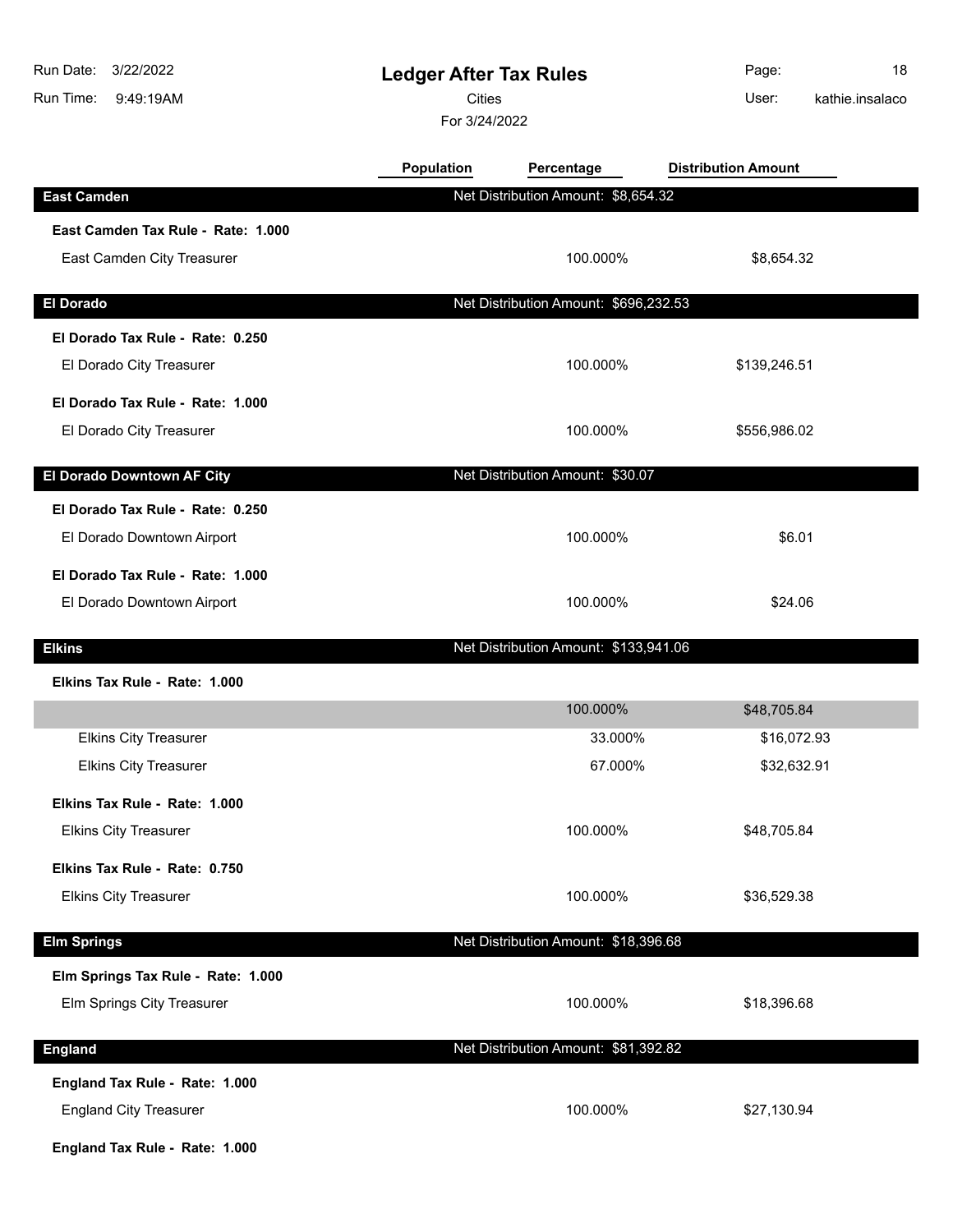# Ledger After Tax Rules

Cities

For 3/24/2022

Run Date: 3/22/2022
Run Time: 9:49:19AM
User: kathie.insalaco

| | Population | Percentage | Distribution Amount |
|---|---|---|---|
| **East Camden** | Net Distribution Amount: $8,654.32 | | |
| **East Camden Tax Rule - Rate: 1.000** | | | |
| East Camden City Treasurer | | 100.000% | $8,654.32 |
| **El Dorado** | Net Distribution Amount: $696,232.53 | | |
| **El Dorado Tax Rule - Rate: 0.250** | | | |
| El Dorado City Treasurer | | 100.000% | $139,246.51 |
| **El Dorado Tax Rule - Rate: 1.000** | | | |
| El Dorado City Treasurer | | 100.000% | $556,986.02 |
| **El Dorado Downtown AF City** | Net Distribution Amount: $30.07 | | |
| **El Dorado Tax Rule - Rate: 0.250** | | | |
| El Dorado Downtown Airport | | 100.000% | $6.01 |
| **El Dorado Tax Rule - Rate: 1.000** | | | |
| El Dorado Downtown Airport | | 100.000% | $24.06 |
| **Elkins** | Net Distribution Amount: $133,941.06 | | |
| **Elkins Tax Rule - Rate: 1.000** | | | |
| | | 100.000% | $48,705.84 |
| Elkins City Treasurer | | 33.000% | $16,072.93 |
| Elkins City Treasurer | | 67.000% | $32,632.91 |
| **Elkins Tax Rule - Rate: 1.000** | | | |
| Elkins City Treasurer | | 100.000% | $48,705.84 |
| **Elkins Tax Rule - Rate: 0.750** | | | |
| Elkins City Treasurer | | 100.000% | $36,529.38 |
| **Elm Springs** | Net Distribution Amount: $18,396.68 | | |
| **Elm Springs Tax Rule - Rate: 1.000** | | | |
| Elm Springs City Treasurer | | 100.000% | $18,396.68 |
| **England** | Net Distribution Amount: $81,392.82 | | |
| **England Tax Rule - Rate: 1.000** | | | |
| England City Treasurer | | 100.000% | $27,130.94 |
| **England Tax Rule - Rate: 1.000** | | | |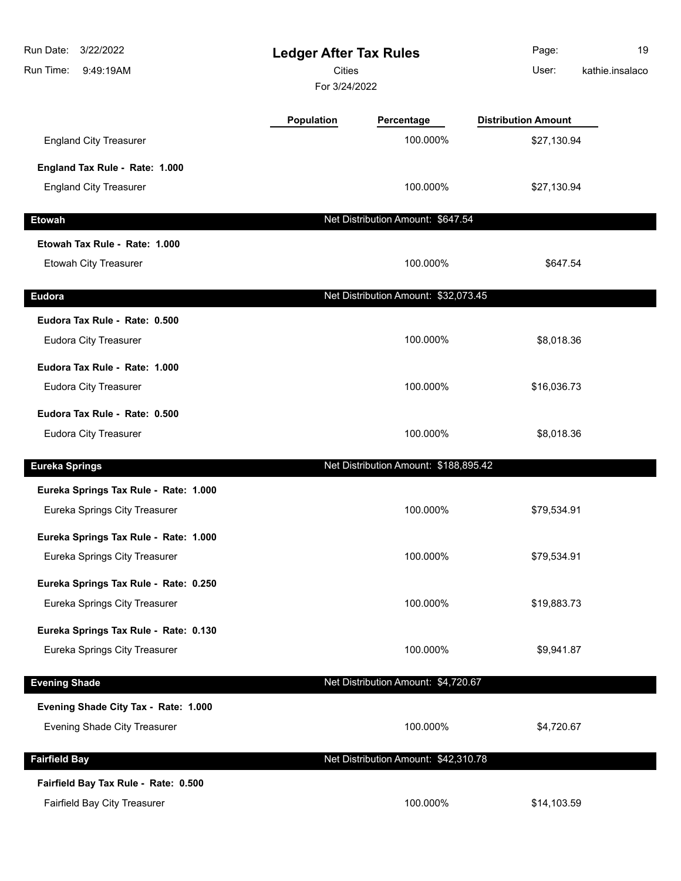# Ledger After Tax Rules

Cities

For 3/24/2022

| | Population | Percentage | Distribution Amount |
|---|---|---|---|
| England City Treasurer | | 100.000% | $27,130.94 |
| **England Tax Rule - Rate: 1.000** | | | |
| England City Treasurer | | 100.000% | $27,130.94 |
| **Etowah** | | Net Distribution Amount: $647.54 | |
| **Etowah Tax Rule - Rate: 1.000** | | | |
| Etowah City Treasurer | | 100.000% | $647.54 |
| **Eudora** | | Net Distribution Amount: $32,073.45 | |
| **Eudora Tax Rule - Rate: 0.500** | | | |
| Eudora City Treasurer | | 100.000% | $8,018.36 |
| **Eudora Tax Rule - Rate: 1.000** | | | |
| Eudora City Treasurer | | 100.000% | $16,036.73 |
| **Eudora Tax Rule - Rate: 0.500** | | | |
| Eudora City Treasurer | | 100.000% | $8,018.36 |
| **Eureka Springs** | | Net Distribution Amount: $188,895.42 | |
| **Eureka Springs Tax Rule - Rate: 1.000** | | | |
| Eureka Springs City Treasurer | | 100.000% | $79,534.91 |
| **Eureka Springs Tax Rule - Rate: 1.000** | | | |
| Eureka Springs City Treasurer | | 100.000% | $79,534.91 |
| **Eureka Springs Tax Rule - Rate: 0.250** | | | |
| Eureka Springs City Treasurer | | 100.000% | $19,883.73 |
| **Eureka Springs Tax Rule - Rate: 0.130** | | | |
| Eureka Springs City Treasurer | | 100.000% | $9,941.87 |
| **Evening Shade** | | Net Distribution Amount: $4,720.67 | |
| **Evening Shade City Tax - Rate: 1.000** | | | |
| Evening Shade City Treasurer | | 100.000% | $4,720.67 |
| **Fairfield Bay** | | Net Distribution Amount: $42,310.78 | |
| **Fairfield Bay Tax Rule - Rate: 0.500** | | | |
| Fairfield Bay City Treasurer | | 100.000% | $14,103.59 |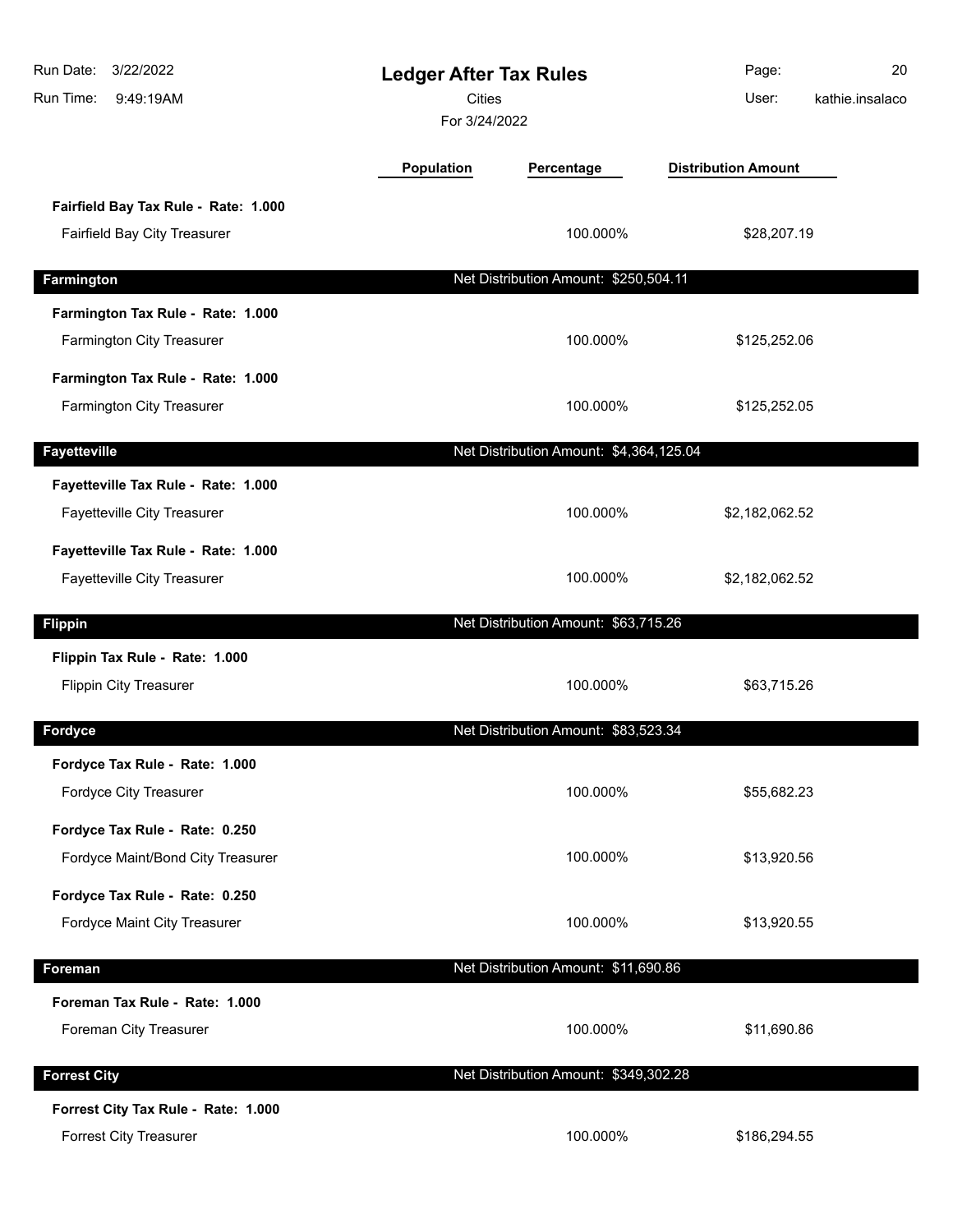# Ledger After Tax Rules

Cities

For 3/24/2022

Run Date: 3/22/2022
Run Time: 9:49:19AM
User: kathie.insalaco

| | Population | Percentage | Distribution Amount |
|---|---|---|---|
| **Fairfield Bay Tax Rule - Rate: 1.000** | | | |
| Fairfield Bay City Treasurer | | 100.000% | $28,207.19 |
| **Farmington** | | Net Distribution Amount: $250,504.11 | |
| **Farmington Tax Rule - Rate: 1.000** | | | |
| Farmington City Treasurer | | 100.000% | $125,252.06 |
| **Farmington Tax Rule - Rate: 1.000** | | | |
| Farmington City Treasurer | | 100.000% | $125,252.05 |
| **Fayetteville** | | Net Distribution Amount: $4,364,125.04 | |
| **Fayetteville Tax Rule - Rate: 1.000** | | | |
| Fayetteville City Treasurer | | 100.000% | $2,182,062.52 |
| **Fayetteville Tax Rule - Rate: 1.000** | | | |
| Fayetteville City Treasurer | | 100.000% | $2,182,062.52 |
| **Flippin** | | Net Distribution Amount: $63,715.26 | |
| **Flippin Tax Rule - Rate: 1.000** | | | |
| Flippin City Treasurer | | 100.000% | $63,715.26 |
| **Fordyce** | | Net Distribution Amount: $83,523.34 | |
| **Fordyce Tax Rule - Rate: 1.000** | | | |
| Fordyce City Treasurer | | 100.000% | $55,682.23 |
| **Fordyce Tax Rule - Rate: 0.250** | | | |
| Fordyce Maint/Bond City Treasurer | | 100.000% | $13,920.56 |
| **Fordyce Tax Rule - Rate: 0.250** | | | |
| Fordyce Maint City Treasurer | | 100.000% | $13,920.55 |
| **Foreman** | | Net Distribution Amount: $11,690.86 | |
| **Foreman Tax Rule - Rate: 1.000** | | | |
| Foreman City Treasurer | | 100.000% | $11,690.86 |
| **Forrest City** | | Net Distribution Amount: $349,302.28 | |
| **Forrest City Tax Rule - Rate: 1.000** | | | |
| Forrest City Treasurer | | 100.000% | $186,294.55 |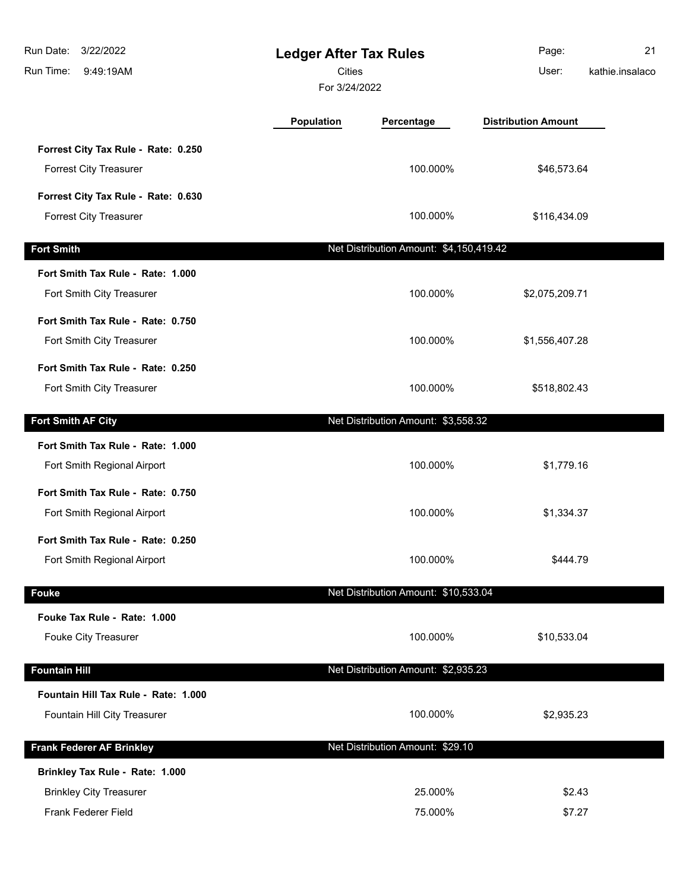# Ledger After Tax Rules

Cities

For 3/24/2022

Run Date: 3/22/2022
Run Time: 9:49:19AM
User: kathie.insalaco

| | Population | Percentage | Distribution Amount |
|---|---|---|---|
| **Forrest City Tax Rule - Rate: 0.250** | | | |
| Forrest City Treasurer | | 100.000% | $46,573.64 |
| **Forrest City Tax Rule - Rate: 0.630** | | | |
| Forrest City Treasurer | | 100.000% | $116,434.09 |
| **Fort Smith** | | Net Distribution Amount: $4,150,419.42 | |
| **Fort Smith Tax Rule - Rate: 1.000** | | | |
| Fort Smith City Treasurer | | 100.000% | $2,075,209.71 |
| **Fort Smith Tax Rule - Rate: 0.750** | | | |
| Fort Smith City Treasurer | | 100.000% | $1,556,407.28 |
| **Fort Smith Tax Rule - Rate: 0.250** | | | |
| Fort Smith City Treasurer | | 100.000% | $518,802.43 |
| **Fort Smith AF City** | | Net Distribution Amount: $3,558.32 | |
| **Fort Smith Tax Rule - Rate: 1.000** | | | |
| Fort Smith Regional Airport | | 100.000% | $1,779.16 |
| **Fort Smith Tax Rule - Rate: 0.750** | | | |
| Fort Smith Regional Airport | | 100.000% | $1,334.37 |
| **Fort Smith Tax Rule - Rate: 0.250** | | | |
| Fort Smith Regional Airport | | 100.000% | $444.79 |
| **Fouke** | | Net Distribution Amount: $10,533.04 | |
| **Fouke Tax Rule - Rate: 1.000** | | | |
| Fouke City Treasurer | | 100.000% | $10,533.04 |
| **Fountain Hill** | | Net Distribution Amount: $2,935.23 | |
| **Fountain Hill Tax Rule - Rate: 1.000** | | | |
| Fountain Hill City Treasurer | | 100.000% | $2,935.23 |
| **Frank Federer AF Brinkley** | | Net Distribution Amount: $29.10 | |
| **Brinkley Tax Rule - Rate: 1.000** | | | |
| Brinkley City Treasurer | | 25.000% | $2.43 |
| Frank Federer Field | | 75.000% | $7.27 |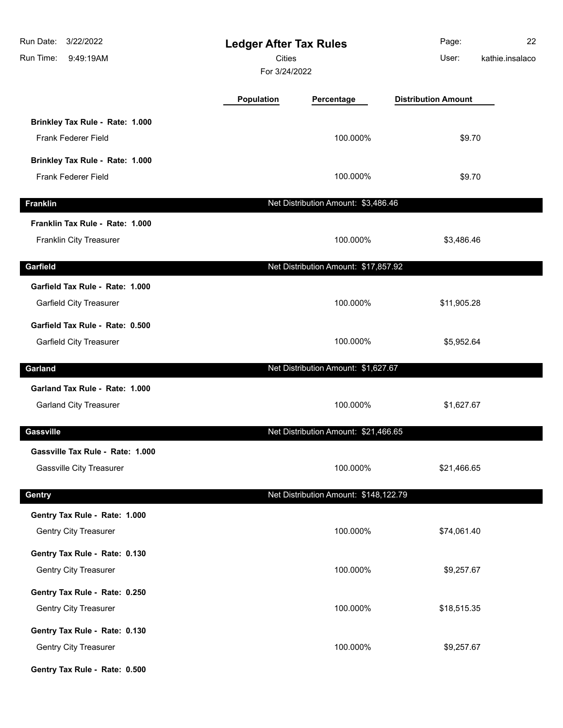# Ledger After Tax Rules

Cities

For 3/24/2022

| | Population | Percentage | Distribution Amount |
|---|---|---|---|
| **Brinkley Tax Rule - Rate: 1.000** | | | |
| Frank Federer Field | | 100.000% | $9.70 |
| **Brinkley Tax Rule - Rate: 1.000** | | | |
| Frank Federer Field | | 100.000% | $9.70 |
| **Franklin** | | Net Distribution Amount: $3,486.46 | |
| **Franklin Tax Rule - Rate: 1.000** | | | |
| Franklin City Treasurer | | 100.000% | $3,486.46 |
| **Garfield** | | Net Distribution Amount: $17,857.92 | |
| **Garfield Tax Rule - Rate: 1.000** | | | |
| Garfield City Treasurer | | 100.000% | $11,905.28 |
| **Garfield Tax Rule - Rate: 0.500** | | | |
| Garfield City Treasurer | | 100.000% | $5,952.64 |
| **Garland** | | Net Distribution Amount: $1,627.67 | |
| **Garland Tax Rule - Rate: 1.000** | | | |
| Garland City Treasurer | | 100.000% | $1,627.67 |
| **Gassville** | | Net Distribution Amount: $21,466.65 | |
| **Gassville Tax Rule - Rate: 1.000** | | | |
| Gassville City Treasurer | | 100.000% | $21,466.65 |
| **Gentry** | | Net Distribution Amount: $148,122.79 | |
| **Gentry Tax Rule - Rate: 1.000** | | | |
| Gentry City Treasurer | | 100.000% | $74,061.40 |
| **Gentry Tax Rule - Rate: 0.130** | | | |
| Gentry City Treasurer | | 100.000% | $9,257.67 |
| **Gentry Tax Rule - Rate: 0.250** | | | |
| Gentry City Treasurer | | 100.000% | $18,515.35 |
| **Gentry Tax Rule - Rate: 0.130** | | | |
| Gentry City Treasurer | | 100.000% | $9,257.67 |
| **Gentry Tax Rule - Rate: 0.500** | | | |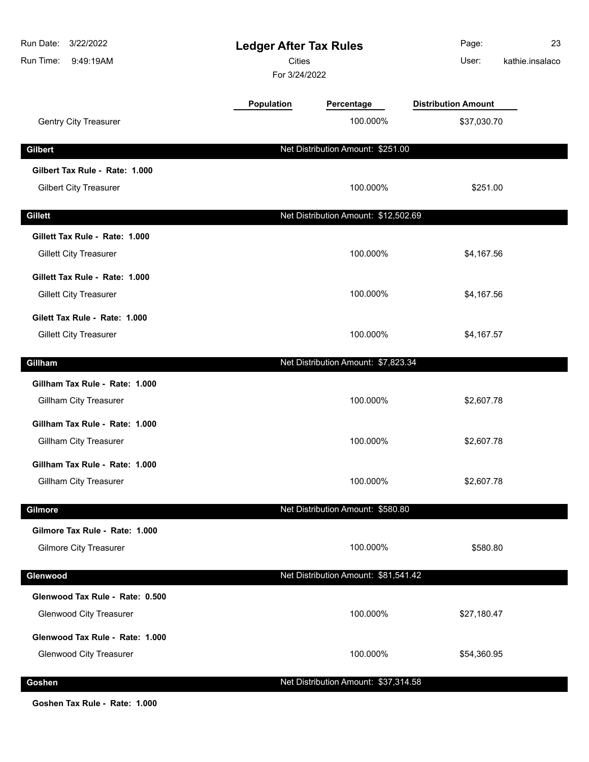# Ledger After Tax Rules

Cities

For 3/24/2022

| | Population | Percentage | Distribution Amount |
|---|---|---|---|
| Gentry City Treasurer | | 100.000% | $37,030.70 |

## Gilbert

Net Distribution Amount: $251.00

| | Population | Percentage | Distribution Amount |
|---|---|---|---|
| **Gilbert Tax Rule - Rate: 1.000** | | | |
| Gilbert City Treasurer | | 100.000% | $251.00 |

## Gillett

Net Distribution Amount: $12,502.69

| | Population | Percentage | Distribution Amount |
|---|---|---|---|
| **Gillett Tax Rule - Rate: 1.000** | | | |
| Gillett City Treasurer | | 100.000% | $4,167.56 |
| **Gillett Tax Rule - Rate: 1.000** | | | |
| Gillett City Treasurer | | 100.000% | $4,167.56 |
| **Gilett Tax Rule - Rate: 1.000** | | | |
| Gillett City Treasurer | | 100.000% | $4,167.57 |

## Gillham

Net Distribution Amount: $7,823.34

| | Population | Percentage | Distribution Amount |
|---|---|---|---|
| **Gillham Tax Rule - Rate: 1.000** | | | |
| Gillham City Treasurer | | 100.000% | $2,607.78 |
| **Gillham Tax Rule - Rate: 1.000** | | | |
| Gillham City Treasurer | | 100.000% | $2,607.78 |
| **Gillham Tax Rule - Rate: 1.000** | | | |
| Gillham City Treasurer | | 100.000% | $2,607.78 |

## Gilmore

Net Distribution Amount: $580.80

| | Population | Percentage | Distribution Amount |
|---|---|---|---|
| **Gilmore Tax Rule - Rate: 1.000** | | | |
| Gilmore City Treasurer | | 100.000% | $580.80 |

## Glenwood

Net Distribution Amount: $81,541.42

| | Population | Percentage | Distribution Amount |
|---|---|---|---|
| **Glenwood Tax Rule - Rate: 0.500** | | | |
| Glenwood City Treasurer | | 100.000% | $27,180.47 |
| **Glenwood Tax Rule - Rate: 1.000** | | | |
| Glenwood City Treasurer | | 100.000% | $54,360.95 |

## Goshen

Net Distribution Amount: $37,314.58

**Goshen Tax Rule - Rate: 1.000**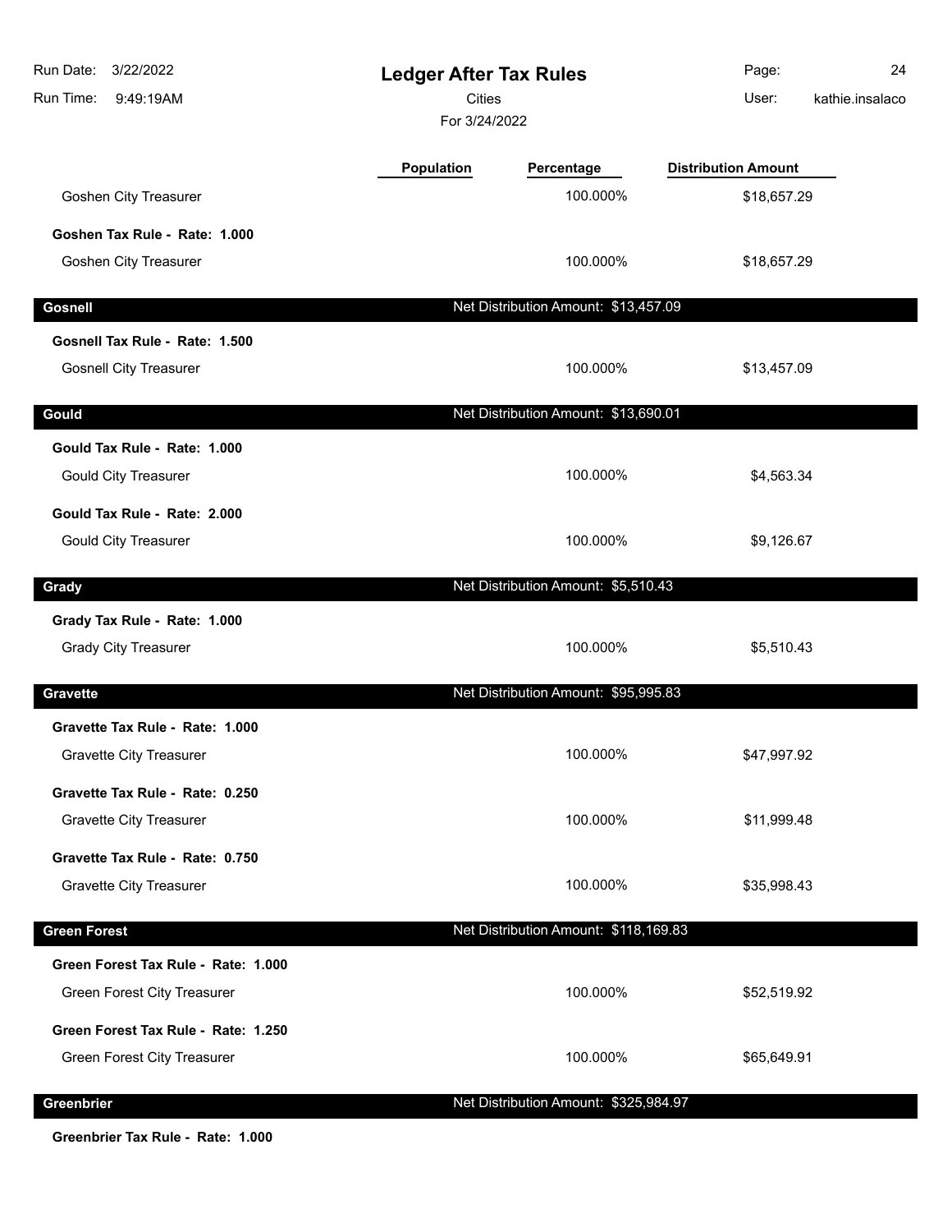| | Population | Percentage | Distribution Amount |
|---|---|---|---|
| Goshen City Treasurer | | 100.000% | $18,657.29 |
| **Goshen Tax Rule - Rate: 1.000** | | | |
| Goshen City Treasurer | | 100.000% | $18,657.29 |
| **Gosnell** | | Net Distribution Amount: $13,457.09 | |
| **Gosnell Tax Rule - Rate: 1.500** | | | |
| Gosnell City Treasurer | | 100.000% | $13,457.09 |
| **Gould** | | Net Distribution Amount: $13,690.01 | |
| **Gould Tax Rule - Rate: 1.000** | | | |
| Gould City Treasurer | | 100.000% | $4,563.34 |
| **Gould Tax Rule - Rate: 2.000** | | | |
| Gould City Treasurer | | 100.000% | $9,126.67 |
| **Grady** | | Net Distribution Amount: $5,510.43 | |
| **Grady Tax Rule - Rate: 1.000** | | | |
| Grady City Treasurer | | 100.000% | $5,510.43 |
| **Gravette** | | Net Distribution Amount: $95,995.83 | |
| **Gravette Tax Rule - Rate: 1.000** | | | |
| Gravette City Treasurer | | 100.000% | $47,997.92 |
| **Gravette Tax Rule - Rate: 0.250** | | | |
| Gravette City Treasurer | | 100.000% | $11,999.48 |
| **Gravette Tax Rule - Rate: 0.750** | | | |
| Gravette City Treasurer | | 100.000% | $35,998.43 |
| **Green Forest** | | Net Distribution Amount: $118,169.83 | |
| **Green Forest Tax Rule - Rate: 1.000** | | | |
| Green Forest City Treasurer | | 100.000% | $52,519.92 |
| **Green Forest Tax Rule - Rate: 1.250** | | | |
| Green Forest City Treasurer | | 100.000% | $65,649.91 |
| **Greenbrier** | | Net Distribution Amount: $325,984.97 | |
| **Greenbrier Tax Rule - Rate: 1.000** | | | |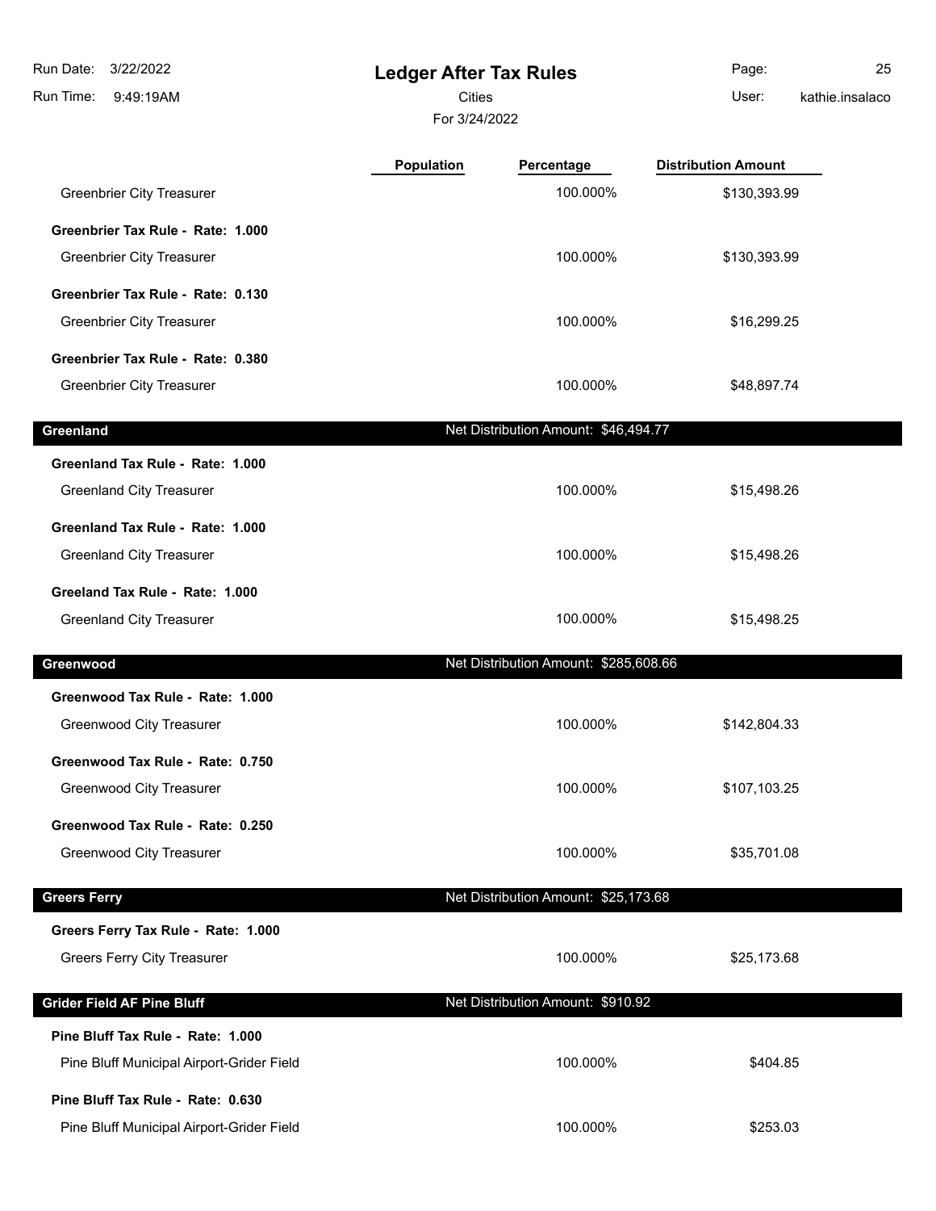# Ledger After Tax Rules

Cities

For 3/24/2022

| | Population | Percentage | Distribution Amount |
|---|---|---|---|
| Greenbrier City Treasurer | | 100.000% | $130,393.99 |
| **Greenbrier Tax Rule - Rate: 1.000** | | | |
| Greenbrier City Treasurer | | 100.000% | $130,393.99 |
| **Greenbrier Tax Rule - Rate: 0.130** | | | |
| Greenbrier City Treasurer | | 100.000% | $16,299.25 |
| **Greenbrier Tax Rule - Rate: 0.380** | | | |
| Greenbrier City Treasurer | | 100.000% | $48,897.74 |

## Greenland — Net Distribution Amount: $46,494.77

| | Population | Percentage | Distribution Amount |
|---|---|---|---|
| **Greenland Tax Rule - Rate: 1.000** | | | |
| Greenland City Treasurer | | 100.000% | $15,498.26 |
| **Greenland Tax Rule - Rate: 1.000** | | | |
| Greenland City Treasurer | | 100.000% | $15,498.26 |
| **Greeland Tax Rule - Rate: 1.000** | | | |
| Greenland City Treasurer | | 100.000% | $15,498.25 |

## Greenwood — Net Distribution Amount: $285,608.66

| | Population | Percentage | Distribution Amount |
|---|---|---|---|
| **Greenwood Tax Rule - Rate: 1.000** | | | |
| Greenwood City Treasurer | | 100.000% | $142,804.33 |
| **Greenwood Tax Rule - Rate: 0.750** | | | |
| Greenwood City Treasurer | | 100.000% | $107,103.25 |
| **Greenwood Tax Rule - Rate: 0.250** | | | |
| Greenwood City Treasurer | | 100.000% | $35,701.08 |

## Greers Ferry — Net Distribution Amount: $25,173.68

| | Population | Percentage | Distribution Amount |
|---|---|---|---|
| **Greers Ferry Tax Rule - Rate: 1.000** | | | |
| Greers Ferry City Treasurer | | 100.000% | $25,173.68 |

## Grider Field AF Pine Bluff — Net Distribution Amount: $910.92

| | Population | Percentage | Distribution Amount |
|---|---|---|---|
| **Pine Bluff Tax Rule - Rate: 1.000** | | | |
| Pine Bluff Municipal Airport-Grider Field | | 100.000% | $404.85 |
| **Pine Bluff Tax Rule - Rate: 0.630** | | | |
| Pine Bluff Municipal Airport-Grider Field | | 100.000% | $253.03 |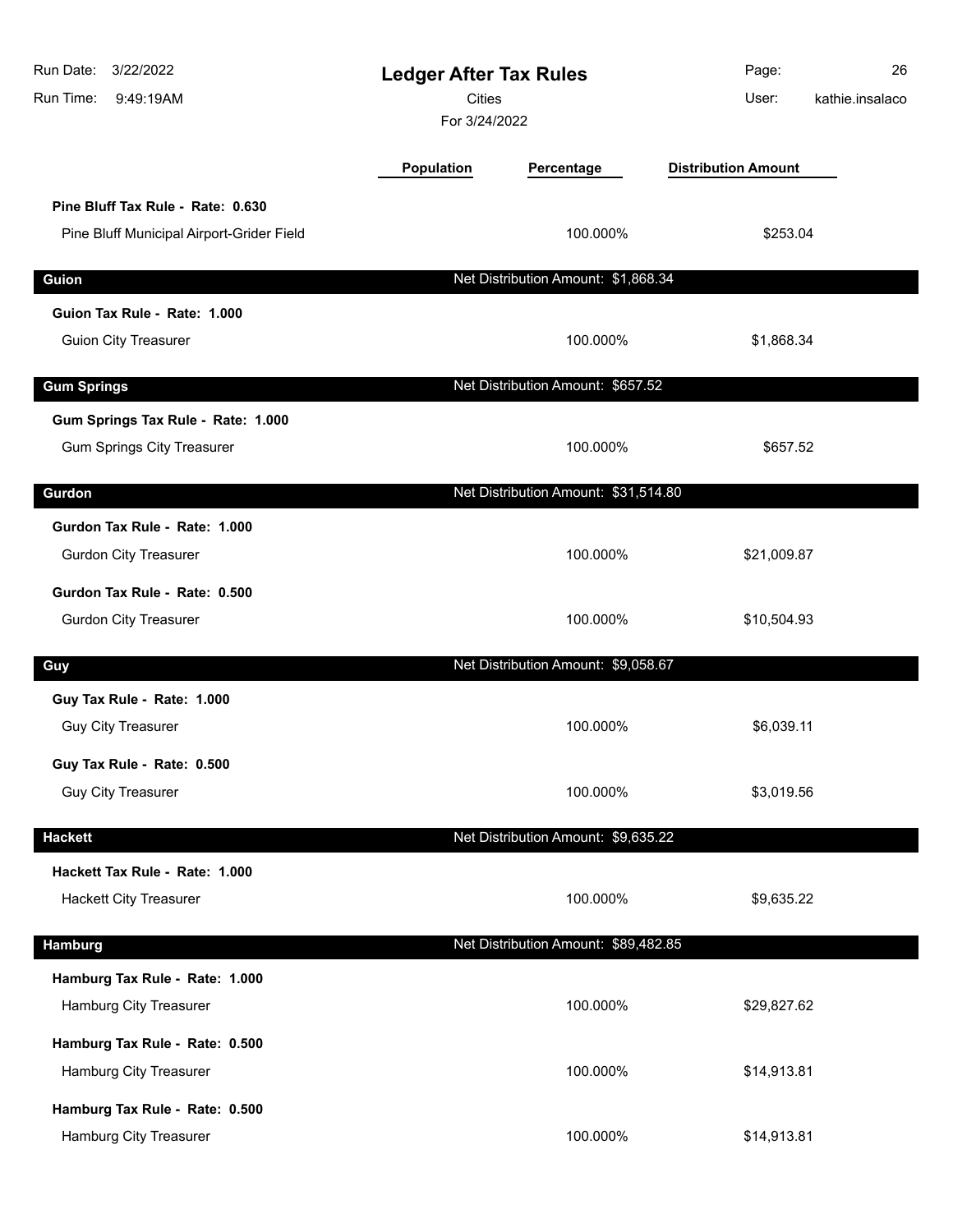# Ledger After Tax Rules

Cities

For 3/24/2022

| | Population | Percentage | Distribution Amount |
|---|---|---|---|
| **Pine Bluff Tax Rule - Rate: 0.630** | | | |
| Pine Bluff Municipal Airport-Grider Field | | 100.000% | $253.04 |
| **Guion** | | Net Distribution Amount: $1,868.34 | |
| **Guion Tax Rule - Rate: 1.000** | | | |
| Guion City Treasurer | | 100.000% | $1,868.34 |
| **Gum Springs** | | Net Distribution Amount: $657.52 | |
| **Gum Springs Tax Rule - Rate: 1.000** | | | |
| Gum Springs City Treasurer | | 100.000% | $657.52 |
| **Gurdon** | | Net Distribution Amount: $31,514.80 | |
| **Gurdon Tax Rule - Rate: 1.000** | | | |
| Gurdon City Treasurer | | 100.000% | $21,009.87 |
| **Gurdon Tax Rule - Rate: 0.500** | | | |
| Gurdon City Treasurer | | 100.000% | $10,504.93 |
| **Guy** | | Net Distribution Amount: $9,058.67 | |
| **Guy Tax Rule - Rate: 1.000** | | | |
| Guy City Treasurer | | 100.000% | $6,039.11 |
| **Guy Tax Rule - Rate: 0.500** | | | |
| Guy City Treasurer | | 100.000% | $3,019.56 |
| **Hackett** | | Net Distribution Amount: $9,635.22 | |
| **Hackett Tax Rule - Rate: 1.000** | | | |
| Hackett City Treasurer | | 100.000% | $9,635.22 |
| **Hamburg** | | Net Distribution Amount: $89,482.85 | |
| **Hamburg Tax Rule - Rate: 1.000** | | | |
| Hamburg City Treasurer | | 100.000% | $29,827.62 |
| **Hamburg Tax Rule - Rate: 0.500** | | | |
| Hamburg City Treasurer | | 100.000% | $14,913.81 |
| **Hamburg Tax Rule - Rate: 0.500** | | | |
| Hamburg City Treasurer | | 100.000% | $14,913.81 |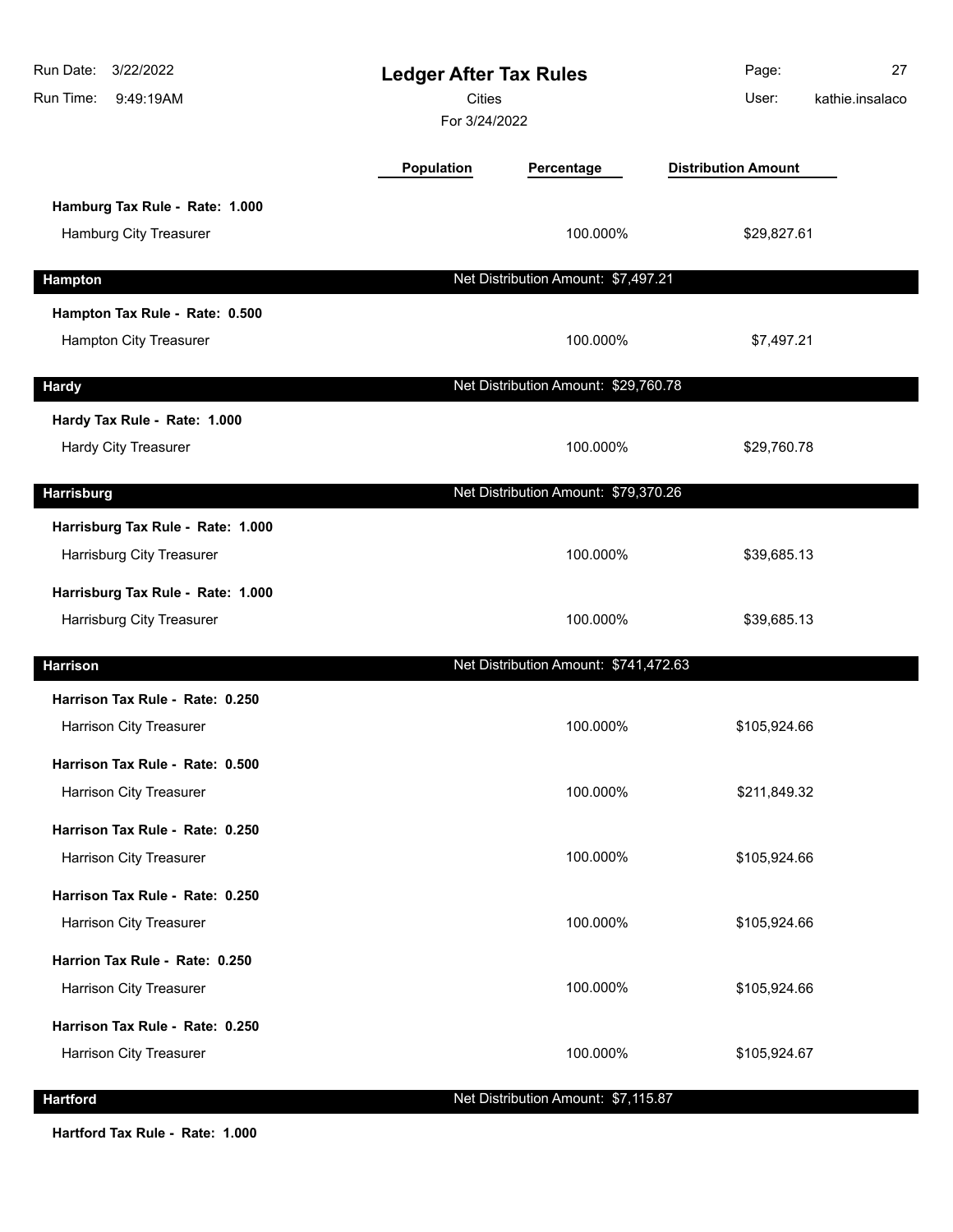# Ledger After Tax Rules

Cities

For 3/24/2022

| | Population | Percentage | Distribution Amount |
|---|---|---|---|
| **Hamburg Tax Rule - Rate: 1.000** | | | |
| Hamburg City Treasurer | | 100.000% | $29,827.61 |
| **Hampton** | | **Net Distribution Amount: $7,497.21** | |
| **Hampton Tax Rule - Rate: 0.500** | | | |
| Hampton City Treasurer | | 100.000% | $7,497.21 |
| **Hardy** | | **Net Distribution Amount: $29,760.78** | |
| **Hardy Tax Rule - Rate: 1.000** | | | |
| Hardy City Treasurer | | 100.000% | $29,760.78 |
| **Harrisburg** | | **Net Distribution Amount: $79,370.26** | |
| **Harrisburg Tax Rule - Rate: 1.000** | | | |
| Harrisburg City Treasurer | | 100.000% | $39,685.13 |
| **Harrisburg Tax Rule - Rate: 1.000** | | | |
| Harrisburg City Treasurer | | 100.000% | $39,685.13 |
| **Harrison** | | **Net Distribution Amount: $741,472.63** | |
| **Harrison Tax Rule - Rate: 0.250** | | | |
| Harrison City Treasurer | | 100.000% | $105,924.66 |
| **Harrison Tax Rule - Rate: 0.500** | | | |
| Harrison City Treasurer | | 100.000% | $211,849.32 |
| **Harrison Tax Rule - Rate: 0.250** | | | |
| Harrison City Treasurer | | 100.000% | $105,924.66 |
| **Harrison Tax Rule - Rate: 0.250** | | | |
| Harrison City Treasurer | | 100.000% | $105,924.66 |
| **Harrion Tax Rule - Rate: 0.250** | | | |
| Harrison City Treasurer | | 100.000% | $105,924.66 |
| **Harrison Tax Rule - Rate: 0.250** | | | |
| Harrison City Treasurer | | 100.000% | $105,924.67 |
| **Hartford** | | **Net Distribution Amount: $7,115.87** | |
| **Hartford Tax Rule - Rate: 1.000** | | | |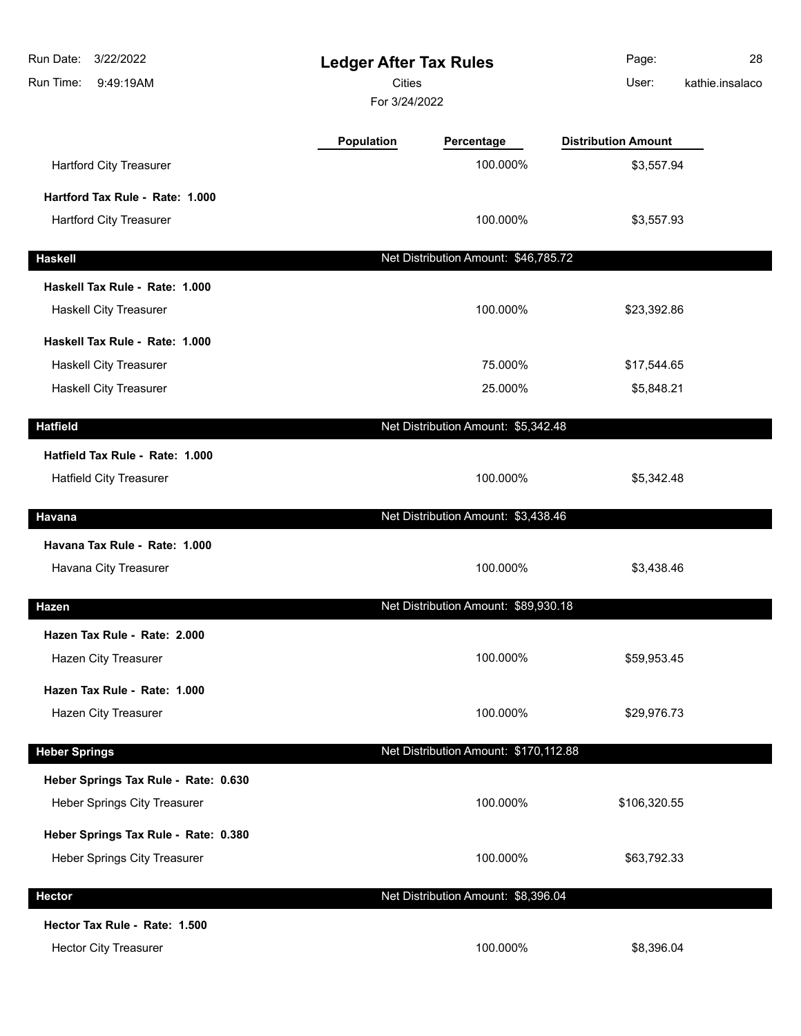# Ledger After Tax Rules

Cities

For 3/24/2022

| | Population | Percentage | Distribution Amount |
|---|---|---|---|
| Hartford City Treasurer | | 100.000% | $3,557.94 |
| **Hartford Tax Rule - Rate: 1.000** | | | |
| Hartford City Treasurer | | 100.000% | $3,557.93 |
| **Haskell** | | Net Distribution Amount: $46,785.72 | |
| **Haskell Tax Rule - Rate: 1.000** | | | |
| Haskell City Treasurer | | 100.000% | $23,392.86 |
| **Haskell Tax Rule - Rate: 1.000** | | | |
| Haskell City Treasurer | | 75.000% | $17,544.65 |
| Haskell City Treasurer | | 25.000% | $5,848.21 |
| **Hatfield** | | Net Distribution Amount: $5,342.48 | |
| **Hatfield Tax Rule - Rate: 1.000** | | | |
| Hatfield City Treasurer | | 100.000% | $5,342.48 |
| **Havana** | | Net Distribution Amount: $3,438.46 | |
| **Havana Tax Rule - Rate: 1.000** | | | |
| Havana City Treasurer | | 100.000% | $3,438.46 |
| **Hazen** | | Net Distribution Amount: $89,930.18 | |
| **Hazen Tax Rule - Rate: 2.000** | | | |
| Hazen City Treasurer | | 100.000% | $59,953.45 |
| **Hazen Tax Rule - Rate: 1.000** | | | |
| Hazen City Treasurer | | 100.000% | $29,976.73 |
| **Heber Springs** | | Net Distribution Amount: $170,112.88 | |
| **Heber Springs Tax Rule - Rate: 0.630** | | | |
| Heber Springs City Treasurer | | 100.000% | $106,320.55 |
| **Heber Springs Tax Rule - Rate: 0.380** | | | |
| Heber Springs City Treasurer | | 100.000% | $63,792.33 |
| **Hector** | | Net Distribution Amount: $8,396.04 | |
| **Hector Tax Rule - Rate: 1.500** | | | |
| Hector City Treasurer | | 100.000% | $8,396.04 |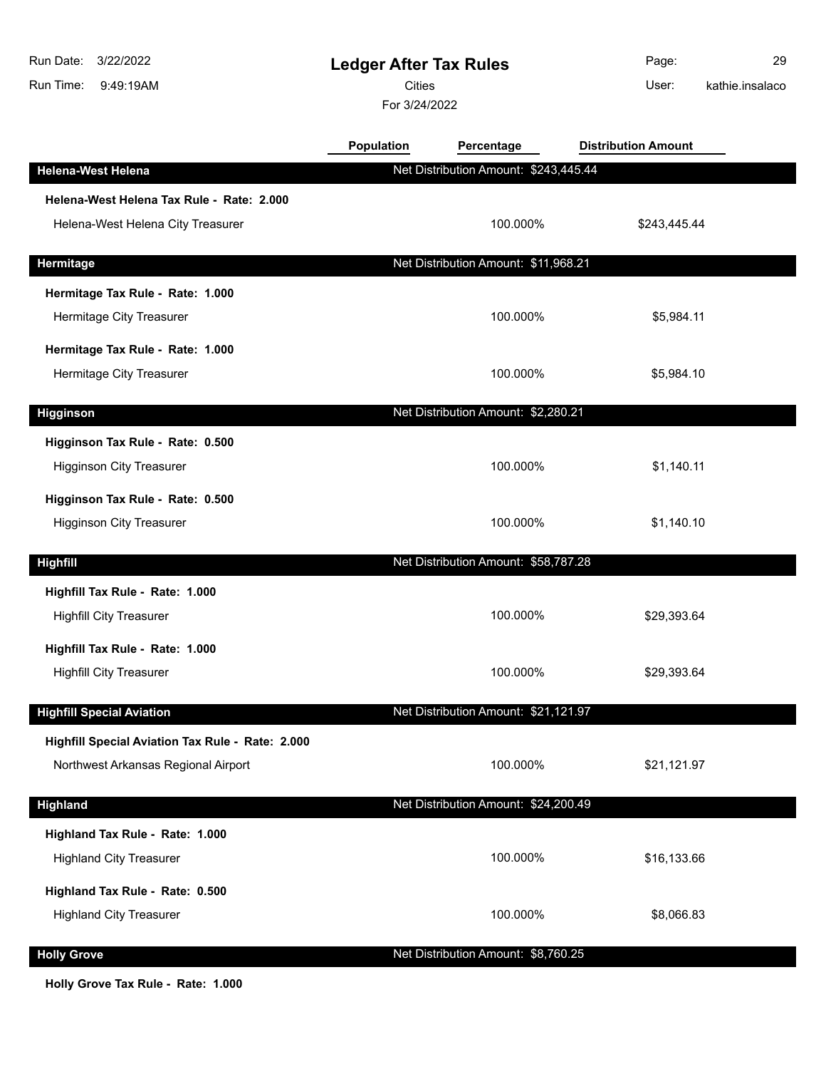# Ledger After Tax Rules

Cities

For 3/24/2022

| | Population | Percentage | Distribution Amount |
|---|---|---|---|
| **Helena-West Helena** | | Net Distribution Amount: $243,445.44 | |
| **Helena-West Helena Tax Rule - Rate: 2.000** | | | |
| Helena-West Helena City Treasurer | | 100.000% | $243,445.44 |
| **Hermitage** | | Net Distribution Amount: $11,968.21 | |
| **Hermitage Tax Rule - Rate: 1.000** | | | |
| Hermitage City Treasurer | | 100.000% | $5,984.11 |
| **Hermitage Tax Rule - Rate: 1.000** | | | |
| Hermitage City Treasurer | | 100.000% | $5,984.10 |
| **Higginson** | | Net Distribution Amount: $2,280.21 | |
| **Higginson Tax Rule - Rate: 0.500** | | | |
| Higginson City Treasurer | | 100.000% | $1,140.11 |
| **Higginson Tax Rule - Rate: 0.500** | | | |
| Higginson City Treasurer | | 100.000% | $1,140.10 |
| **Highfill** | | Net Distribution Amount: $58,787.28 | |
| **Highfill Tax Rule - Rate: 1.000** | | | |
| Highfill City Treasurer | | 100.000% | $29,393.64 |
| **Highfill Tax Rule - Rate: 1.000** | | | |
| Highfill City Treasurer | | 100.000% | $29,393.64 |
| **Highfill Special Aviation** | | Net Distribution Amount: $21,121.97 | |
| **Highfill Special Aviation Tax Rule - Rate: 2.000** | | | |
| Northwest Arkansas Regional Airport | | 100.000% | $21,121.97 |
| **Highland** | | Net Distribution Amount: $24,200.49 | |
| **Highland Tax Rule - Rate: 1.000** | | | |
| Highland City Treasurer | | 100.000% | $16,133.66 |
| **Highland Tax Rule - Rate: 0.500** | | | |
| Highland City Treasurer | | 100.000% | $8,066.83 |
| **Holly Grove** | | Net Distribution Amount: $8,760.25 | |
| **Holly Grove Tax Rule - Rate: 1.000** | | | |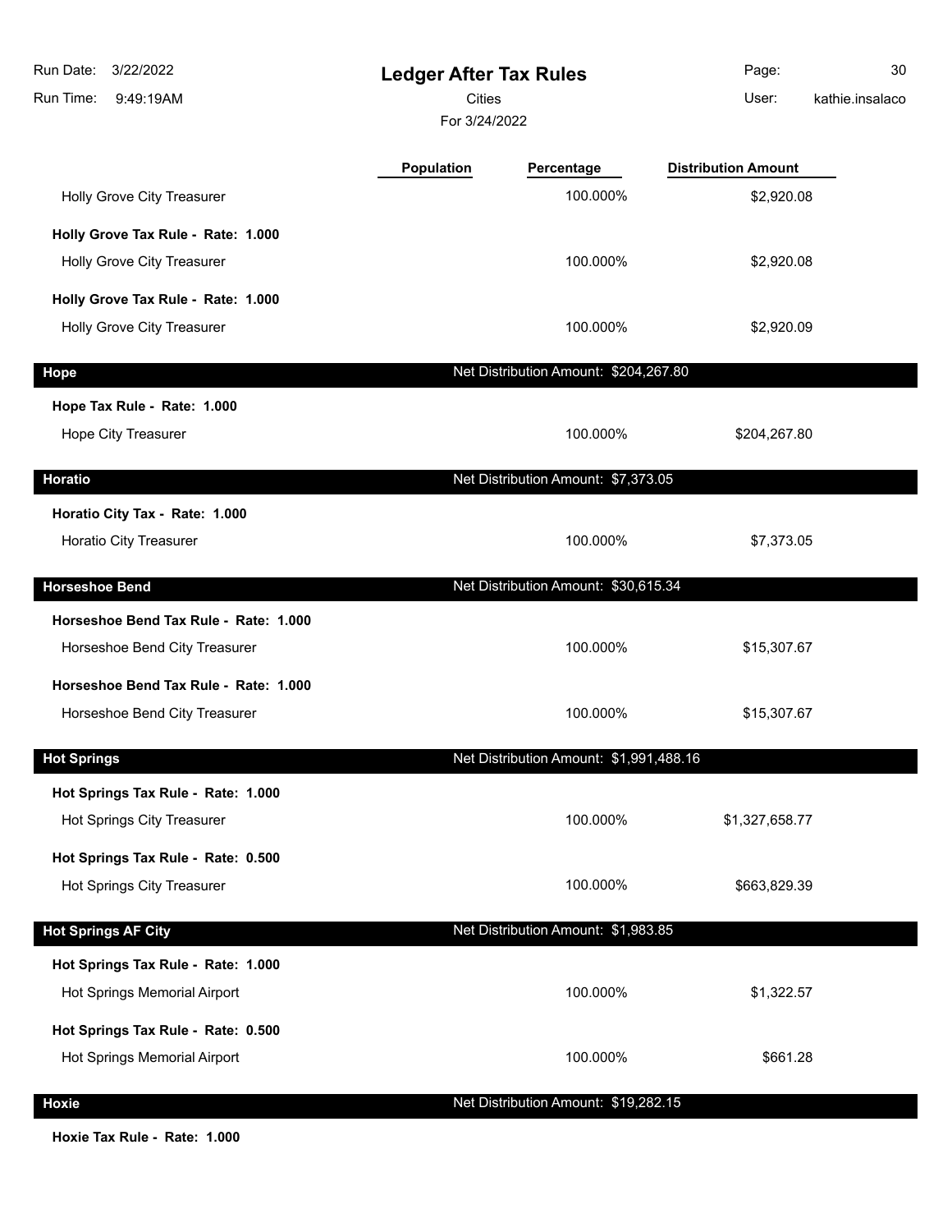# Ledger After Tax Rules

Cities

For 3/24/2022

| | Population | Percentage | Distribution Amount |
|---|---|---|---|
| Holly Grove City Treasurer | | 100.000% | $2,920.08 |
| **Holly Grove Tax Rule - Rate: 1.000** | | | |
| Holly Grove City Treasurer | | 100.000% | $2,920.08 |
| **Holly Grove Tax Rule - Rate: 1.000** | | | |
| Holly Grove City Treasurer | | 100.000% | $2,920.09 |
| **Hope** | | Net Distribution Amount: $204,267.80 | |
| **Hope Tax Rule - Rate: 1.000** | | | |
| Hope City Treasurer | | 100.000% | $204,267.80 |
| **Horatio** | | Net Distribution Amount: $7,373.05 | |
| **Horatio City Tax - Rate: 1.000** | | | |
| Horatio City Treasurer | | 100.000% | $7,373.05 |
| **Horseshoe Bend** | | Net Distribution Amount: $30,615.34 | |
| **Horseshoe Bend Tax Rule - Rate: 1.000** | | | |
| Horseshoe Bend City Treasurer | | 100.000% | $15,307.67 |
| **Horseshoe Bend Tax Rule - Rate: 1.000** | | | |
| Horseshoe Bend City Treasurer | | 100.000% | $15,307.67 |
| **Hot Springs** | | Net Distribution Amount: $1,991,488.16 | |
| **Hot Springs Tax Rule - Rate: 1.000** | | | |
| Hot Springs City Treasurer | | 100.000% | $1,327,658.77 |
| **Hot Springs Tax Rule - Rate: 0.500** | | | |
| Hot Springs City Treasurer | | 100.000% | $663,829.39 |
| **Hot Springs AF City** | | Net Distribution Amount: $1,983.85 | |
| **Hot Springs Tax Rule - Rate: 1.000** | | | |
| Hot Springs Memorial Airport | | 100.000% | $1,322.57 |
| **Hot Springs Tax Rule - Rate: 0.500** | | | |
| Hot Springs Memorial Airport | | 100.000% | $661.28 |
| **Hoxie** | | Net Distribution Amount: $19,282.15 | |
| **Hoxie Tax Rule - Rate: 1.000** | | | |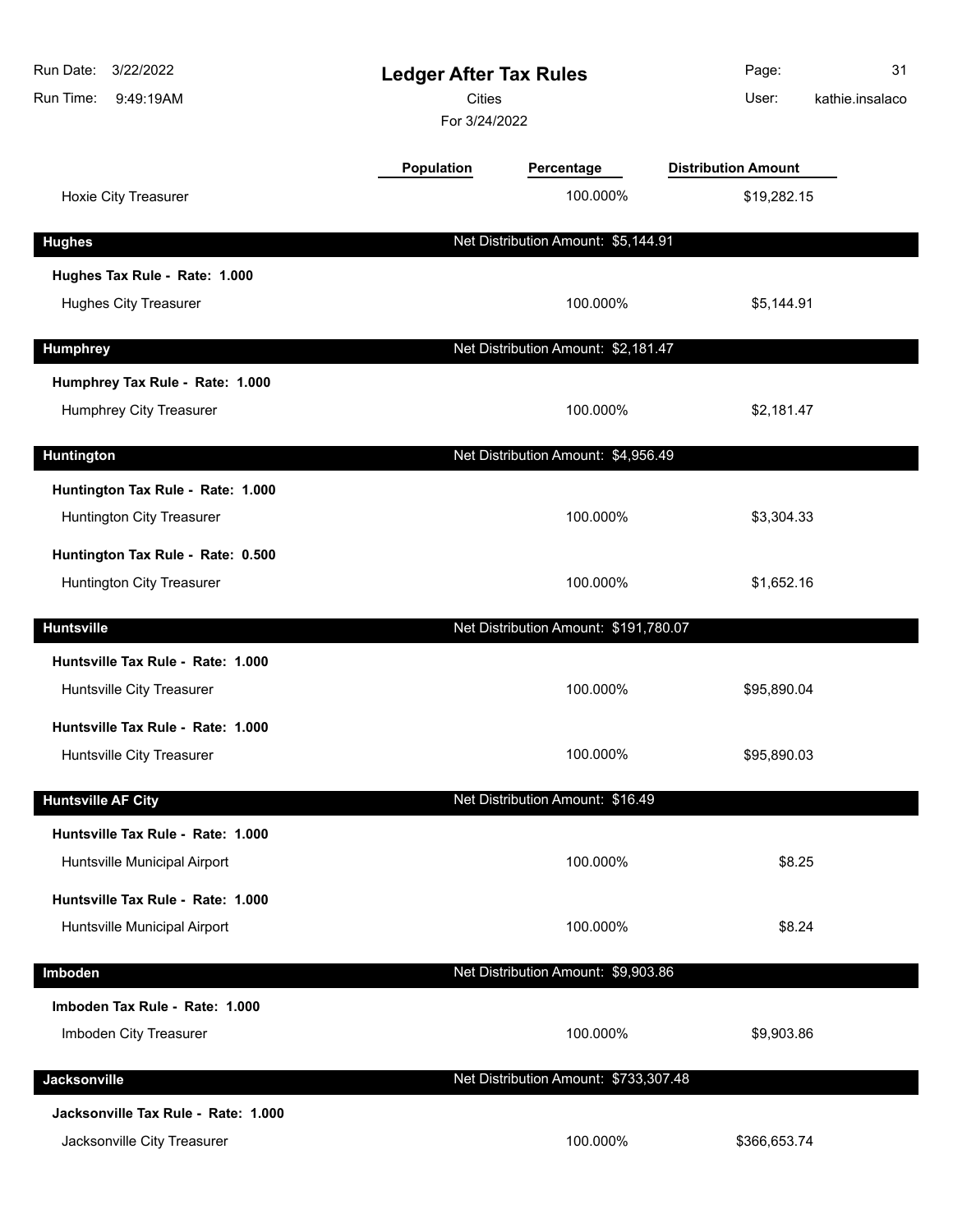# Ledger After Tax Rules

Cities

For 3/24/2022

| | Population | Percentage | Distribution Amount |
|---|---|---|---|
| Hoxie City Treasurer | | 100.000% | $19,282.15 |

## Hughes

Net Distribution Amount: $5,144.91

| | Population | Percentage | Distribution Amount |
|---|---|---|---|
| **Hughes Tax Rule - Rate: 1.000** | | | |
| Hughes City Treasurer | | 100.000% | $5,144.91 |

## Humphrey

Net Distribution Amount: $2,181.47

| | Population | Percentage | Distribution Amount |
|---|---|---|---|
| **Humphrey Tax Rule - Rate: 1.000** | | | |
| Humphrey City Treasurer | | 100.000% | $2,181.47 |

## Huntington

Net Distribution Amount: $4,956.49

| | Population | Percentage | Distribution Amount |
|---|---|---|---|
| **Huntington Tax Rule - Rate: 1.000** | | | |
| Huntington City Treasurer | | 100.000% | $3,304.33 |
| **Huntington Tax Rule - Rate: 0.500** | | | |
| Huntington City Treasurer | | 100.000% | $1,652.16 |

## Huntsville

Net Distribution Amount: $191,780.07

| | Population | Percentage | Distribution Amount |
|---|---|---|---|
| **Huntsville Tax Rule - Rate: 1.000** | | | |
| Huntsville City Treasurer | | 100.000% | $95,890.04 |
| **Huntsville Tax Rule - Rate: 1.000** | | | |
| Huntsville City Treasurer | | 100.000% | $95,890.03 |

## Huntsville AF City

Net Distribution Amount: $16.49

| | Population | Percentage | Distribution Amount |
|---|---|---|---|
| **Huntsville Tax Rule - Rate: 1.000** | | | |
| Huntsville Municipal Airport | | 100.000% | $8.25 |
| **Huntsville Tax Rule - Rate: 1.000** | | | |
| Huntsville Municipal Airport | | 100.000% | $8.24 |

## Imboden

Net Distribution Amount: $9,903.86

| | Population | Percentage | Distribution Amount |
|---|---|---|---|
| **Imboden Tax Rule - Rate: 1.000** | | | |
| Imboden City Treasurer | | 100.000% | $9,903.86 |

## Jacksonville

Net Distribution Amount: $733,307.48

| | Population | Percentage | Distribution Amount |
|---|---|---|---|
| **Jacksonville Tax Rule - Rate: 1.000** | | | |
| Jacksonville City Treasurer | | 100.000% | $366,653.74 |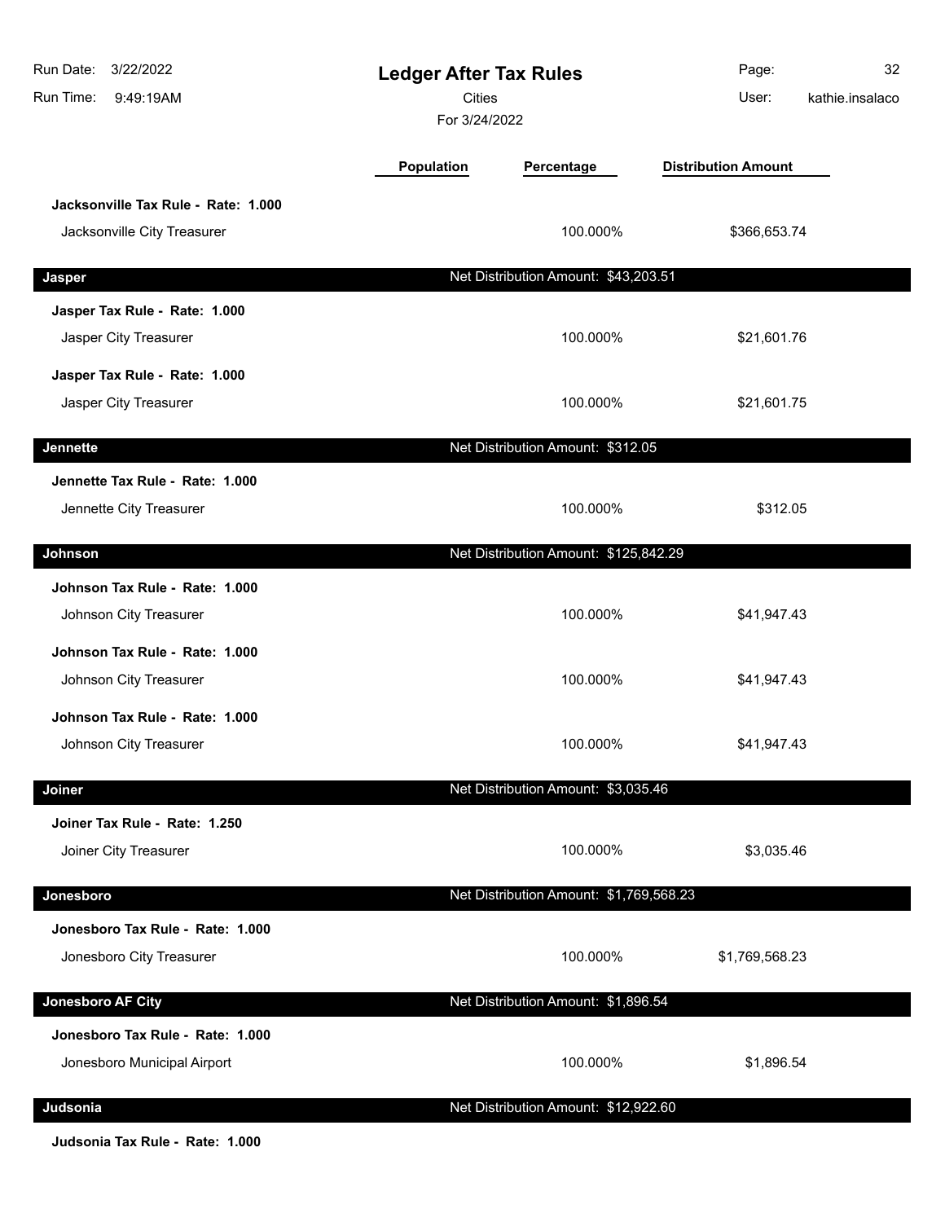# Ledger After Tax Rules

Cities

For 3/24/2022

Run Date: 3/22/2022
Run Time: 9:49:19AM
User: kathie.insalaco

| | Population | Percentage | Distribution Amount |
|---|---|---|---|
| **Jacksonville Tax Rule - Rate: 1.000** | | | |
| Jacksonville City Treasurer | | 100.000% | $366,653.74 |
| **Jasper** | | Net Distribution Amount: $43,203.51 | |
| **Jasper Tax Rule - Rate: 1.000** | | | |
| Jasper City Treasurer | | 100.000% | $21,601.76 |
| **Jasper Tax Rule - Rate: 1.000** | | | |
| Jasper City Treasurer | | 100.000% | $21,601.75 |
| **Jennette** | | Net Distribution Amount: $312.05 | |
| **Jennette Tax Rule - Rate: 1.000** | | | |
| Jennette City Treasurer | | 100.000% | $312.05 |
| **Johnson** | | Net Distribution Amount: $125,842.29 | |
| **Johnson Tax Rule - Rate: 1.000** | | | |
| Johnson City Treasurer | | 100.000% | $41,947.43 |
| **Johnson Tax Rule - Rate: 1.000** | | | |
| Johnson City Treasurer | | 100.000% | $41,947.43 |
| **Johnson Tax Rule - Rate: 1.000** | | | |
| Johnson City Treasurer | | 100.000% | $41,947.43 |
| **Joiner** | | Net Distribution Amount: $3,035.46 | |
| **Joiner Tax Rule - Rate: 1.250** | | | |
| Joiner City Treasurer | | 100.000% | $3,035.46 |
| **Jonesboro** | | Net Distribution Amount: $1,769,568.23 | |
| **Jonesboro Tax Rule - Rate: 1.000** | | | |
| Jonesboro City Treasurer | | 100.000% | $1,769,568.23 |
| **Jonesboro AF City** | | Net Distribution Amount: $1,896.54 | |
| **Jonesboro Tax Rule - Rate: 1.000** | | | |
| Jonesboro Municipal Airport | | 100.000% | $1,896.54 |
| **Judsonia** | | Net Distribution Amount: $12,922.60 | |
| **Judsonia Tax Rule - Rate: 1.000** | | | |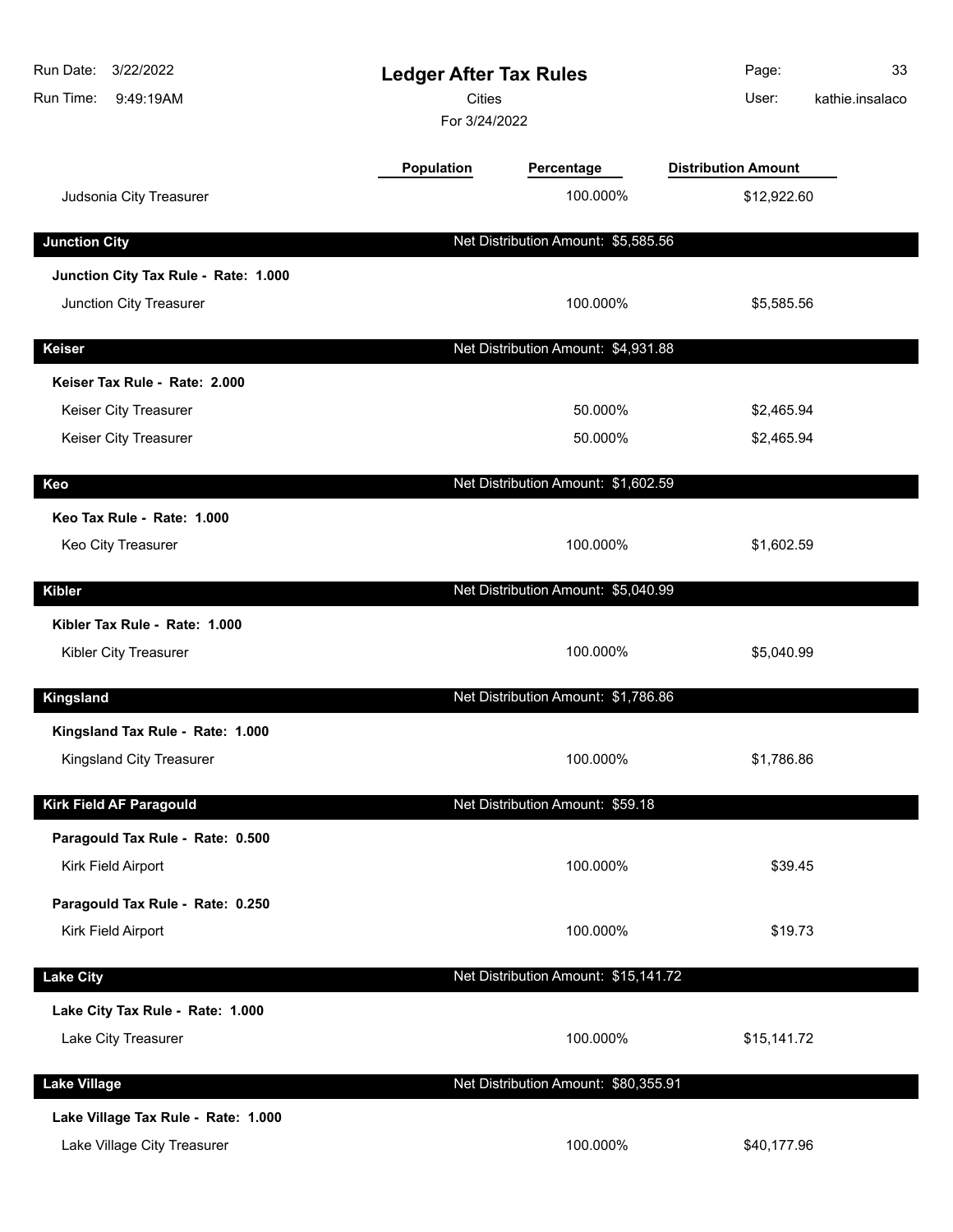# Ledger After Tax Rules

Cities

For 3/24/2022

| | Population | Percentage | Distribution Amount |
|---|---|---|---|
| Judsonia City Treasurer | | 100.000% | $12,922.60 |
| **Junction City** | | Net Distribution Amount: $5,585.56 | |
| **Junction City Tax Rule - Rate: 1.000** | | | |
| Junction City Treasurer | | 100.000% | $5,585.56 |
| **Keiser** | | Net Distribution Amount: $4,931.88 | |
| **Keiser Tax Rule - Rate: 2.000** | | | |
| Keiser City Treasurer | | 50.000% | $2,465.94 |
| Keiser City Treasurer | | 50.000% | $2,465.94 |
| **Keo** | | Net Distribution Amount: $1,602.59 | |
| **Keo Tax Rule - Rate: 1.000** | | | |
| Keo City Treasurer | | 100.000% | $1,602.59 |
| **Kibler** | | Net Distribution Amount: $5,040.99 | |
| **Kibler Tax Rule - Rate: 1.000** | | | |
| Kibler City Treasurer | | 100.000% | $5,040.99 |
| **Kingsland** | | Net Distribution Amount: $1,786.86 | |
| **Kingsland Tax Rule - Rate: 1.000** | | | |
| Kingsland City Treasurer | | 100.000% | $1,786.86 |
| **Kirk Field AF Paragould** | | Net Distribution Amount: $59.18 | |
| **Paragould Tax Rule - Rate: 0.500** | | | |
| Kirk Field Airport | | 100.000% | $39.45 |
| **Paragould Tax Rule - Rate: 0.250** | | | |
| Kirk Field Airport | | 100.000% | $19.73 |
| **Lake City** | | Net Distribution Amount: $15,141.72 | |
| **Lake City Tax Rule - Rate: 1.000** | | | |
| Lake City Treasurer | | 100.000% | $15,141.72 |
| **Lake Village** | | Net Distribution Amount: $80,355.91 | |
| **Lake Village Tax Rule - Rate: 1.000** | | | |
| Lake Village City Treasurer | | 100.000% | $40,177.96 |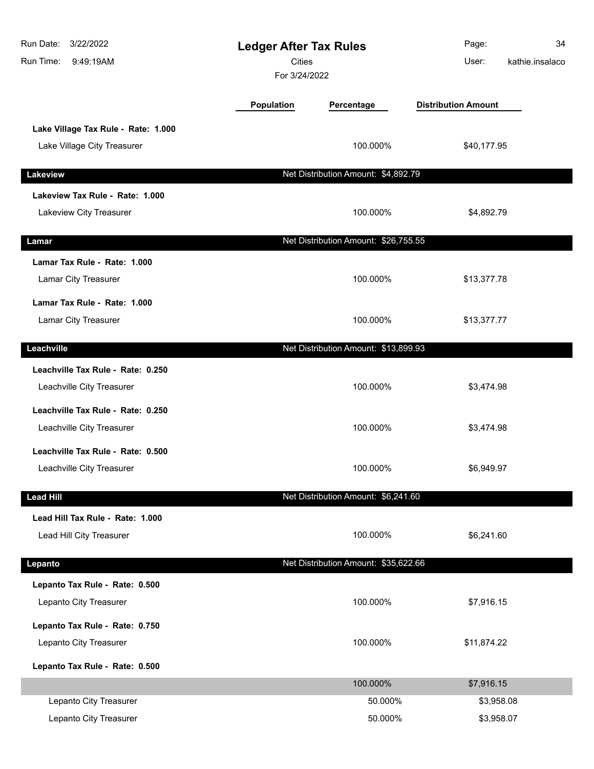# Ledger After Tax Rules

Cities

For 3/24/2022

| | Population | Percentage | Distribution Amount |
|---|---|---|---|
| **Lake Village Tax Rule - Rate: 1.000** | | | |
| Lake Village City Treasurer | | 100.000% | $40,177.95 |
| **Lakeview** | | Net Distribution Amount: $4,892.79 | |
| **Lakeview Tax Rule - Rate: 1.000** | | | |
| Lakeview City Treasurer | | 100.000% | $4,892.79 |
| **Lamar** | | Net Distribution Amount: $26,755.55 | |
| **Lamar Tax Rule - Rate: 1.000** | | | |
| Lamar City Treasurer | | 100.000% | $13,377.78 |
| **Lamar Tax Rule - Rate: 1.000** | | | |
| Lamar City Treasurer | | 100.000% | $13,377.77 |
| **Leachville** | | Net Distribution Amount: $13,899.93 | |
| **Leachville Tax Rule - Rate: 0.250** | | | |
| Leachville City Treasurer | | 100.000% | $3,474.98 |
| **Leachville Tax Rule - Rate: 0.250** | | | |
| Leachville City Treasurer | | 100.000% | $3,474.98 |
| **Leachville Tax Rule - Rate: 0.500** | | | |
| Leachville City Treasurer | | 100.000% | $6,949.97 |
| **Lead Hill** | | Net Distribution Amount: $6,241.60 | |
| **Lead Hill Tax Rule - Rate: 1.000** | | | |
| Lead Hill City Treasurer | | 100.000% | $6,241.60 |
| **Lepanto** | | Net Distribution Amount: $35,622.66 | |
| **Lepanto Tax Rule - Rate: 0.500** | | | |
| Lepanto City Treasurer | | 100.000% | $7,916.15 |
| **Lepanto Tax Rule - Rate: 0.750** | | | |
| Lepanto City Treasurer | | 100.000% | $11,874.22 |
| **Lepanto Tax Rule - Rate: 0.500** | | | |
| | | 100.000% | $7,916.15 |
| Lepanto City Treasurer | | 50.000% | $3,958.08 |
| Lepanto City Treasurer | | 50.000% | $3,958.07 |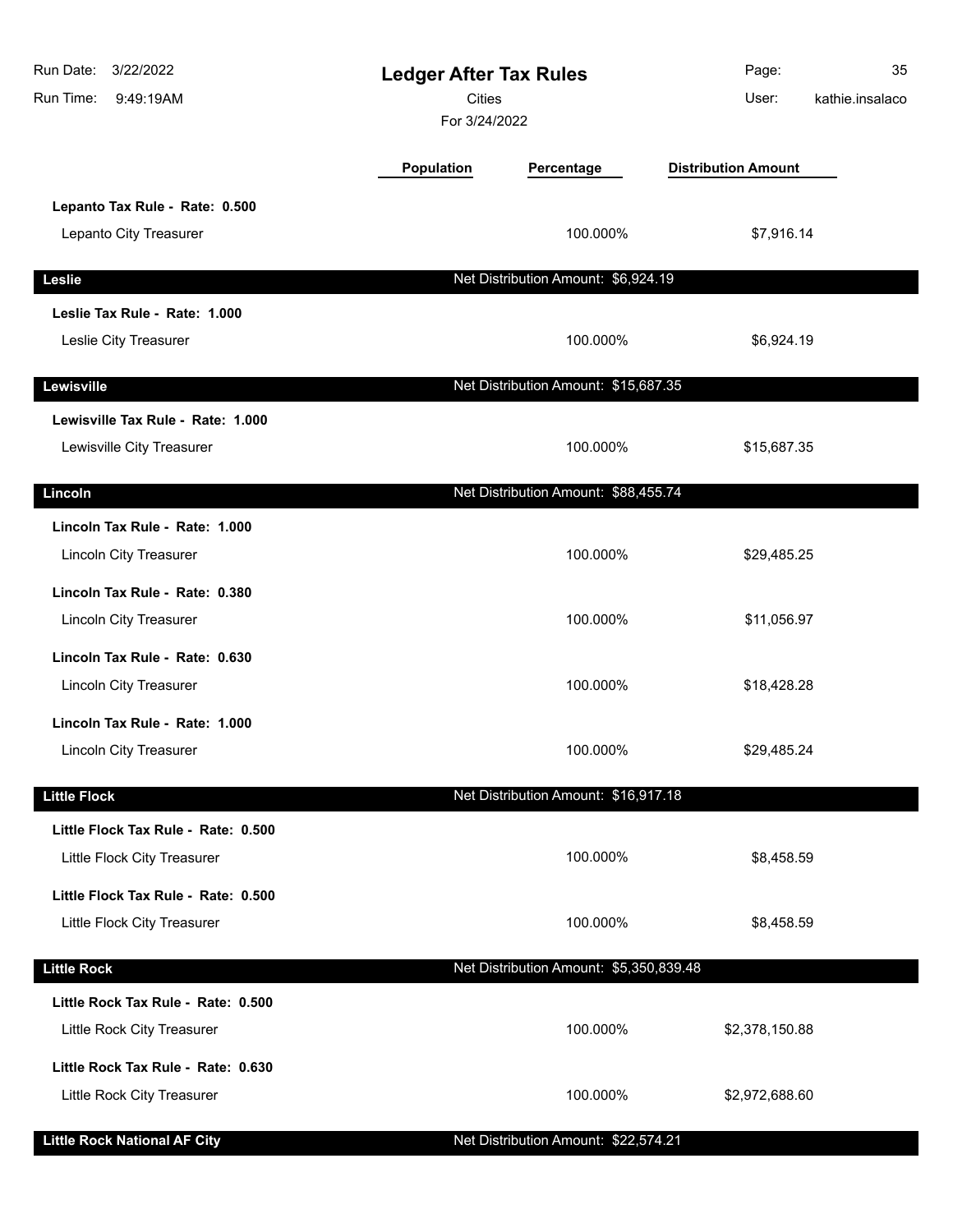# Ledger After Tax Rules

Cities

For 3/24/2022

| | Population | Percentage | Distribution Amount |
|---|---|---|---|
| **Lepanto Tax Rule - Rate: 0.500** | | | |
| Lepanto City Treasurer | | 100.000% | $7,916.14 |
| **Leslie** | | Net Distribution Amount: $6,924.19 | |
| **Leslie Tax Rule - Rate: 1.000** | | | |
| Leslie City Treasurer | | 100.000% | $6,924.19 |
| **Lewisville** | | Net Distribution Amount: $15,687.35 | |
| **Lewisville Tax Rule - Rate: 1.000** | | | |
| Lewisville City Treasurer | | 100.000% | $15,687.35 |
| **Lincoln** | | Net Distribution Amount: $88,455.74 | |
| **Lincoln Tax Rule - Rate: 1.000** | | | |
| Lincoln City Treasurer | | 100.000% | $29,485.25 |
| **Lincoln Tax Rule - Rate: 0.380** | | | |
| Lincoln City Treasurer | | 100.000% | $11,056.97 |
| **Lincoln Tax Rule - Rate: 0.630** | | | |
| Lincoln City Treasurer | | 100.000% | $18,428.28 |
| **Lincoln Tax Rule - Rate: 1.000** | | | |
| Lincoln City Treasurer | | 100.000% | $29,485.24 |
| **Little Flock** | | Net Distribution Amount: $16,917.18 | |
| **Little Flock Tax Rule - Rate: 0.500** | | | |
| Little Flock City Treasurer | | 100.000% | $8,458.59 |
| **Little Flock Tax Rule - Rate: 0.500** | | | |
| Little Flock City Treasurer | | 100.000% | $8,458.59 |
| **Little Rock** | | Net Distribution Amount: $5,350,839.48 | |
| **Little Rock Tax Rule - Rate: 0.500** | | | |
| Little Rock City Treasurer | | 100.000% | $2,378,150.88 |
| **Little Rock Tax Rule - Rate: 0.630** | | | |
| Little Rock City Treasurer | | 100.000% | $2,972,688.60 |
| **Little Rock National AF City** | | Net Distribution Amount: $22,574.21 | |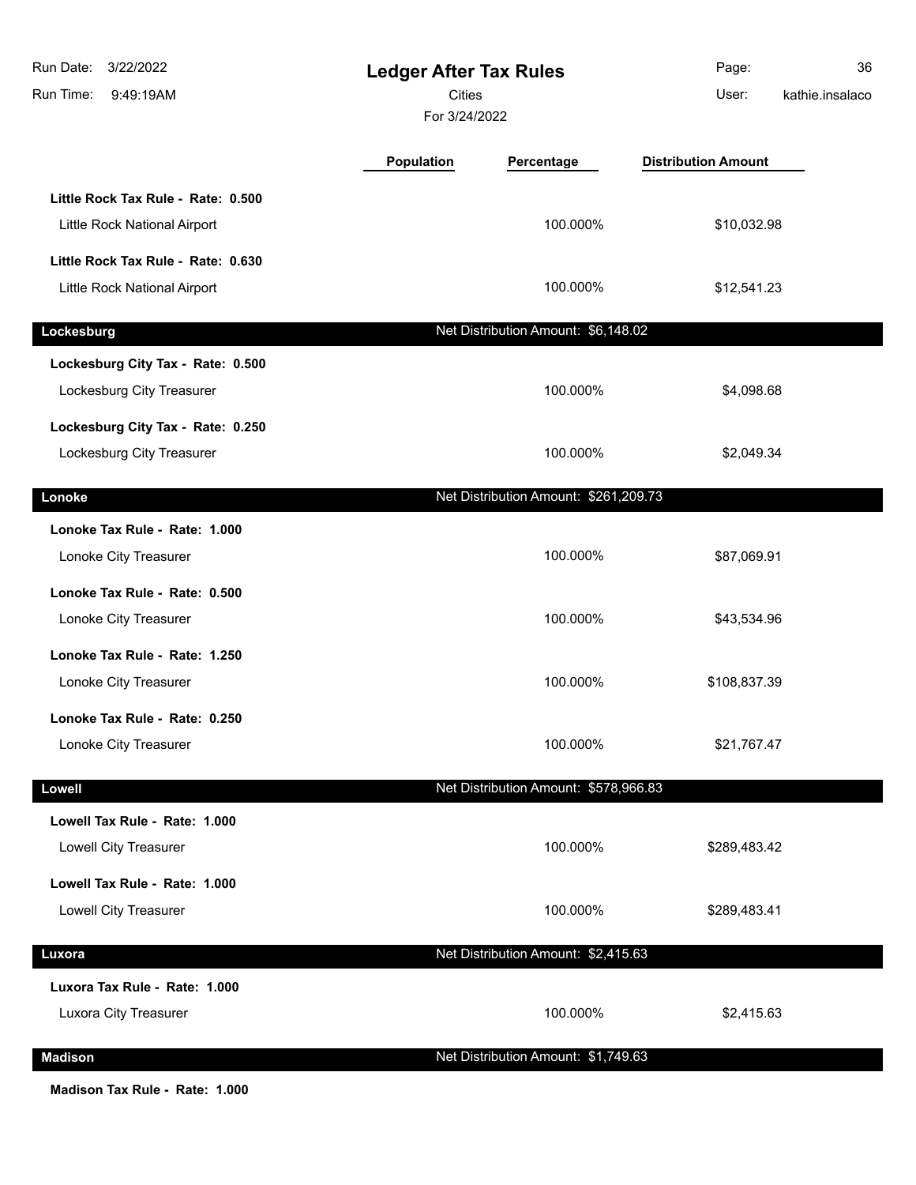# Ledger After Tax Rules

Cities

For 3/24/2022

| | Population | Percentage | Distribution Amount |
|---|---|---|---|
| **Little Rock Tax Rule - Rate: 0.500** | | | |
| Little Rock National Airport | | 100.000% | $10,032.98 |
| **Little Rock Tax Rule - Rate: 0.630** | | | |
| Little Rock National Airport | | 100.000% | $12,541.23 |
| **Lockesburg** | | Net Distribution Amount: $6,148.02 | |
| **Lockesburg City Tax - Rate: 0.500** | | | |
| Lockesburg City Treasurer | | 100.000% | $4,098.68 |
| **Lockesburg City Tax - Rate: 0.250** | | | |
| Lockesburg City Treasurer | | 100.000% | $2,049.34 |
| **Lonoke** | | Net Distribution Amount: $261,209.73 | |
| **Lonoke Tax Rule - Rate: 1.000** | | | |
| Lonoke City Treasurer | | 100.000% | $87,069.91 |
| **Lonoke Tax Rule - Rate: 0.500** | | | |
| Lonoke City Treasurer | | 100.000% | $43,534.96 |
| **Lonoke Tax Rule - Rate: 1.250** | | | |
| Lonoke City Treasurer | | 100.000% | $108,837.39 |
| **Lonoke Tax Rule - Rate: 0.250** | | | |
| Lonoke City Treasurer | | 100.000% | $21,767.47 |
| **Lowell** | | Net Distribution Amount: $578,966.83 | |
| **Lowell Tax Rule - Rate: 1.000** | | | |
| Lowell City Treasurer | | 100.000% | $289,483.42 |
| **Lowell Tax Rule - Rate: 1.000** | | | |
| Lowell City Treasurer | | 100.000% | $289,483.41 |
| **Luxora** | | Net Distribution Amount: $2,415.63 | |
| **Luxora Tax Rule - Rate: 1.000** | | | |
| Luxora City Treasurer | | 100.000% | $2,415.63 |
| **Madison** | | Net Distribution Amount: $1,749.63 | |
| **Madison Tax Rule - Rate: 1.000** | | | |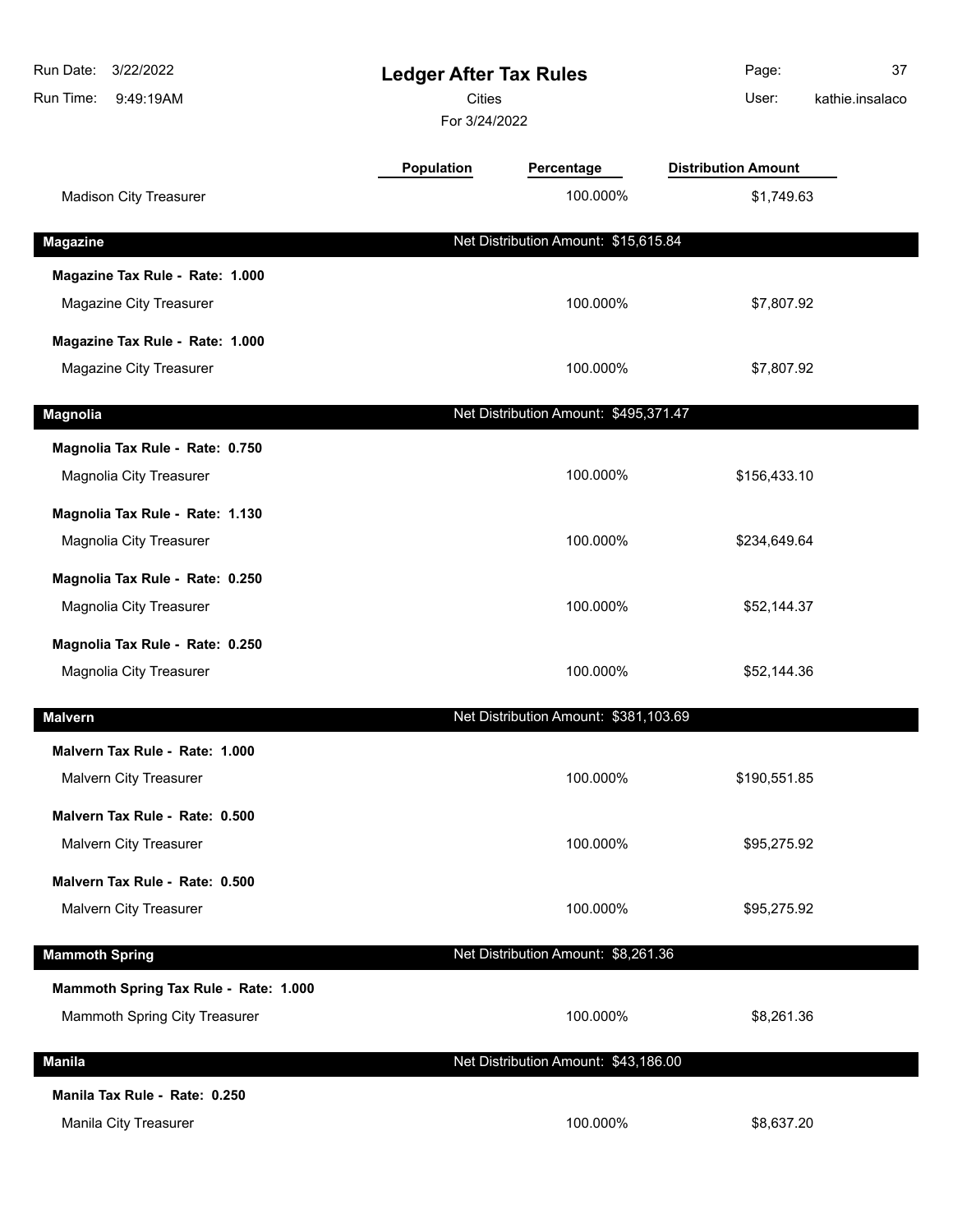# Ledger After Tax Rules

Cities

For 3/24/2022

| | Population | Percentage | Distribution Amount |
|---|---|---|---|
| Madison City Treasurer | | 100.000% | $1,749.63 |
| **Magazine** | | Net Distribution Amount: $15,615.84 | |
| **Magazine Tax Rule - Rate: 1.000** | | | |
| Magazine City Treasurer | | 100.000% | $7,807.92 |
| **Magazine Tax Rule - Rate: 1.000** | | | |
| Magazine City Treasurer | | 100.000% | $7,807.92 |
| **Magnolia** | | Net Distribution Amount: $495,371.47 | |
| **Magnolia Tax Rule - Rate: 0.750** | | | |
| Magnolia City Treasurer | | 100.000% | $156,433.10 |
| **Magnolia Tax Rule - Rate: 1.130** | | | |
| Magnolia City Treasurer | | 100.000% | $234,649.64 |
| **Magnolia Tax Rule - Rate: 0.250** | | | |
| Magnolia City Treasurer | | 100.000% | $52,144.37 |
| **Magnolia Tax Rule - Rate: 0.250** | | | |
| Magnolia City Treasurer | | 100.000% | $52,144.36 |
| **Malvern** | | Net Distribution Amount: $381,103.69 | |
| **Malvern Tax Rule - Rate: 1.000** | | | |
| Malvern City Treasurer | | 100.000% | $190,551.85 |
| **Malvern Tax Rule - Rate: 0.500** | | | |
| Malvern City Treasurer | | 100.000% | $95,275.92 |
| **Malvern Tax Rule - Rate: 0.500** | | | |
| Malvern City Treasurer | | 100.000% | $95,275.92 |
| **Mammoth Spring** | | Net Distribution Amount: $8,261.36 | |
| **Mammoth Spring Tax Rule - Rate: 1.000** | | | |
| Mammoth Spring City Treasurer | | 100.000% | $8,261.36 |
| **Manila** | | Net Distribution Amount: $43,186.00 | |
| **Manila Tax Rule - Rate: 0.250** | | | |
| Manila City Treasurer | | 100.000% | $8,637.20 |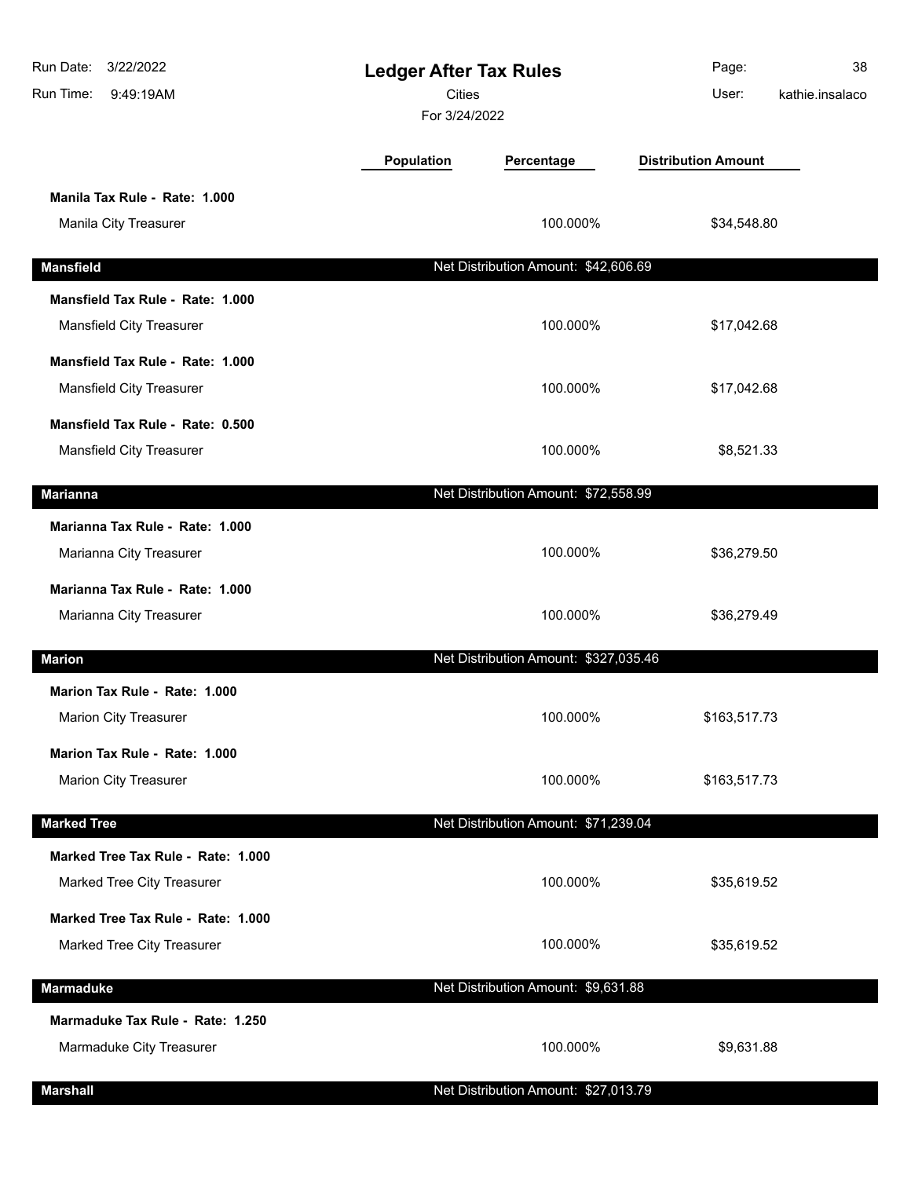# Ledger After Tax Rules

Cities

For 3/24/2022

| | Population | Percentage | Distribution Amount |
|---|---|---|---|
| **Manila Tax Rule - Rate: 1.000** | | | |
| Manila City Treasurer | | 100.000% | $34,548.80 |
| **Mansfield** | | **Net Distribution Amount: $42,606.69** | |
| **Mansfield Tax Rule - Rate: 1.000** | | | |
| Mansfield City Treasurer | | 100.000% | $17,042.68 |
| **Mansfield Tax Rule - Rate: 1.000** | | | |
| Mansfield City Treasurer | | 100.000% | $17,042.68 |
| **Mansfield Tax Rule - Rate: 0.500** | | | |
| Mansfield City Treasurer | | 100.000% | $8,521.33 |
| **Marianna** | | **Net Distribution Amount: $72,558.99** | |
| **Marianna Tax Rule - Rate: 1.000** | | | |
| Marianna City Treasurer | | 100.000% | $36,279.50 |
| **Marianna Tax Rule - Rate: 1.000** | | | |
| Marianna City Treasurer | | 100.000% | $36,279.49 |
| **Marion** | | **Net Distribution Amount: $327,035.46** | |
| **Marion Tax Rule - Rate: 1.000** | | | |
| Marion City Treasurer | | 100.000% | $163,517.73 |
| **Marion Tax Rule - Rate: 1.000** | | | |
| Marion City Treasurer | | 100.000% | $163,517.73 |
| **Marked Tree** | | **Net Distribution Amount: $71,239.04** | |
| **Marked Tree Tax Rule - Rate: 1.000** | | | |
| Marked Tree City Treasurer | | 100.000% | $35,619.52 |
| **Marked Tree Tax Rule - Rate: 1.000** | | | |
| Marked Tree City Treasurer | | 100.000% | $35,619.52 |
| **Marmaduke** | | **Net Distribution Amount: $9,631.88** | |
| **Marmaduke Tax Rule - Rate: 1.250** | | | |
| Marmaduke City Treasurer | | 100.000% | $9,631.88 |
| **Marshall** | | **Net Distribution Amount: $27,013.79** | |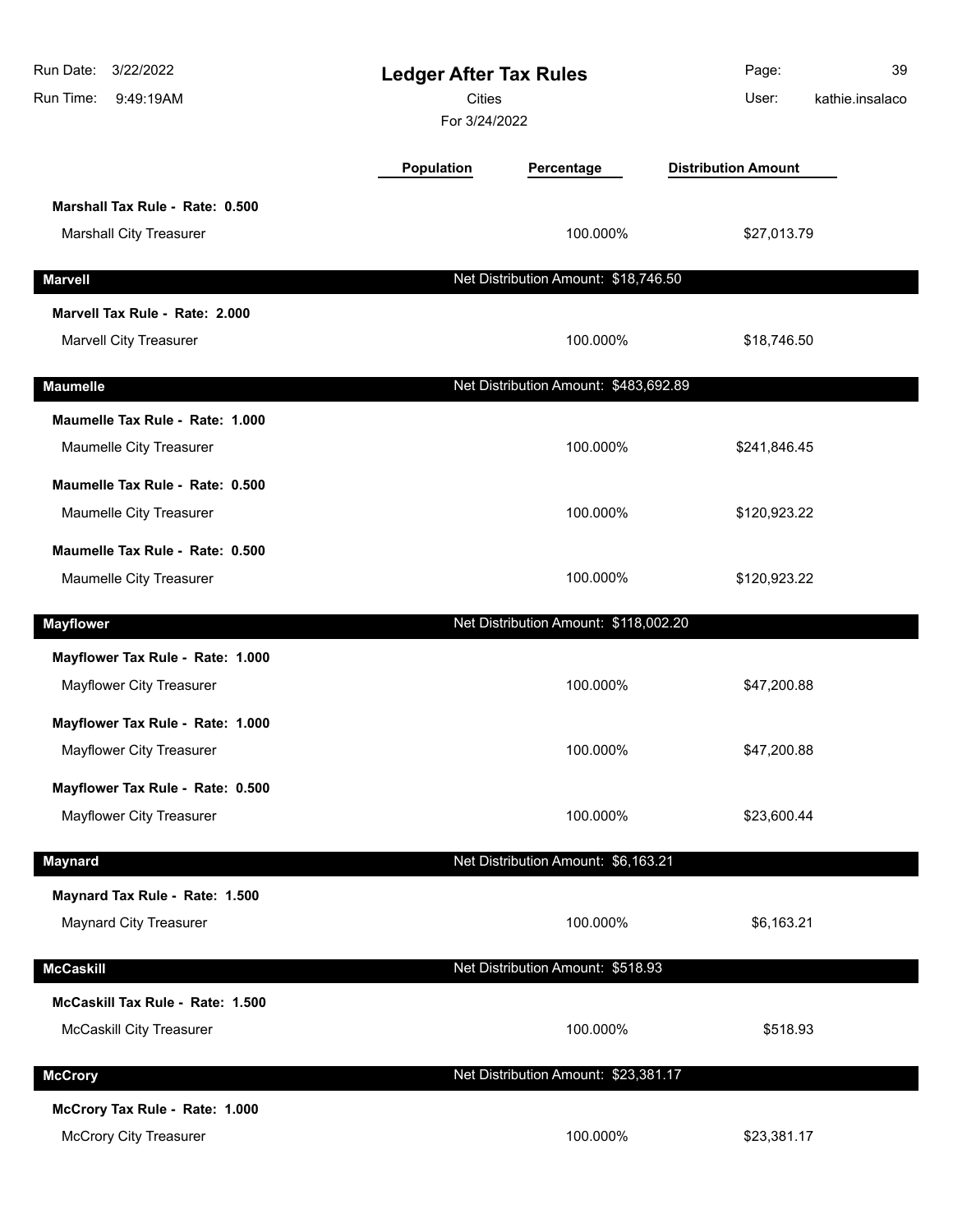| | Population | Percentage | Distribution Amount |
|---|---|---|---|
| **Marshall Tax Rule - Rate: 0.500** | | | |
| Marshall City Treasurer | | 100.000% | $27,013.79 |
| **Marvell** | | Net Distribution Amount: $18,746.50 | |
| **Marvell Tax Rule - Rate: 2.000** | | | |
| Marvell City Treasurer | | 100.000% | $18,746.50 |
| **Maumelle** | | Net Distribution Amount: $483,692.89 | |
| **Maumelle Tax Rule - Rate: 1.000** | | | |
| Maumelle City Treasurer | | 100.000% | $241,846.45 |
| **Maumelle Tax Rule - Rate: 0.500** | | | |
| Maumelle City Treasurer | | 100.000% | $120,923.22 |
| **Maumelle Tax Rule - Rate: 0.500** | | | |
| Maumelle City Treasurer | | 100.000% | $120,923.22 |
| **Mayflower** | | Net Distribution Amount: $118,002.20 | |
| **Mayflower Tax Rule - Rate: 1.000** | | | |
| Mayflower City Treasurer | | 100.000% | $47,200.88 |
| **Mayflower Tax Rule - Rate: 1.000** | | | |
| Mayflower City Treasurer | | 100.000% | $47,200.88 |
| **Mayflower Tax Rule - Rate: 0.500** | | | |
| Mayflower City Treasurer | | 100.000% | $23,600.44 |
| **Maynard** | | Net Distribution Amount: $6,163.21 | |
| **Maynard Tax Rule - Rate: 1.500** | | | |
| Maynard City Treasurer | | 100.000% | $6,163.21 |
| **McCaskill** | | Net Distribution Amount: $518.93 | |
| **McCaskill Tax Rule - Rate: 1.500** | | | |
| McCaskill City Treasurer | | 100.000% | $518.93 |
| **McCrory** | | Net Distribution Amount: $23,381.17 | |
| **McCrory Tax Rule - Rate: 1.000** | | | |
| McCrory City Treasurer | | 100.000% | $23,381.17 |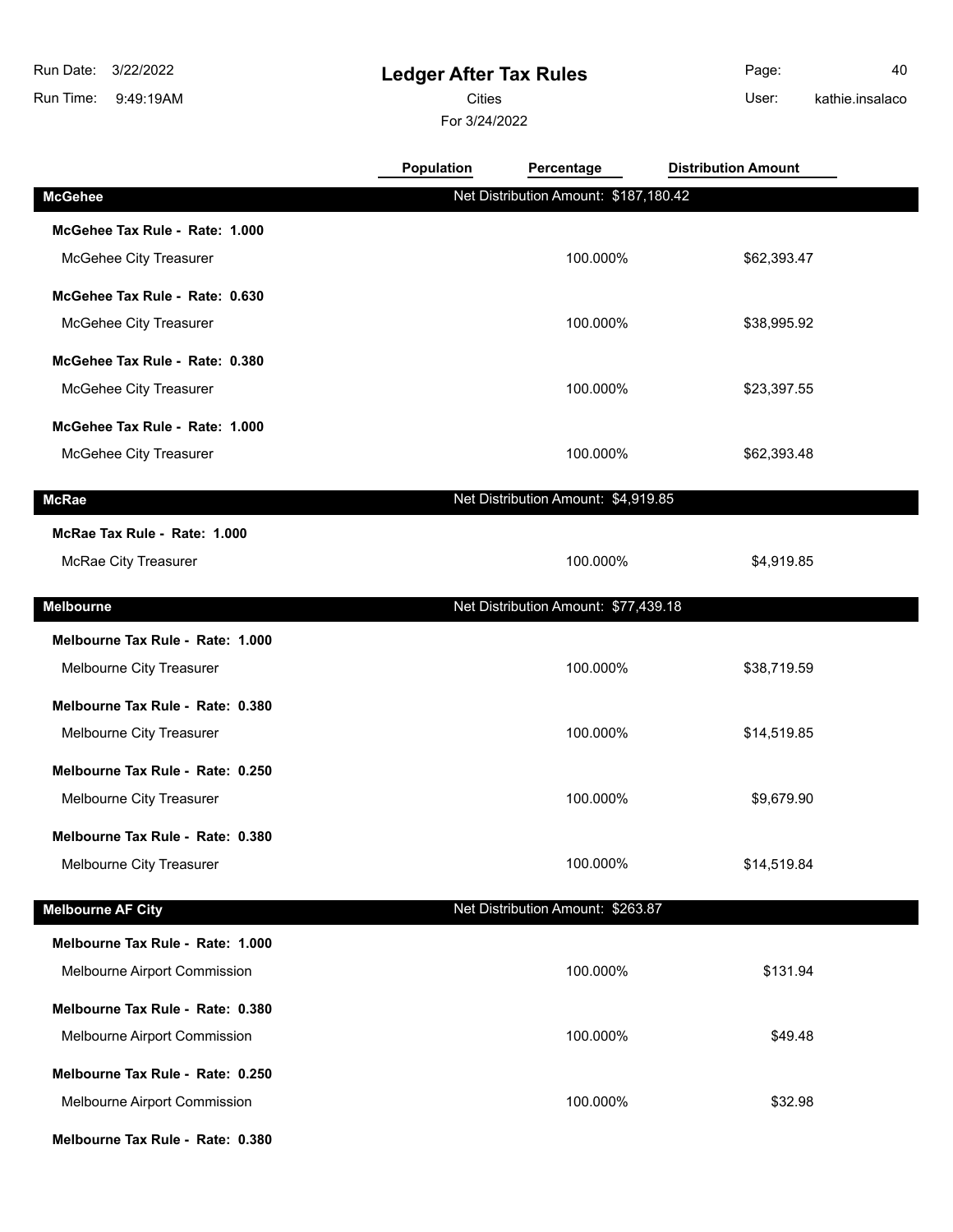# Ledger After Tax Rules

Cities

For 3/24/2022

| | Population | Percentage | Distribution Amount |
|---|---|---|---|
| **McGehee** | Net Distribution Amount: $187,180.42 | | |
| **McGehee Tax Rule - Rate: 1.000** | | | |
| McGehee City Treasurer | | 100.000% | $62,393.47 |
| **McGehee Tax Rule - Rate: 0.630** | | | |
| McGehee City Treasurer | | 100.000% | $38,995.92 |
| **McGehee Tax Rule - Rate: 0.380** | | | |
| McGehee City Treasurer | | 100.000% | $23,397.55 |
| **McGehee Tax Rule - Rate: 1.000** | | | |
| McGehee City Treasurer | | 100.000% | $62,393.48 |
| **McRae** | Net Distribution Amount: $4,919.85 | | |
| **McRae Tax Rule - Rate: 1.000** | | | |
| McRae City Treasurer | | 100.000% | $4,919.85 |
| **Melbourne** | Net Distribution Amount: $77,439.18 | | |
| **Melbourne Tax Rule - Rate: 1.000** | | | |
| Melbourne City Treasurer | | 100.000% | $38,719.59 |
| **Melbourne Tax Rule - Rate: 0.380** | | | |
| Melbourne City Treasurer | | 100.000% | $14,519.85 |
| **Melbourne Tax Rule - Rate: 0.250** | | | |
| Melbourne City Treasurer | | 100.000% | $9,679.90 |
| **Melbourne Tax Rule - Rate: 0.380** | | | |
| Melbourne City Treasurer | | 100.000% | $14,519.84 |
| **Melbourne AF City** | Net Distribution Amount: $263.87 | | |
| **Melbourne Tax Rule - Rate: 1.000** | | | |
| Melbourne Airport Commission | | 100.000% | $131.94 |
| **Melbourne Tax Rule - Rate: 0.380** | | | |
| Melbourne Airport Commission | | 100.000% | $49.48 |
| **Melbourne Tax Rule - Rate: 0.250** | | | |
| Melbourne Airport Commission | | 100.000% | $32.98 |
| **Melbourne Tax Rule - Rate: 0.380** | | | |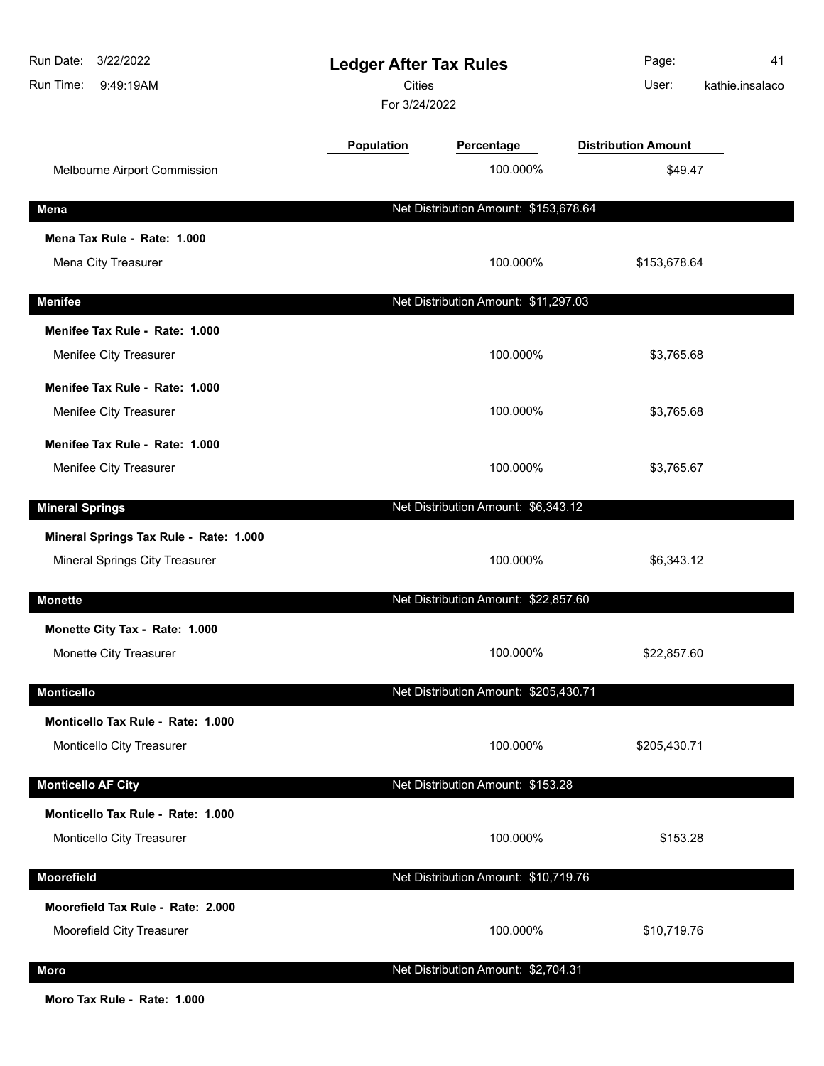# Ledger After Tax Rules

Cities

For 3/24/2022

| | Population | Percentage | Distribution Amount |
|---|---|---|---|
| Melbourne Airport Commission | | 100.000% | $49.47 |
| **Mena** | | **Net Distribution Amount: $153,678.64** | |
| **Mena Tax Rule - Rate: 1.000** | | | |
| Mena City Treasurer | | 100.000% | $153,678.64 |
| **Menifee** | | **Net Distribution Amount: $11,297.03** | |
| **Menifee Tax Rule - Rate: 1.000** | | | |
| Menifee City Treasurer | | 100.000% | $3,765.68 |
| **Menifee Tax Rule - Rate: 1.000** | | | |
| Menifee City Treasurer | | 100.000% | $3,765.68 |
| **Menifee Tax Rule - Rate: 1.000** | | | |
| Menifee City Treasurer | | 100.000% | $3,765.67 |
| **Mineral Springs** | | **Net Distribution Amount: $6,343.12** | |
| **Mineral Springs Tax Rule - Rate: 1.000** | | | |
| Mineral Springs City Treasurer | | 100.000% | $6,343.12 |
| **Monette** | | **Net Distribution Amount: $22,857.60** | |
| **Monette City Tax - Rate: 1.000** | | | |
| Monette City Treasurer | | 100.000% | $22,857.60 |
| **Monticello** | | **Net Distribution Amount: $205,430.71** | |
| **Monticello Tax Rule - Rate: 1.000** | | | |
| Monticello City Treasurer | | 100.000% | $205,430.71 |
| **Monticello AF City** | | **Net Distribution Amount: $153.28** | |
| **Monticello Tax Rule - Rate: 1.000** | | | |
| Monticello City Treasurer | | 100.000% | $153.28 |
| **Moorefield** | | **Net Distribution Amount: $10,719.76** | |
| **Moorefield Tax Rule - Rate: 2.000** | | | |
| Moorefield City Treasurer | | 100.000% | $10,719.76 |
| **Moro** | | **Net Distribution Amount: $2,704.31** | |
| **Moro Tax Rule - Rate: 1.000** | | | |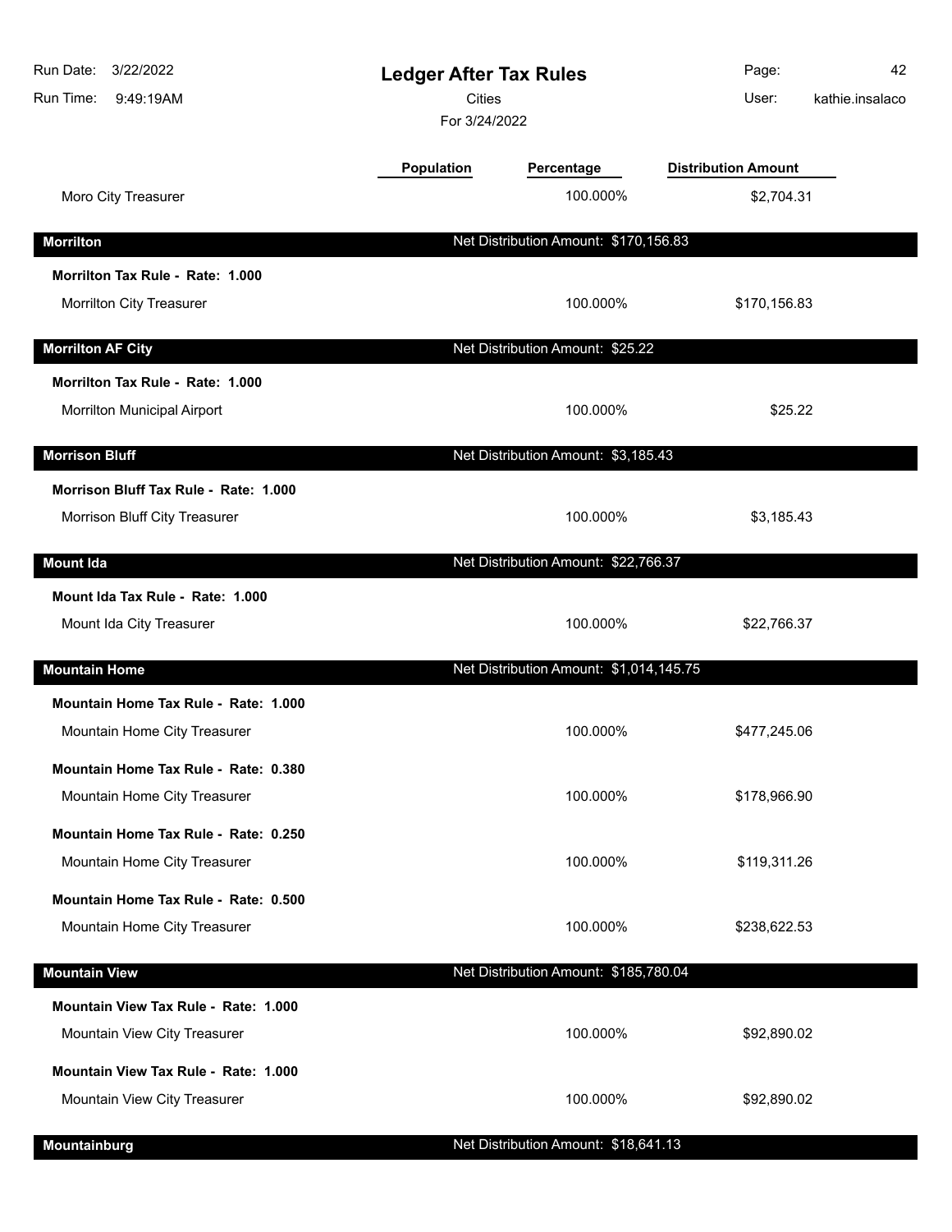| | Population | Percentage | Distribution Amount |
|---|---|---|---|
| Moro City Treasurer | | 100.000% | $2,704.31 |
| **Morrilton** | | Net Distribution Amount: $170,156.83 | |
| **Morrilton Tax Rule - Rate: 1.000** | | | |
| Morrilton City Treasurer | | 100.000% | $170,156.83 |
| **Morrilton AF City** | | Net Distribution Amount: $25.22 | |
| **Morrilton Tax Rule - Rate: 1.000** | | | |
| Morrilton Municipal Airport | | 100.000% | $25.22 |
| **Morrison Bluff** | | Net Distribution Amount: $3,185.43 | |
| **Morrison Bluff Tax Rule - Rate: 1.000** | | | |
| Morrison Bluff City Treasurer | | 100.000% | $3,185.43 |
| **Mount Ida** | | Net Distribution Amount: $22,766.37 | |
| **Mount Ida Tax Rule - Rate: 1.000** | | | |
| Mount Ida City Treasurer | | 100.000% | $22,766.37 |
| **Mountain Home** | | Net Distribution Amount: $1,014,145.75 | |
| **Mountain Home Tax Rule - Rate: 1.000** | | | |
| Mountain Home City Treasurer | | 100.000% | $477,245.06 |
| **Mountain Home Tax Rule - Rate: 0.380** | | | |
| Mountain Home City Treasurer | | 100.000% | $178,966.90 |
| **Mountain Home Tax Rule - Rate: 0.250** | | | |
| Mountain Home City Treasurer | | 100.000% | $119,311.26 |
| **Mountain Home Tax Rule - Rate: 0.500** | | | |
| Mountain Home City Treasurer | | 100.000% | $238,622.53 |
| **Mountain View** | | Net Distribution Amount: $185,780.04 | |
| **Mountain View Tax Rule - Rate: 1.000** | | | |
| Mountain View City Treasurer | | 100.000% | $92,890.02 |
| **Mountain View Tax Rule - Rate: 1.000** | | | |
| Mountain View City Treasurer | | 100.000% | $92,890.02 |
| **Mountainburg** | | Net Distribution Amount: $18,641.13 | |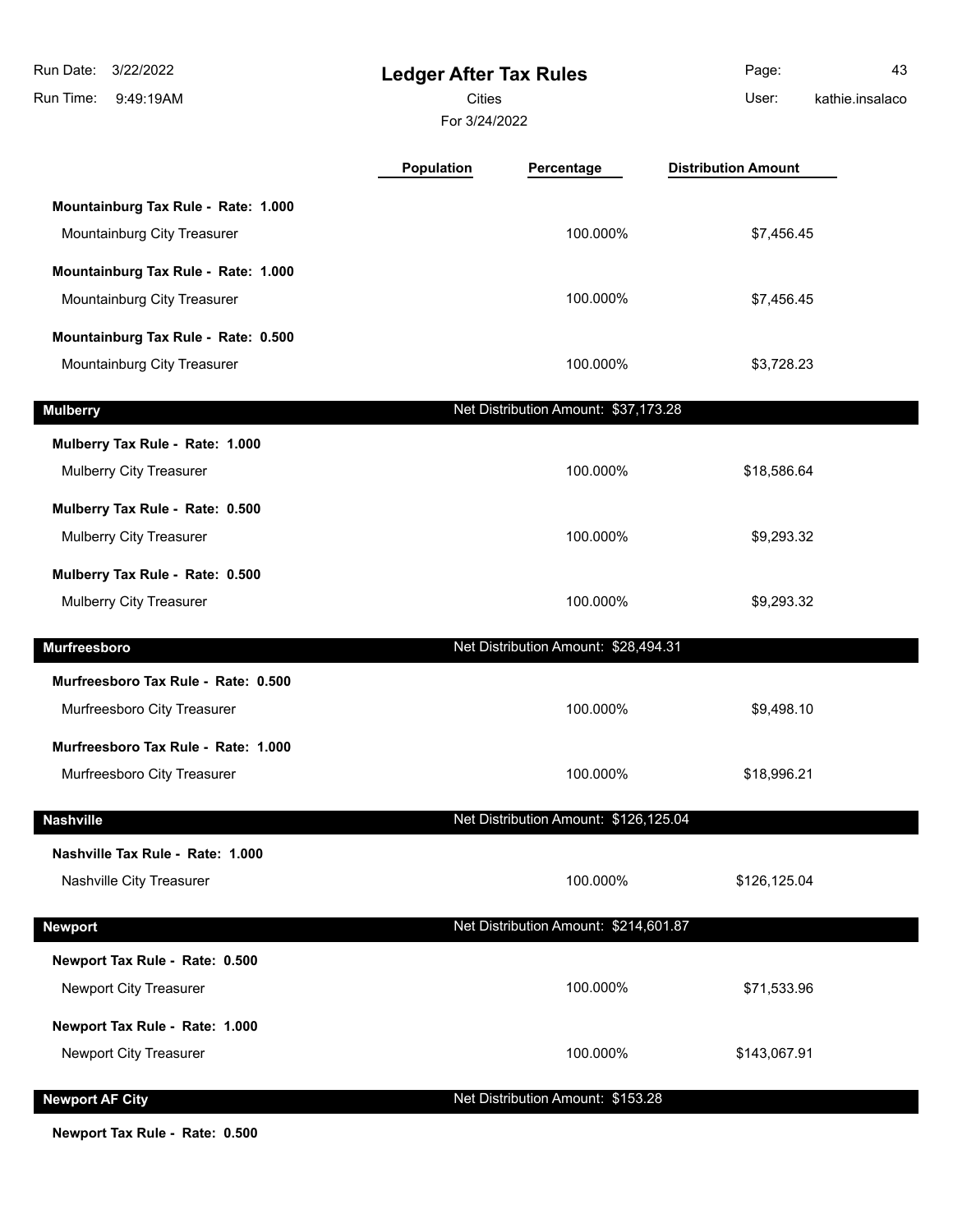| | Population | Percentage | Distribution Amount |
|---|---|---|---|
| **Mountainburg Tax Rule - Rate: 1.000** | | | |
| Mountainburg City Treasurer | | 100.000% | $7,456.45 |
| **Mountainburg Tax Rule - Rate: 1.000** | | | |
| Mountainburg City Treasurer | | 100.000% | $7,456.45 |
| **Mountainburg Tax Rule - Rate: 0.500** | | | |
| Mountainburg City Treasurer | | 100.000% | $3,728.23 |
| **Mulberry** | | Net Distribution Amount: $37,173.28 | |
| **Mulberry Tax Rule - Rate: 1.000** | | | |
| Mulberry City Treasurer | | 100.000% | $18,586.64 |
| **Mulberry Tax Rule - Rate: 0.500** | | | |
| Mulberry City Treasurer | | 100.000% | $9,293.32 |
| **Mulberry Tax Rule - Rate: 0.500** | | | |
| Mulberry City Treasurer | | 100.000% | $9,293.32 |
| **Murfreesboro** | | Net Distribution Amount: $28,494.31 | |
| **Murfreesboro Tax Rule - Rate: 0.500** | | | |
| Murfreesboro City Treasurer | | 100.000% | $9,498.10 |
| **Murfreesboro Tax Rule - Rate: 1.000** | | | |
| Murfreesboro City Treasurer | | 100.000% | $18,996.21 |
| **Nashville** | | Net Distribution Amount: $126,125.04 | |
| **Nashville Tax Rule - Rate: 1.000** | | | |
| Nashville City Treasurer | | 100.000% | $126,125.04 |
| **Newport** | | Net Distribution Amount: $214,601.87 | |
| **Newport Tax Rule - Rate: 0.500** | | | |
| Newport City Treasurer | | 100.000% | $71,533.96 |
| **Newport Tax Rule - Rate: 1.000** | | | |
| Newport City Treasurer | | 100.000% | $143,067.91 |
| **Newport AF City** | | Net Distribution Amount: $153.28 | |
| **Newport Tax Rule - Rate: 0.500** | | | |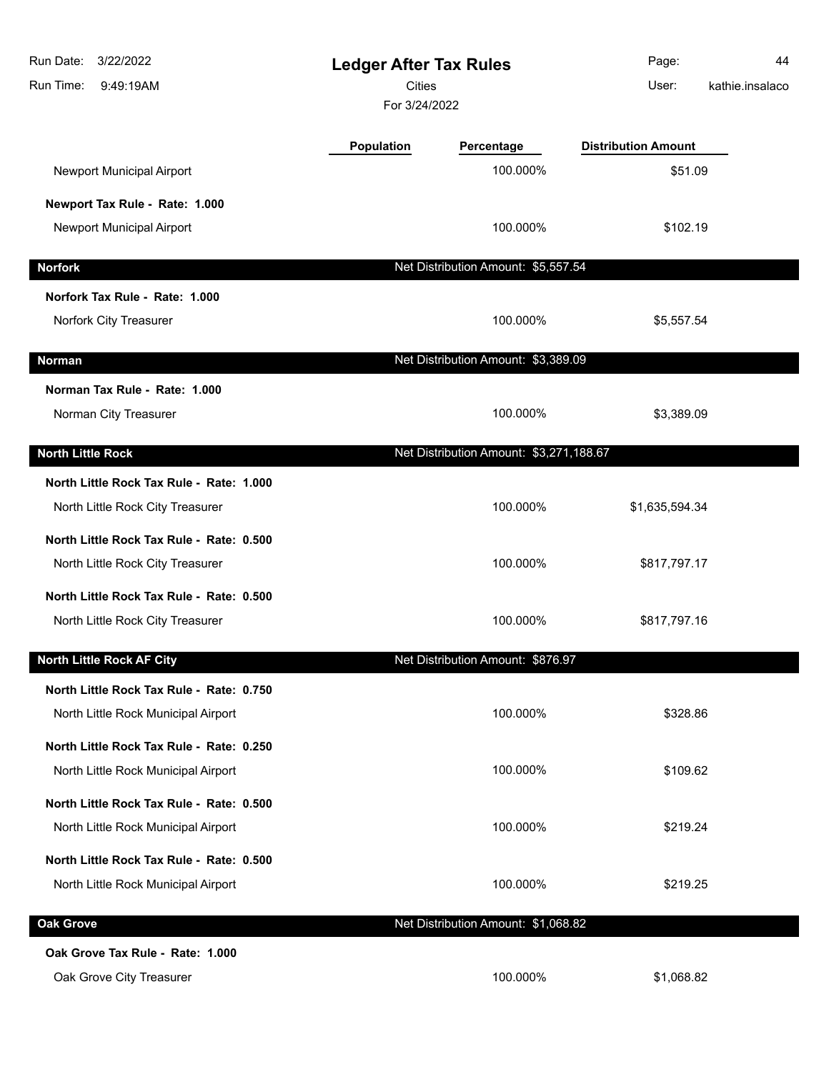# Ledger After Tax Rules

Cities

For 3/24/2022

| | Population | Percentage | Distribution Amount |
|---|---|---|---|
| Newport Municipal Airport | | 100.000% | $51.09 |
| **Newport Tax Rule - Rate: 1.000** | | | |
| Newport Municipal Airport | | 100.000% | $102.19 |
| **Norfork** | | **Net Distribution Amount: $5,557.54** | |
| **Norfork Tax Rule - Rate: 1.000** | | | |
| Norfork City Treasurer | | 100.000% | $5,557.54 |
| **Norman** | | **Net Distribution Amount: $3,389.09** | |
| **Norman Tax Rule - Rate: 1.000** | | | |
| Norman City Treasurer | | 100.000% | $3,389.09 |
| **North Little Rock** | | **Net Distribution Amount: $3,271,188.67** | |
| **North Little Rock Tax Rule - Rate: 1.000** | | | |
| North Little Rock City Treasurer | | 100.000% | $1,635,594.34 |
| **North Little Rock Tax Rule - Rate: 0.500** | | | |
| North Little Rock City Treasurer | | 100.000% | $817,797.17 |
| **North Little Rock Tax Rule - Rate: 0.500** | | | |
| North Little Rock City Treasurer | | 100.000% | $817,797.16 |
| **North Little Rock AF City** | | **Net Distribution Amount: $876.97** | |
| **North Little Rock Tax Rule - Rate: 0.750** | | | |
| North Little Rock Municipal Airport | | 100.000% | $328.86 |
| **North Little Rock Tax Rule - Rate: 0.250** | | | |
| North Little Rock Municipal Airport | | 100.000% | $109.62 |
| **North Little Rock Tax Rule - Rate: 0.500** | | | |
| North Little Rock Municipal Airport | | 100.000% | $219.24 |
| **North Little Rock Tax Rule - Rate: 0.500** | | | |
| North Little Rock Municipal Airport | | 100.000% | $219.25 |
| **Oak Grove** | | **Net Distribution Amount: $1,068.82** | |
| **Oak Grove Tax Rule - Rate: 1.000** | | | |
| Oak Grove City Treasurer | | 100.000% | $1,068.82 |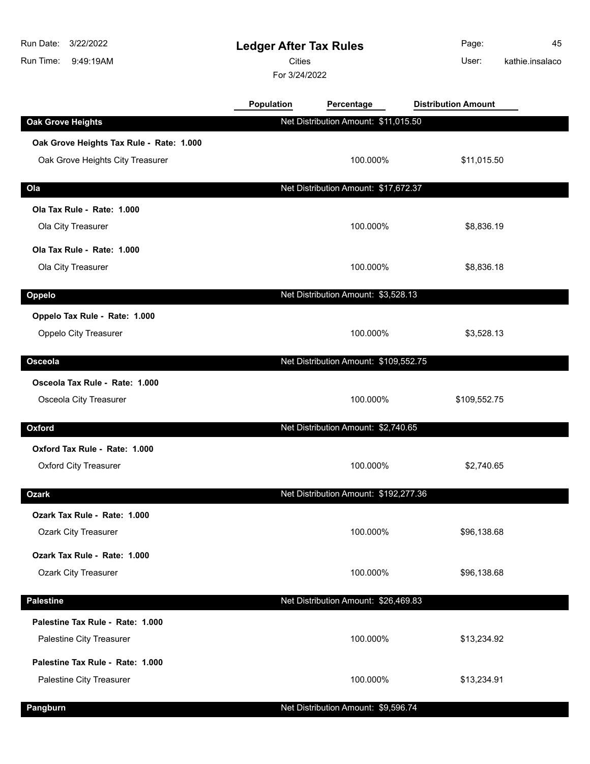# Ledger After Tax Rules

Cities

For 3/24/2022

| | Population | Percentage | Distribution Amount |
|---|---|---|---|
| **Oak Grove Heights** | Net Distribution Amount: $11,015.50 | | |
| **Oak Grove Heights Tax Rule - Rate: 1.000** | | | |
| Oak Grove Heights City Treasurer | | 100.000% | $11,015.50 |
| **Ola** | Net Distribution Amount: $17,672.37 | | |
| **Ola Tax Rule - Rate: 1.000** | | | |
| Ola City Treasurer | | 100.000% | $8,836.19 |
| **Ola Tax Rule - Rate: 1.000** | | | |
| Ola City Treasurer | | 100.000% | $8,836.18 |
| **Oppelo** | Net Distribution Amount: $3,528.13 | | |
| **Oppelo Tax Rule - Rate: 1.000** | | | |
| Oppelo City Treasurer | | 100.000% | $3,528.13 |
| **Osceola** | Net Distribution Amount: $109,552.75 | | |
| **Osceola Tax Rule - Rate: 1.000** | | | |
| Osceola City Treasurer | | 100.000% | $109,552.75 |
| **Oxford** | Net Distribution Amount: $2,740.65 | | |
| **Oxford Tax Rule - Rate: 1.000** | | | |
| Oxford City Treasurer | | 100.000% | $2,740.65 |
| **Ozark** | Net Distribution Amount: $192,277.36 | | |
| **Ozark Tax Rule - Rate: 1.000** | | | |
| Ozark City Treasurer | | 100.000% | $96,138.68 |
| **Ozark Tax Rule - Rate: 1.000** | | | |
| Ozark City Treasurer | | 100.000% | $96,138.68 |
| **Palestine** | Net Distribution Amount: $26,469.83 | | |
| **Palestine Tax Rule - Rate: 1.000** | | | |
| Palestine City Treasurer | | 100.000% | $13,234.92 |
| **Palestine Tax Rule - Rate: 1.000** | | | |
| Palestine City Treasurer | | 100.000% | $13,234.91 |
| **Pangburn** | Net Distribution Amount: $9,596.74 | | |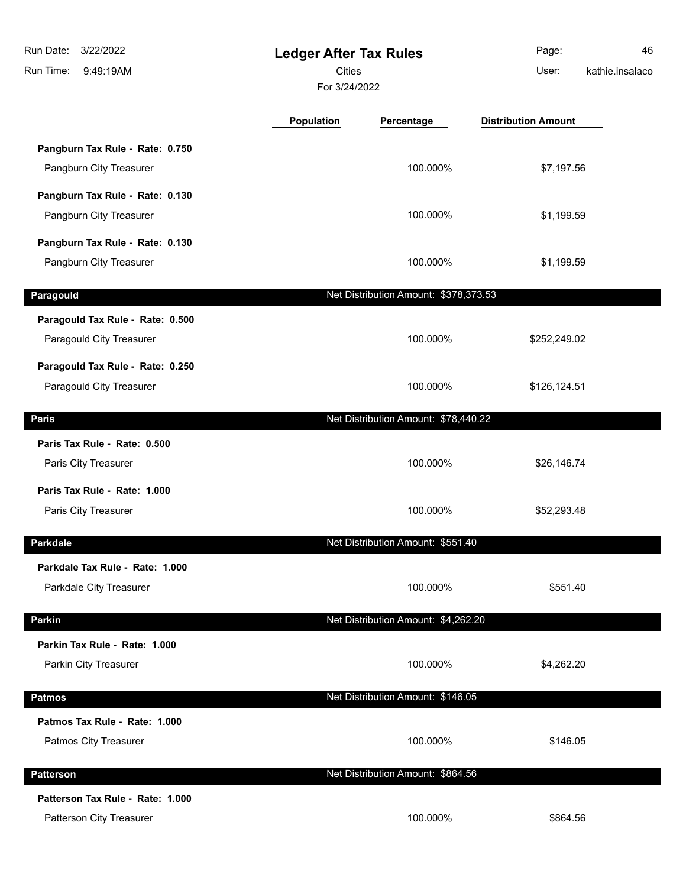# Ledger After Tax Rules

Cities

For 3/24/2022

Run Date: 3/22/2022
Run Time: 9:49:19AM
User: kathie.insalaco

| | Population | Percentage | Distribution Amount |
|---|---|---|---|
| **Pangburn Tax Rule - Rate: 0.750** | | | |
| Pangburn City Treasurer | | 100.000% | $7,197.56 |
| **Pangburn Tax Rule - Rate: 0.130** | | | |
| Pangburn City Treasurer | | 100.000% | $1,199.59 |
| **Pangburn Tax Rule - Rate: 0.130** | | | |
| Pangburn City Treasurer | | 100.000% | $1,199.59 |
| **Paragould** | | Net Distribution Amount: $378,373.53 | |
| **Paragould Tax Rule - Rate: 0.500** | | | |
| Paragould City Treasurer | | 100.000% | $252,249.02 |
| **Paragould Tax Rule - Rate: 0.250** | | | |
| Paragould City Treasurer | | 100.000% | $126,124.51 |
| **Paris** | | Net Distribution Amount: $78,440.22 | |
| **Paris Tax Rule - Rate: 0.500** | | | |
| Paris City Treasurer | | 100.000% | $26,146.74 |
| **Paris Tax Rule - Rate: 1.000** | | | |
| Paris City Treasurer | | 100.000% | $52,293.48 |
| **Parkdale** | | Net Distribution Amount: $551.40 | |
| **Parkdale Tax Rule - Rate: 1.000** | | | |
| Parkdale City Treasurer | | 100.000% | $551.40 |
| **Parkin** | | Net Distribution Amount: $4,262.20 | |
| **Parkin Tax Rule - Rate: 1.000** | | | |
| Parkin City Treasurer | | 100.000% | $4,262.20 |
| **Patmos** | | Net Distribution Amount: $146.05 | |
| **Patmos Tax Rule - Rate: 1.000** | | | |
| Patmos City Treasurer | | 100.000% | $146.05 |
| **Patterson** | | Net Distribution Amount: $864.56 | |
| **Patterson Tax Rule - Rate: 1.000** | | | |
| Patterson City Treasurer | | 100.000% | $864.56 |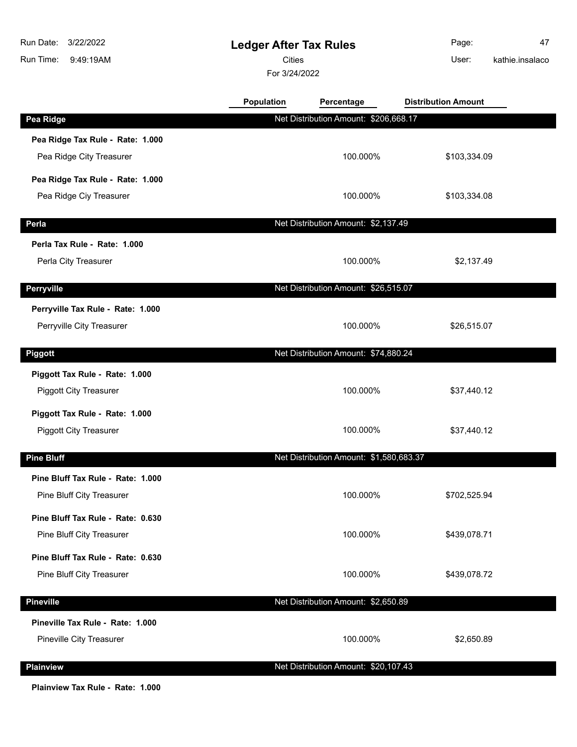# Ledger After Tax Rules

Cities

For 3/24/2022

Run Date: 3/22/2022
Run Time: 9:49:19AM
User: kathie.insalaco

| | Population | Percentage | Distribution Amount |
|---|---|---|---|
| **Pea Ridge** | | **Net Distribution Amount: $206,668.17** | |
| **Pea Ridge Tax Rule - Rate: 1.000** | | | |
| Pea Ridge City Treasurer | | 100.000% | $103,334.09 |
| **Pea Ridge Tax Rule - Rate: 1.000** | | | |
| Pea Ridge Ciy Treasurer | | 100.000% | $103,334.08 |
| **Perla** | | **Net Distribution Amount: $2,137.49** | |
| **Perla Tax Rule - Rate: 1.000** | | | |
| Perla City Treasurer | | 100.000% | $2,137.49 |
| **Perryville** | | **Net Distribution Amount: $26,515.07** | |
| **Perryville Tax Rule - Rate: 1.000** | | | |
| Perryville City Treasurer | | 100.000% | $26,515.07 |
| **Piggott** | | **Net Distribution Amount: $74,880.24** | |
| **Piggott Tax Rule - Rate: 1.000** | | | |
| Piggott City Treasurer | | 100.000% | $37,440.12 |
| **Piggott Tax Rule - Rate: 1.000** | | | |
| Piggott City Treasurer | | 100.000% | $37,440.12 |
| **Pine Bluff** | | **Net Distribution Amount: $1,580,683.37** | |
| **Pine Bluff Tax Rule - Rate: 1.000** | | | |
| Pine Bluff City Treasurer | | 100.000% | $702,525.94 |
| **Pine Bluff Tax Rule - Rate: 0.630** | | | |
| Pine Bluff City Treasurer | | 100.000% | $439,078.71 |
| **Pine Bluff Tax Rule - Rate: 0.630** | | | |
| Pine Bluff City Treasurer | | 100.000% | $439,078.72 |
| **Pineville** | | **Net Distribution Amount: $2,650.89** | |
| **Pineville Tax Rule - Rate: 1.000** | | | |
| Pineville City Treasurer | | 100.000% | $2,650.89 |
| **Plainview** | | **Net Distribution Amount: $20,107.43** | |
| **Plainview Tax Rule - Rate: 1.000** | | | |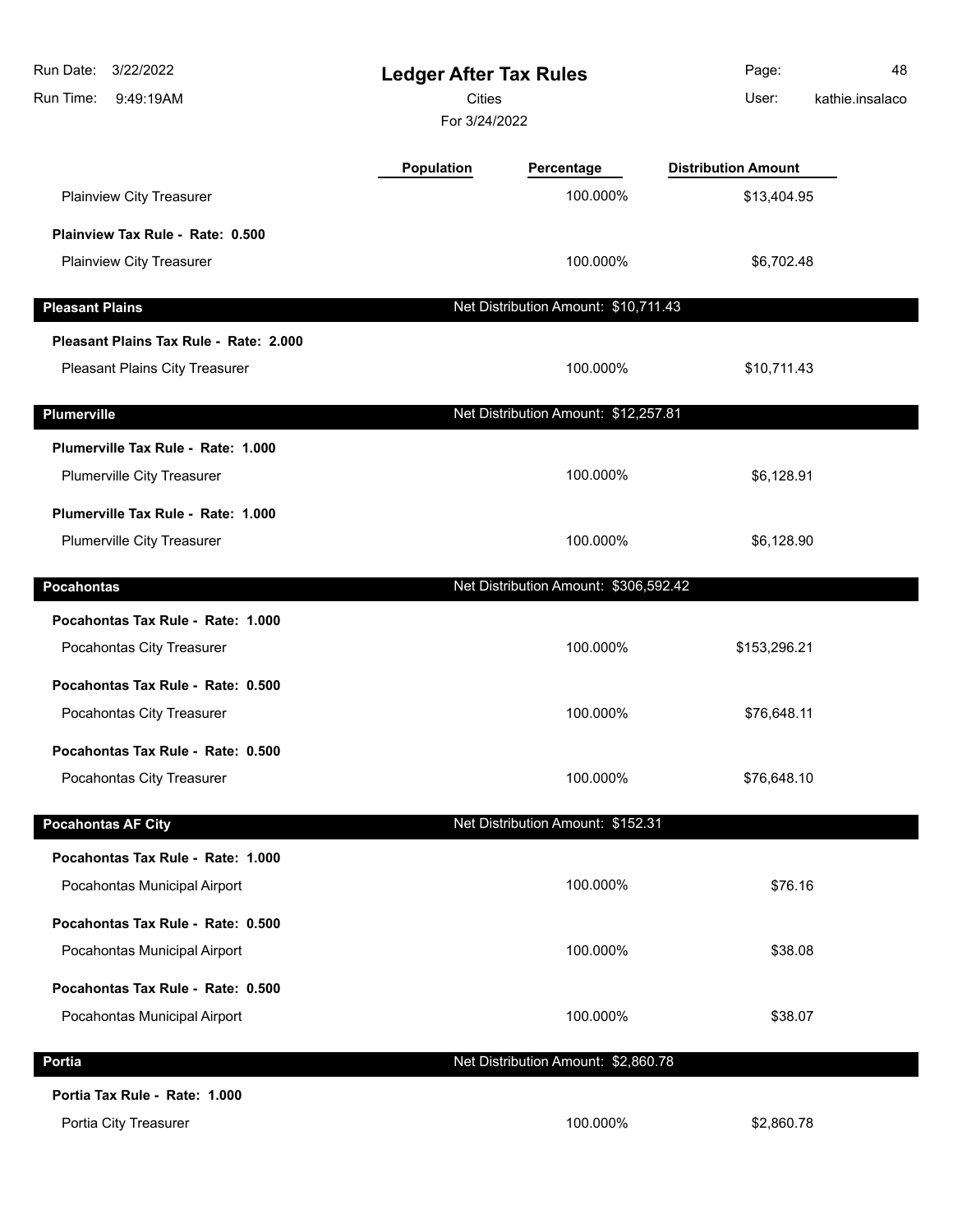# Ledger After Tax Rules

Cities

For 3/24/2022

| | Population | Percentage | Distribution Amount |
|---|---|---|---|
| Plainview City Treasurer | | 100.000% | $13,404.95 |
| **Plainview Tax Rule - Rate: 0.500** | | | |
| Plainview City Treasurer | | 100.000% | $6,702.48 |
| **Pleasant Plains** | | Net Distribution Amount: $10,711.43 | |
| **Pleasant Plains Tax Rule - Rate: 2.000** | | | |
| Pleasant Plains City Treasurer | | 100.000% | $10,711.43 |
| **Plumerville** | | Net Distribution Amount: $12,257.81 | |
| **Plumerville Tax Rule - Rate: 1.000** | | | |
| Plumerville City Treasurer | | 100.000% | $6,128.91 |
| **Plumerville Tax Rule - Rate: 1.000** | | | |
| Plumerville City Treasurer | | 100.000% | $6,128.90 |
| **Pocahontas** | | Net Distribution Amount: $306,592.42 | |
| **Pocahontas Tax Rule - Rate: 1.000** | | | |
| Pocahontas City Treasurer | | 100.000% | $153,296.21 |
| **Pocahontas Tax Rule - Rate: 0.500** | | | |
| Pocahontas City Treasurer | | 100.000% | $76,648.11 |
| **Pocahontas Tax Rule - Rate: 0.500** | | | |
| Pocahontas City Treasurer | | 100.000% | $76,648.10 |
| **Pocahontas AF City** | | Net Distribution Amount: $152.31 | |
| **Pocahontas Tax Rule - Rate: 1.000** | | | |
| Pocahontas Municipal Airport | | 100.000% | $76.16 |
| **Pocahontas Tax Rule - Rate: 0.500** | | | |
| Pocahontas Municipal Airport | | 100.000% | $38.08 |
| **Pocahontas Tax Rule - Rate: 0.500** | | | |
| Pocahontas Municipal Airport | | 100.000% | $38.07 |
| **Portia** | | Net Distribution Amount: $2,860.78 | |
| **Portia Tax Rule - Rate: 1.000** | | | |
| Portia City Treasurer | | 100.000% | $2,860.78 |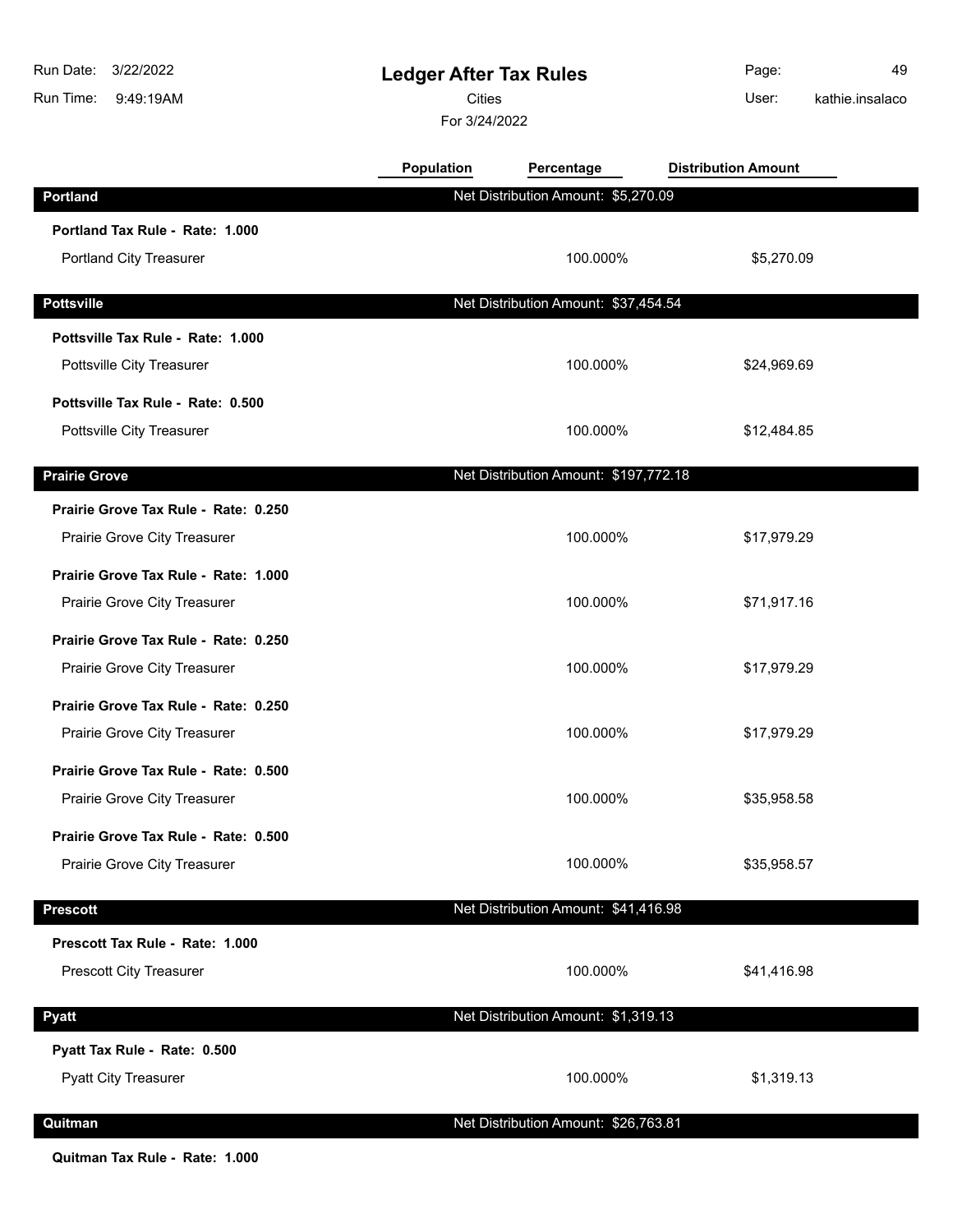# Ledger After Tax Rules

Cities

For 3/24/2022

| | Population | Percentage | Distribution Amount |
|---|---|---|---|
| **Portland** | Net Distribution Amount: $5,270.09 | | |
| **Portland Tax Rule - Rate: 1.000** | | | |
| Portland City Treasurer | | 100.000% | $5,270.09 |
| **Pottsville** | Net Distribution Amount: $37,454.54 | | |
| **Pottsville Tax Rule - Rate: 1.000** | | | |
| Pottsville City Treasurer | | 100.000% | $24,969.69 |
| **Pottsville Tax Rule - Rate: 0.500** | | | |
| Pottsville City Treasurer | | 100.000% | $12,484.85 |
| **Prairie Grove** | Net Distribution Amount: $197,772.18 | | |
| **Prairie Grove Tax Rule - Rate: 0.250** | | | |
| Prairie Grove City Treasurer | | 100.000% | $17,979.29 |
| **Prairie Grove Tax Rule - Rate: 1.000** | | | |
| Prairie Grove City Treasurer | | 100.000% | $71,917.16 |
| **Prairie Grove Tax Rule - Rate: 0.250** | | | |
| Prairie Grove City Treasurer | | 100.000% | $17,979.29 |
| **Prairie Grove Tax Rule - Rate: 0.250** | | | |
| Prairie Grove City Treasurer | | 100.000% | $17,979.29 |
| **Prairie Grove Tax Rule - Rate: 0.500** | | | |
| Prairie Grove City Treasurer | | 100.000% | $35,958.58 |
| **Prairie Grove Tax Rule - Rate: 0.500** | | | |
| Prairie Grove City Treasurer | | 100.000% | $35,958.57 |
| **Prescott** | Net Distribution Amount: $41,416.98 | | |
| **Prescott Tax Rule - Rate: 1.000** | | | |
| Prescott City Treasurer | | 100.000% | $41,416.98 |
| **Pyatt** | Net Distribution Amount: $1,319.13 | | |
| **Pyatt Tax Rule - Rate: 0.500** | | | |
| Pyatt City Treasurer | | 100.000% | $1,319.13 |
| **Quitman** | Net Distribution Amount: $26,763.81 | | |
| **Quitman Tax Rule - Rate: 1.000** | | | |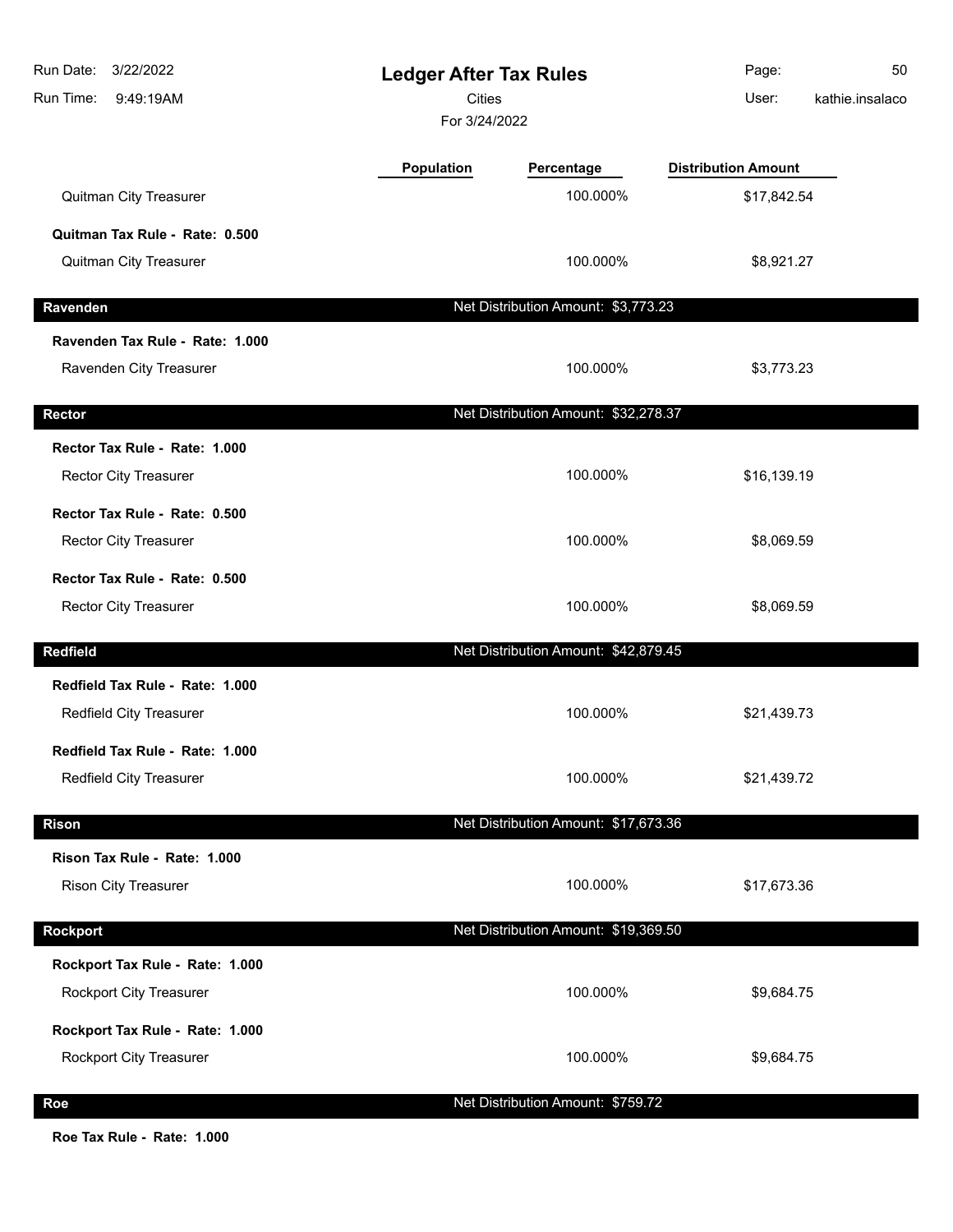# Ledger After Tax Rules

Cities

For 3/24/2022

| | Population | Percentage | Distribution Amount |
|---|---|---|---|
| Quitman City Treasurer | | 100.000% | $17,842.54 |
| **Quitman Tax Rule - Rate: 0.500** | | | |
| Quitman City Treasurer | | 100.000% | $8,921.27 |
| **Ravenden** | | Net Distribution Amount: $3,773.23 | |
| **Ravenden Tax Rule - Rate: 1.000** | | | |
| Ravenden City Treasurer | | 100.000% | $3,773.23 |
| **Rector** | | Net Distribution Amount: $32,278.37 | |
| **Rector Tax Rule - Rate: 1.000** | | | |
| Rector City Treasurer | | 100.000% | $16,139.19 |
| **Rector Tax Rule - Rate: 0.500** | | | |
| Rector City Treasurer | | 100.000% | $8,069.59 |
| **Rector Tax Rule - Rate: 0.500** | | | |
| Rector City Treasurer | | 100.000% | $8,069.59 |
| **Redfield** | | Net Distribution Amount: $42,879.45 | |
| **Redfield Tax Rule - Rate: 1.000** | | | |
| Redfield City Treasurer | | 100.000% | $21,439.73 |
| **Redfield Tax Rule - Rate: 1.000** | | | |
| Redfield City Treasurer | | 100.000% | $21,439.72 |
| **Rison** | | Net Distribution Amount: $17,673.36 | |
| **Rison Tax Rule - Rate: 1.000** | | | |
| Rison City Treasurer | | 100.000% | $17,673.36 |
| **Rockport** | | Net Distribution Amount: $19,369.50 | |
| **Rockport Tax Rule - Rate: 1.000** | | | |
| Rockport City Treasurer | | 100.000% | $9,684.75 |
| **Rockport Tax Rule - Rate: 1.000** | | | |
| Rockport City Treasurer | | 100.000% | $9,684.75 |
| **Roe** | | Net Distribution Amount: $759.72 | |
| **Roe Tax Rule - Rate: 1.000** | | | |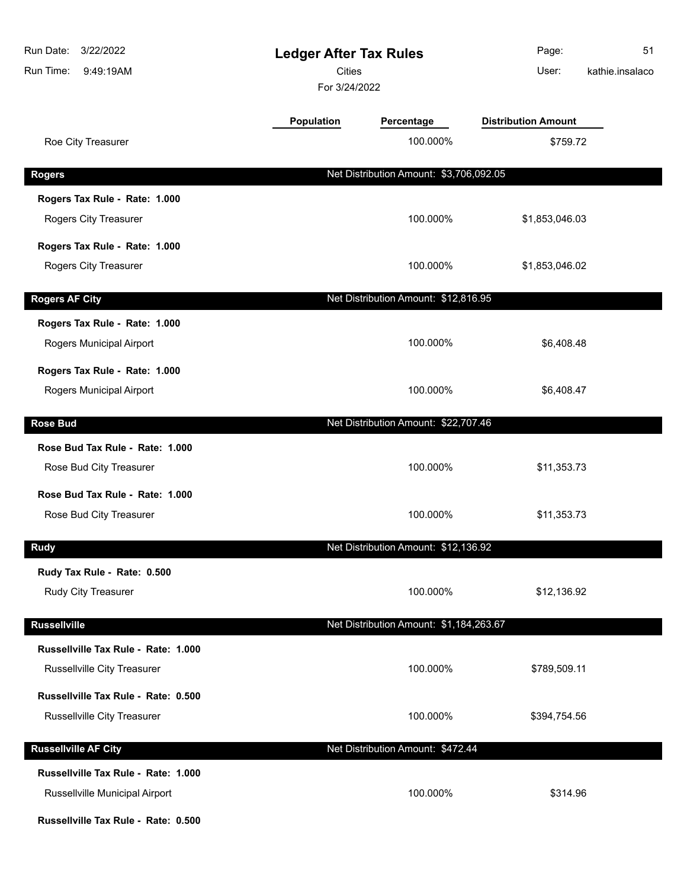# Ledger After Tax Rules

Cities

For 3/24/2022

| | Population | Percentage | Distribution Amount |
|---|---|---|---|
| Roe City Treasurer | | 100.000% | $759.72 |
| **Rogers** | | Net Distribution Amount: $3,706,092.05 | |
| **Rogers Tax Rule - Rate: 1.000** | | | |
| Rogers City Treasurer | | 100.000% | $1,853,046.03 |
| **Rogers Tax Rule - Rate: 1.000** | | | |
| Rogers City Treasurer | | 100.000% | $1,853,046.02 |
| **Rogers AF City** | | Net Distribution Amount: $12,816.95 | |
| **Rogers Tax Rule - Rate: 1.000** | | | |
| Rogers Municipal Airport | | 100.000% | $6,408.48 |
| **Rogers Tax Rule - Rate: 1.000** | | | |
| Rogers Municipal Airport | | 100.000% | $6,408.47 |
| **Rose Bud** | | Net Distribution Amount: $22,707.46 | |
| **Rose Bud Tax Rule - Rate: 1.000** | | | |
| Rose Bud City Treasurer | | 100.000% | $11,353.73 |
| **Rose Bud Tax Rule - Rate: 1.000** | | | |
| Rose Bud City Treasurer | | 100.000% | $11,353.73 |
| **Rudy** | | Net Distribution Amount: $12,136.92 | |
| **Rudy Tax Rule - Rate: 0.500** | | | |
| Rudy City Treasurer | | 100.000% | $12,136.92 |
| **Russellville** | | Net Distribution Amount: $1,184,263.67 | |
| **Russellville Tax Rule - Rate: 1.000** | | | |
| Russellville City Treasurer | | 100.000% | $789,509.11 |
| **Russellville Tax Rule - Rate: 0.500** | | | |
| Russellville City Treasurer | | 100.000% | $394,754.56 |
| **Russellville AF City** | | Net Distribution Amount: $472.44 | |
| **Russellville Tax Rule - Rate: 1.000** | | | |
| Russellville Municipal Airport | | 100.000% | $314.96 |
| **Russellville Tax Rule - Rate: 0.500** | | | |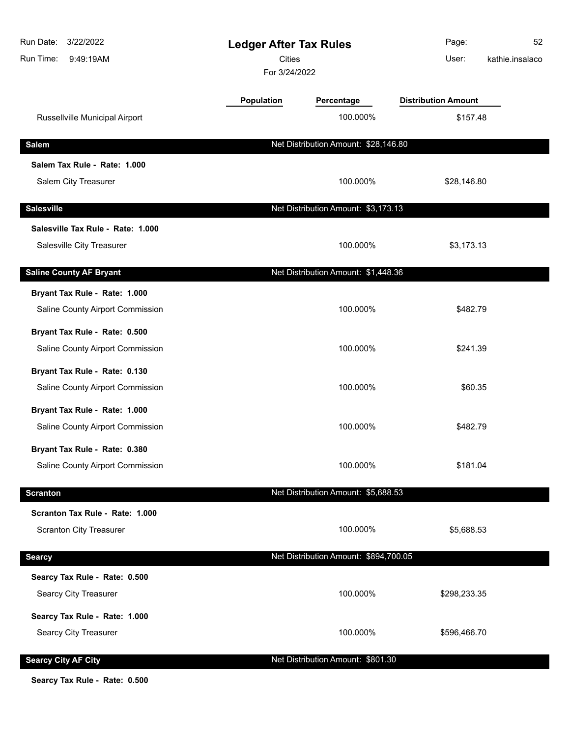# Ledger After Tax Rules

Cities

For 3/24/2022

| | Population | Percentage | Distribution Amount |
|---|---|---|---|
| Russellville Municipal Airport | | 100.000% | $157.48 |

## Salem

Net Distribution Amount: $28,146.80

**Salem Tax Rule - Rate: 1.000**

| | Population | Percentage | Distribution Amount |
|---|---|---|---|
| Salem City Treasurer | | 100.000% | $28,146.80 |

## Salesville

Net Distribution Amount: $3,173.13

**Salesville Tax Rule - Rate: 1.000**

| | Population | Percentage | Distribution Amount |
|---|---|---|---|
| Salesville City Treasurer | | 100.000% | $3,173.13 |

## Saline County AF Bryant

Net Distribution Amount: $1,448.36

**Bryant Tax Rule - Rate: 1.000**

| | Population | Percentage | Distribution Amount |
|---|---|---|---|
| Saline County Airport Commission | | 100.000% | $482.79 |

**Bryant Tax Rule - Rate: 0.500**

| | Population | Percentage | Distribution Amount |
|---|---|---|---|
| Saline County Airport Commission | | 100.000% | $241.39 |

**Bryant Tax Rule - Rate: 0.130**

| | Population | Percentage | Distribution Amount |
|---|---|---|---|
| Saline County Airport Commission | | 100.000% | $60.35 |

**Bryant Tax Rule - Rate: 1.000**

| | Population | Percentage | Distribution Amount |
|---|---|---|---|
| Saline County Airport Commission | | 100.000% | $482.79 |

**Bryant Tax Rule - Rate: 0.380**

| | Population | Percentage | Distribution Amount |
|---|---|---|---|
| Saline County Airport Commission | | 100.000% | $181.04 |

## Scranton

Net Distribution Amount: $5,688.53

**Scranton Tax Rule - Rate: 1.000**

| | Population | Percentage | Distribution Amount |
|---|---|---|---|
| Scranton City Treasurer | | 100.000% | $5,688.53 |

## Searcy

Net Distribution Amount: $894,700.05

**Searcy Tax Rule - Rate: 0.500**

| | Population | Percentage | Distribution Amount |
|---|---|---|---|
| Searcy City Treasurer | | 100.000% | $298,233.35 |

**Searcy Tax Rule - Rate: 1.000**

| | Population | Percentage | Distribution Amount |
|---|---|---|---|
| Searcy City Treasurer | | 100.000% | $596,466.70 |

## Searcy City AF City

Net Distribution Amount: $801.30

**Searcy Tax Rule - Rate: 0.500**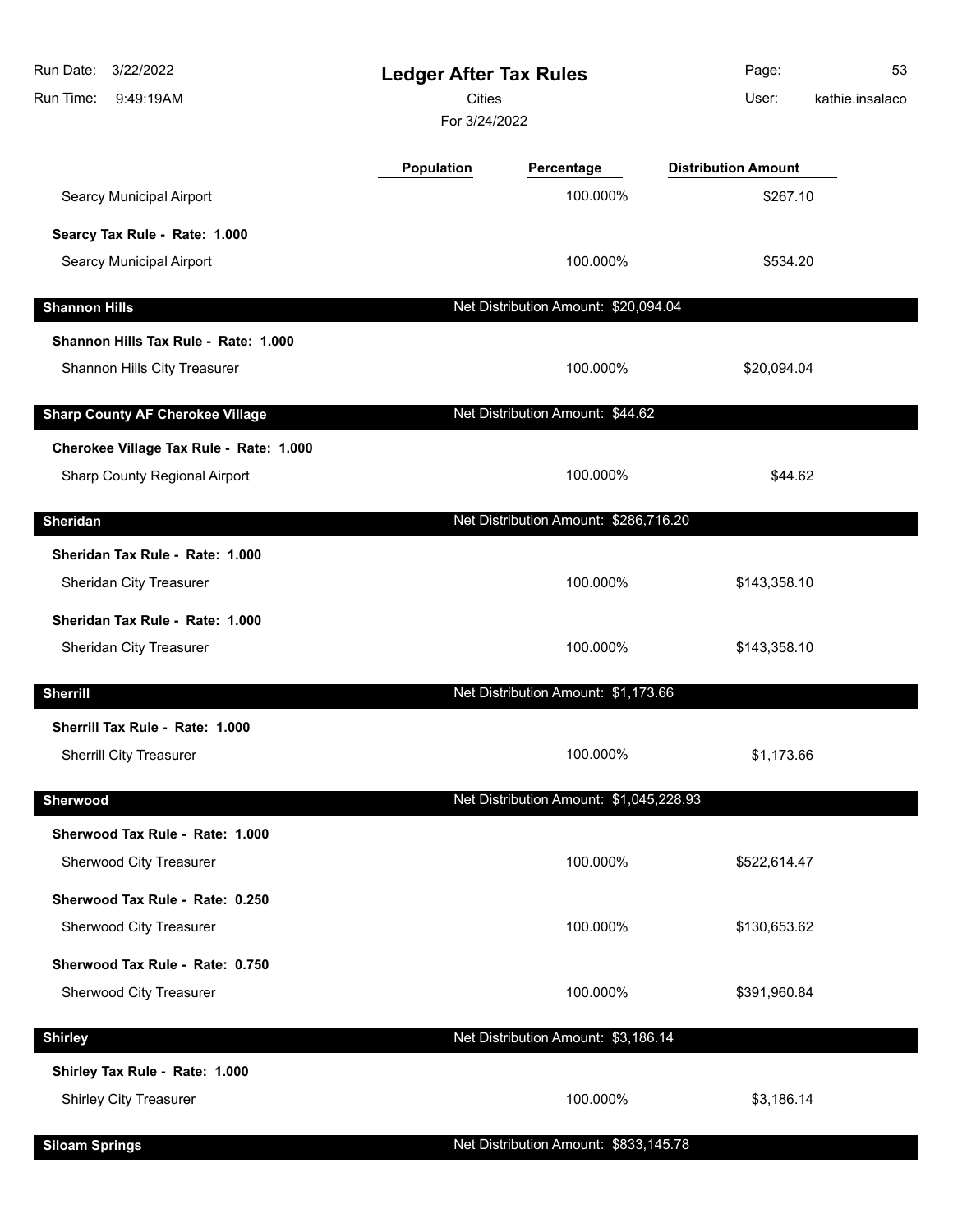# Ledger After Tax Rules

Cities

For 3/24/2022

| | Population | Percentage | Distribution Amount |
|---|---|---|---|
| Searcy Municipal Airport | | 100.000% | $267.10 |
| **Searcy Tax Rule - Rate: 1.000** | | | |
| Searcy Municipal Airport | | 100.000% | $534.20 |
| **Shannon Hills** | | **Net Distribution Amount: $20,094.04** | |
| **Shannon Hills Tax Rule - Rate: 1.000** | | | |
| Shannon Hills City Treasurer | | 100.000% | $20,094.04 |
| **Sharp County AF Cherokee Village** | | **Net Distribution Amount: $44.62** | |
| **Cherokee Village Tax Rule - Rate: 1.000** | | | |
| Sharp County Regional Airport | | 100.000% | $44.62 |
| **Sheridan** | | **Net Distribution Amount: $286,716.20** | |
| **Sheridan Tax Rule - Rate: 1.000** | | | |
| Sheridan City Treasurer | | 100.000% | $143,358.10 |
| **Sheridan Tax Rule - Rate: 1.000** | | | |
| Sheridan City Treasurer | | 100.000% | $143,358.10 |
| **Sherrill** | | **Net Distribution Amount: $1,173.66** | |
| **Sherrill Tax Rule - Rate: 1.000** | | | |
| Sherrill City Treasurer | | 100.000% | $1,173.66 |
| **Sherwood** | | **Net Distribution Amount: $1,045,228.93** | |
| **Sherwood Tax Rule - Rate: 1.000** | | | |
| Sherwood City Treasurer | | 100.000% | $522,614.47 |
| **Sherwood Tax Rule - Rate: 0.250** | | | |
| Sherwood City Treasurer | | 100.000% | $130,653.62 |
| **Sherwood Tax Rule - Rate: 0.750** | | | |
| Sherwood City Treasurer | | 100.000% | $391,960.84 |
| **Shirley** | | **Net Distribution Amount: $3,186.14** | |
| **Shirley Tax Rule - Rate: 1.000** | | | |
| Shirley City Treasurer | | 100.000% | $3,186.14 |
| **Siloam Springs** | | **Net Distribution Amount: $833,145.78** | |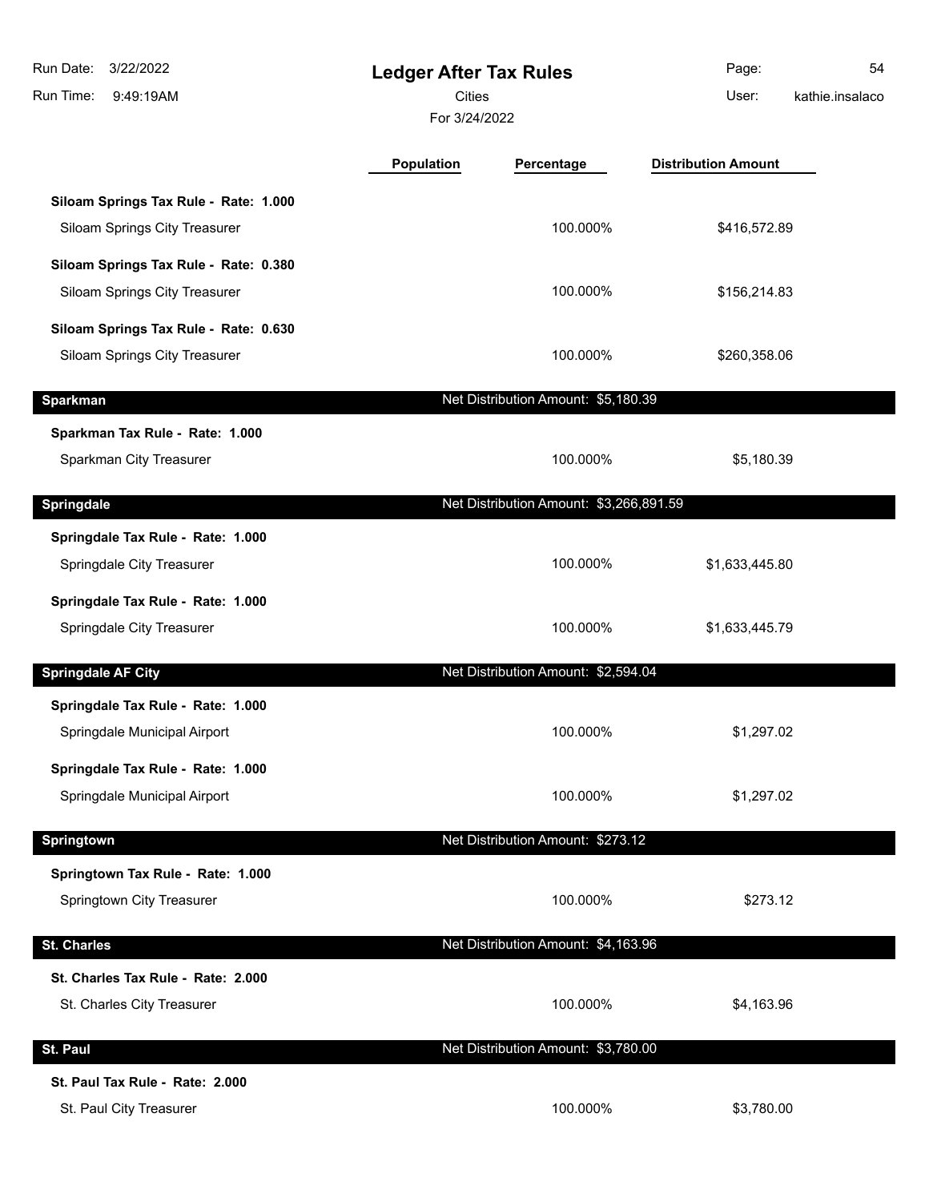# Ledger After Tax Rules

Cities

For 3/24/2022

| | Population | Percentage | Distribution Amount |
|---|---|---|---|
| **Siloam Springs Tax Rule - Rate: 1.000** | | | |
| Siloam Springs City Treasurer | | 100.000% | $416,572.89 |
| **Siloam Springs Tax Rule - Rate: 0.380** | | | |
| Siloam Springs City Treasurer | | 100.000% | $156,214.83 |
| **Siloam Springs Tax Rule - Rate: 0.630** | | | |
| Siloam Springs City Treasurer | | 100.000% | $260,358.06 |
| **Sparkman** | | Net Distribution Amount: $5,180.39 | |
| **Sparkman Tax Rule - Rate: 1.000** | | | |
| Sparkman City Treasurer | | 100.000% | $5,180.39 |
| **Springdale** | | Net Distribution Amount: $3,266,891.59 | |
| **Springdale Tax Rule - Rate: 1.000** | | | |
| Springdale City Treasurer | | 100.000% | $1,633,445.80 |
| **Springdale Tax Rule - Rate: 1.000** | | | |
| Springdale City Treasurer | | 100.000% | $1,633,445.79 |
| **Springdale AF City** | | Net Distribution Amount: $2,594.04 | |
| **Springdale Tax Rule - Rate: 1.000** | | | |
| Springdale Municipal Airport | | 100.000% | $1,297.02 |
| **Springdale Tax Rule - Rate: 1.000** | | | |
| Springdale Municipal Airport | | 100.000% | $1,297.02 |
| **Springtown** | | Net Distribution Amount: $273.12 | |
| **Springtown Tax Rule - Rate: 1.000** | | | |
| Springtown City Treasurer | | 100.000% | $273.12 |
| **St. Charles** | | Net Distribution Amount: $4,163.96 | |
| **St. Charles Tax Rule - Rate: 2.000** | | | |
| St. Charles City Treasurer | | 100.000% | $4,163.96 |
| **St. Paul** | | Net Distribution Amount: $3,780.00 | |
| **St. Paul Tax Rule - Rate: 2.000** | | | |
| St. Paul City Treasurer | | 100.000% | $3,780.00 |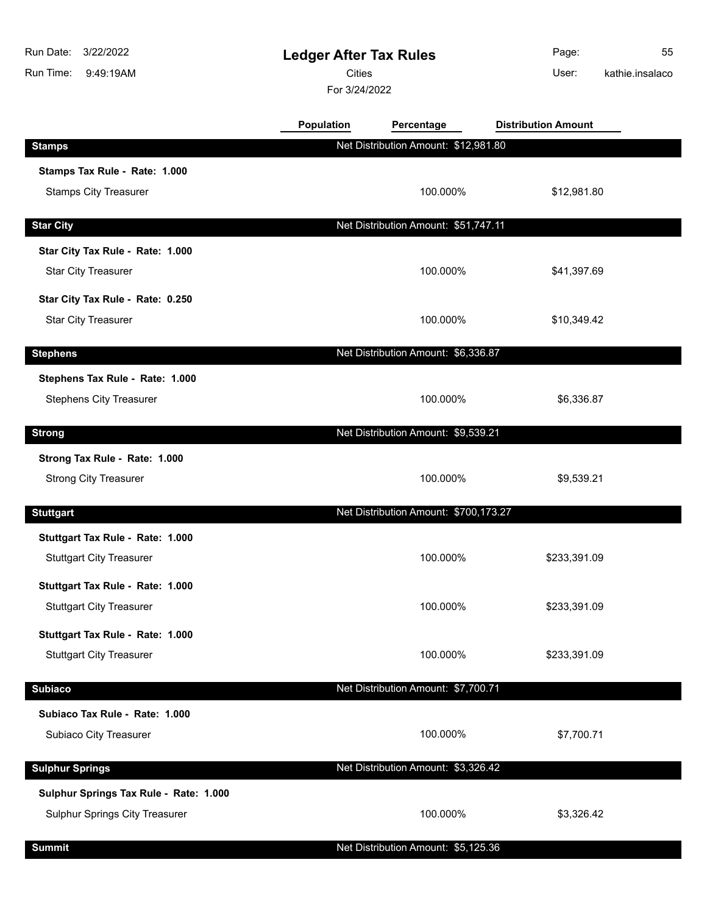# Ledger After Tax Rules

Cities

For 3/24/2022

Run Date: 3/22/2022
Run Time: 9:49:19AM
User: kathie.insalaco

| | Population | Percentage | Distribution Amount |
|---|---|---|---|
| **Stamps** | | Net Distribution Amount: $12,981.80 | |
| **Stamps Tax Rule - Rate: 1.000** | | | |
| Stamps City Treasurer | | 100.000% | $12,981.80 |
| **Star City** | | Net Distribution Amount: $51,747.11 | |
| **Star City Tax Rule - Rate: 1.000** | | | |
| Star City Treasurer | | 100.000% | $41,397.69 |
| **Star City Tax Rule - Rate: 0.250** | | | |
| Star City Treasurer | | 100.000% | $10,349.42 |
| **Stephens** | | Net Distribution Amount: $6,336.87 | |
| **Stephens Tax Rule - Rate: 1.000** | | | |
| Stephens City Treasurer | | 100.000% | $6,336.87 |
| **Strong** | | Net Distribution Amount: $9,539.21 | |
| **Strong Tax Rule - Rate: 1.000** | | | |
| Strong City Treasurer | | 100.000% | $9,539.21 |
| **Stuttgart** | | Net Distribution Amount: $700,173.27 | |
| **Stuttgart Tax Rule - Rate: 1.000** | | | |
| Stuttgart City Treasurer | | 100.000% | $233,391.09 |
| **Stuttgart Tax Rule - Rate: 1.000** | | | |
| Stuttgart City Treasurer | | 100.000% | $233,391.09 |
| **Stuttgart Tax Rule - Rate: 1.000** | | | |
| Stuttgart City Treasurer | | 100.000% | $233,391.09 |
| **Subiaco** | | Net Distribution Amount: $7,700.71 | |
| **Subiaco Tax Rule - Rate: 1.000** | | | |
| Subiaco City Treasurer | | 100.000% | $7,700.71 |
| **Sulphur Springs** | | Net Distribution Amount: $3,326.42 | |
| **Sulphur Springs Tax Rule - Rate: 1.000** | | | |
| Sulphur Springs City Treasurer | | 100.000% | $3,326.42 |
| **Summit** | | Net Distribution Amount: $5,125.36 | |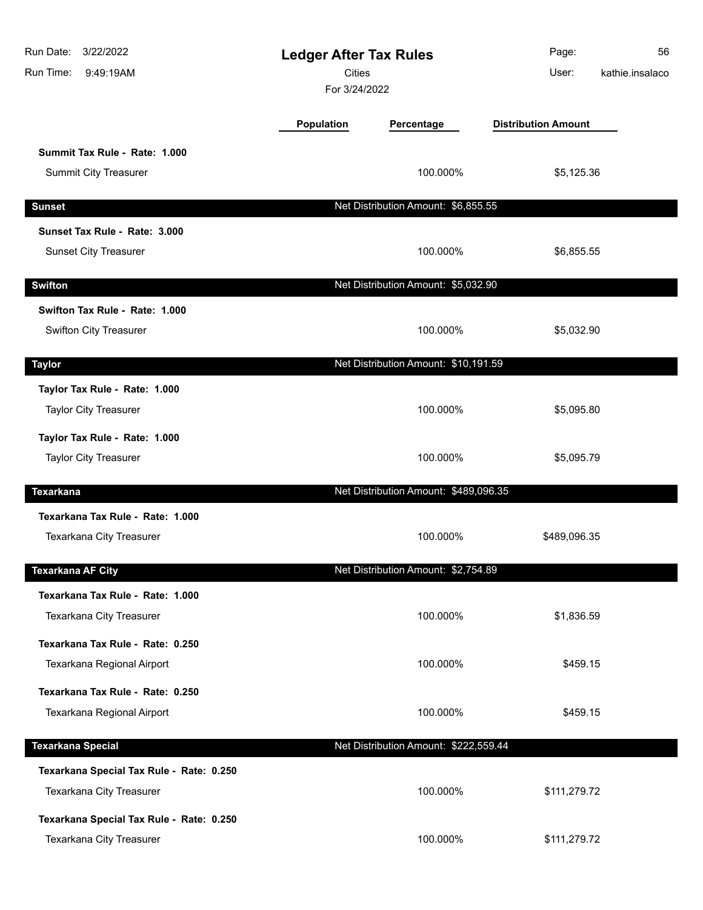# Ledger After Tax Rules

Cities

For 3/24/2022

Run Date: 3/22/2022
Run Time: 9:49:19AM
User: kathie.insalaco

| | Population | Percentage | Distribution Amount |
|---|---|---|---|
| **Summit Tax Rule - Rate: 1.000** | | | |
| Summit City Treasurer | | 100.000% | $5,125.36 |
| **Sunset** | | Net Distribution Amount: $6,855.55 | |
| **Sunset Tax Rule - Rate: 3.000** | | | |
| Sunset City Treasurer | | 100.000% | $6,855.55 |
| **Swifton** | | Net Distribution Amount: $5,032.90 | |
| **Swifton Tax Rule - Rate: 1.000** | | | |
| Swifton City Treasurer | | 100.000% | $5,032.90 |
| **Taylor** | | Net Distribution Amount: $10,191.59 | |
| **Taylor Tax Rule - Rate: 1.000** | | | |
| Taylor City Treasurer | | 100.000% | $5,095.80 |
| **Taylor Tax Rule - Rate: 1.000** | | | |
| Taylor City Treasurer | | 100.000% | $5,095.79 |
| **Texarkana** | | Net Distribution Amount: $489,096.35 | |
| **Texarkana Tax Rule - Rate: 1.000** | | | |
| Texarkana City Treasurer | | 100.000% | $489,096.35 |
| **Texarkana AF City** | | Net Distribution Amount: $2,754.89 | |
| **Texarkana Tax Rule - Rate: 1.000** | | | |
| Texarkana City Treasurer | | 100.000% | $1,836.59 |
| **Texarkana Tax Rule - Rate: 0.250** | | | |
| Texarkana Regional Airport | | 100.000% | $459.15 |
| **Texarkana Tax Rule - Rate: 0.250** | | | |
| Texarkana Regional Airport | | 100.000% | $459.15 |
| **Texarkana Special** | | Net Distribution Amount: $222,559.44 | |
| **Texarkana Special Tax Rule - Rate: 0.250** | | | |
| Texarkana City Treasurer | | 100.000% | $111,279.72 |
| **Texarkana Special Tax Rule - Rate: 0.250** | | | |
| Texarkana City Treasurer | | 100.000% | $111,279.72 |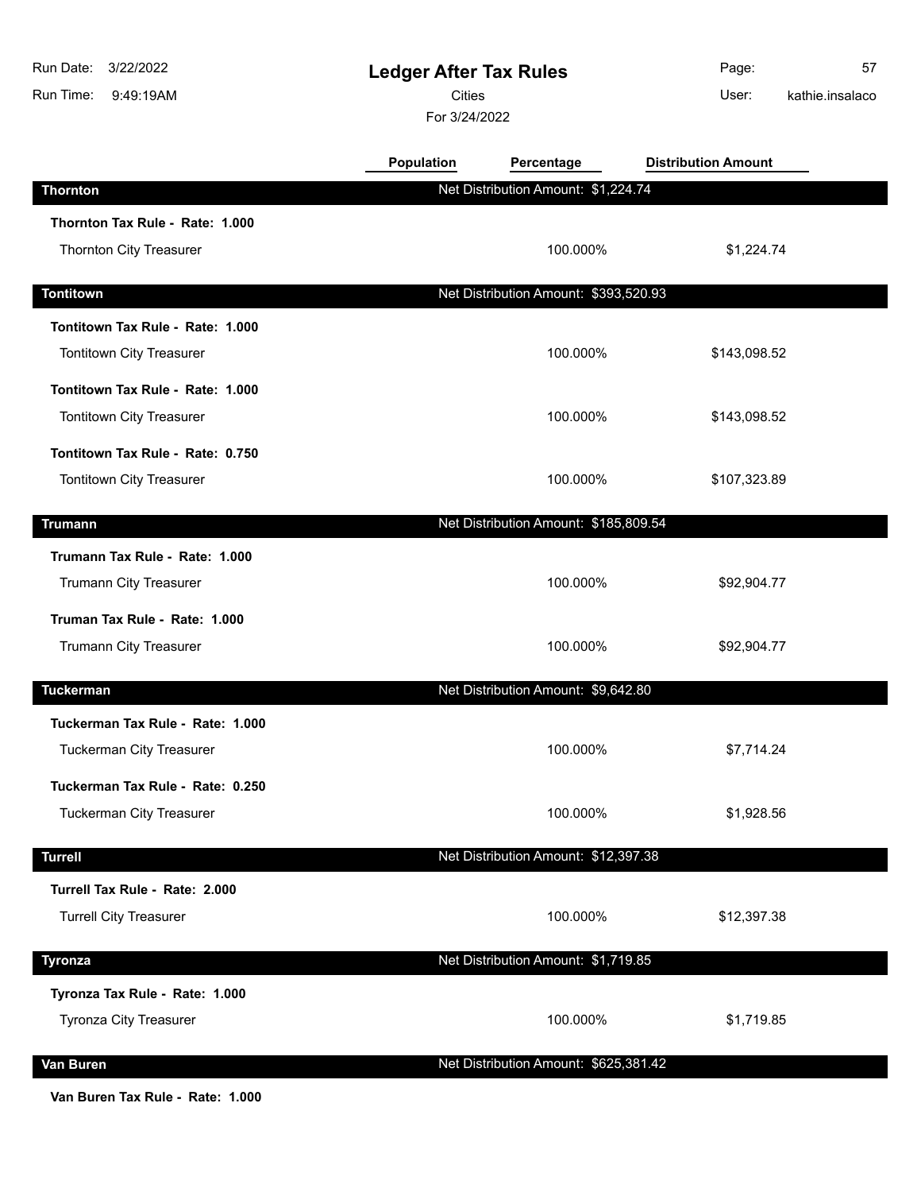# Ledger After Tax Rules

Cities

For 3/24/2022

Run Date: 3/22/2022
Run Time: 9:49:19AM
User: kathie.insalaco

| | Population | Percentage | Distribution Amount |
|---|---|---|---|
| **Thornton** | | Net Distribution Amount: $1,224.74 | |
| **Thornton Tax Rule - Rate: 1.000** | | | |
| Thornton City Treasurer | | 100.000% | $1,224.74 |
| **Tontitown** | | Net Distribution Amount: $393,520.93 | |
| **Tontitown Tax Rule - Rate: 1.000** | | | |
| Tontitown City Treasurer | | 100.000% | $143,098.52 |
| **Tontitown Tax Rule - Rate: 1.000** | | | |
| Tontitown City Treasurer | | 100.000% | $143,098.52 |
| **Tontitown Tax Rule - Rate: 0.750** | | | |
| Tontitown City Treasurer | | 100.000% | $107,323.89 |
| **Trumann** | | Net Distribution Amount: $185,809.54 | |
| **Trumann Tax Rule - Rate: 1.000** | | | |
| Trumann City Treasurer | | 100.000% | $92,904.77 |
| **Truman Tax Rule - Rate: 1.000** | | | |
| Trumann City Treasurer | | 100.000% | $92,904.77 |
| **Tuckerman** | | Net Distribution Amount: $9,642.80 | |
| **Tuckerman Tax Rule - Rate: 1.000** | | | |
| Tuckerman City Treasurer | | 100.000% | $7,714.24 |
| **Tuckerman Tax Rule - Rate: 0.250** | | | |
| Tuckerman City Treasurer | | 100.000% | $1,928.56 |
| **Turrell** | | Net Distribution Amount: $12,397.38 | |
| **Turrell Tax Rule - Rate: 2.000** | | | |
| Turrell City Treasurer | | 100.000% | $12,397.38 |
| **Tyronza** | | Net Distribution Amount: $1,719.85 | |
| **Tyronza Tax Rule - Rate: 1.000** | | | |
| Tyronza City Treasurer | | 100.000% | $1,719.85 |
| **Van Buren** | | Net Distribution Amount: $625,381.42 | |
| **Van Buren Tax Rule - Rate: 1.000** | | | |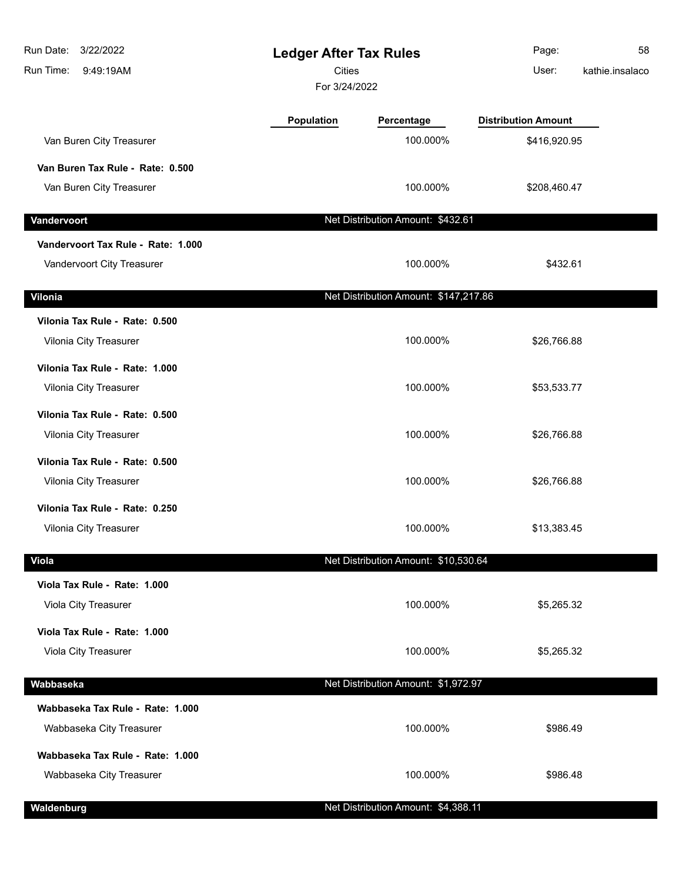| | Population | Percentage | Distribution Amount |
|---|---|---|---|
| Van Buren City Treasurer | | 100.000% | $416,920.95 |
| **Van Buren Tax Rule - Rate: 0.500** | | | |
| Van Buren City Treasurer | | 100.000% | $208,460.47 |
| **Vandervoort** | | Net Distribution Amount: $432.61 | |
| **Vandervoort Tax Rule - Rate: 1.000** | | | |
| Vandervoort City Treasurer | | 100.000% | $432.61 |
| **Vilonia** | | Net Distribution Amount: $147,217.86 | |
| **Vilonia Tax Rule - Rate: 0.500** | | | |
| Vilonia City Treasurer | | 100.000% | $26,766.88 |
| **Vilonia Tax Rule - Rate: 1.000** | | | |
| Vilonia City Treasurer | | 100.000% | $53,533.77 |
| **Vilonia Tax Rule - Rate: 0.500** | | | |
| Vilonia City Treasurer | | 100.000% | $26,766.88 |
| **Vilonia Tax Rule - Rate: 0.500** | | | |
| Vilonia City Treasurer | | 100.000% | $26,766.88 |
| **Vilonia Tax Rule - Rate: 0.250** | | | |
| Vilonia City Treasurer | | 100.000% | $13,383.45 |
| **Viola** | | Net Distribution Amount: $10,530.64 | |
| **Viola Tax Rule - Rate: 1.000** | | | |
| Viola City Treasurer | | 100.000% | $5,265.32 |
| **Viola Tax Rule - Rate: 1.000** | | | |
| Viola City Treasurer | | 100.000% | $5,265.32 |
| **Wabbaseka** | | Net Distribution Amount: $1,972.97 | |
| **Wabbaseka Tax Rule - Rate: 1.000** | | | |
| Wabbaseka City Treasurer | | 100.000% | $986.49 |
| **Wabbaseka Tax Rule - Rate: 1.000** | | | |
| Wabbaseka City Treasurer | | 100.000% | $986.48 |
| **Waldenburg** | | Net Distribution Amount: $4,388.11 | |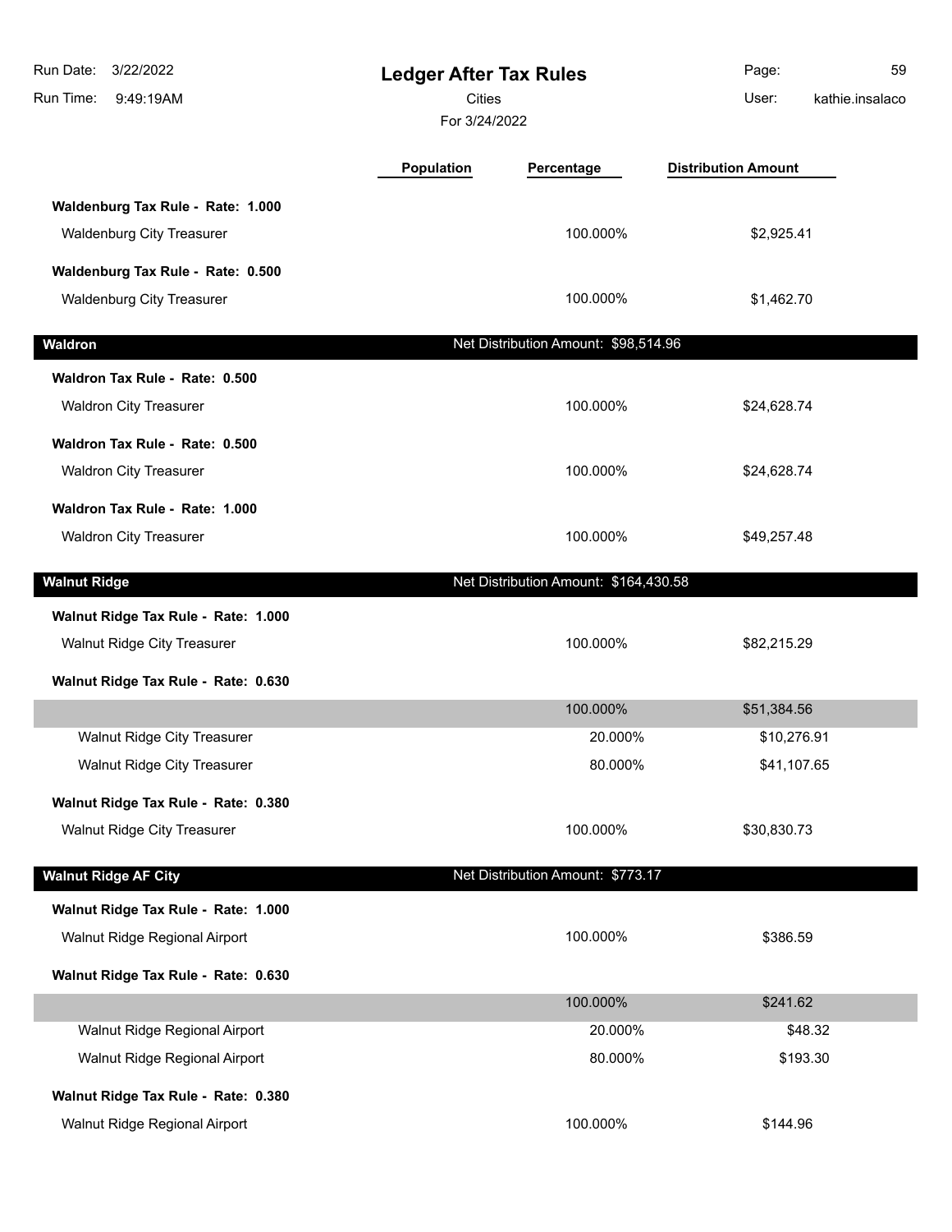| | Population | Percentage | Distribution Amount |
|---|---|---|---|
| **Waldenburg Tax Rule - Rate: 1.000** | | | |
| Waldenburg City Treasurer | | 100.000% | $2,925.41 |
| **Waldenburg Tax Rule - Rate: 0.500** | | | |
| Waldenburg City Treasurer | | 100.000% | $1,462.70 |
| **Waldron** | | Net Distribution Amount: $98,514.96 | |
| **Waldron Tax Rule - Rate: 0.500** | | | |
| Waldron City Treasurer | | 100.000% | $24,628.74 |
| **Waldron Tax Rule - Rate: 0.500** | | | |
| Waldron City Treasurer | | 100.000% | $24,628.74 |
| **Waldron Tax Rule - Rate: 1.000** | | | |
| Waldron City Treasurer | | 100.000% | $49,257.48 |
| **Walnut Ridge** | | Net Distribution Amount: $164,430.58 | |
| **Walnut Ridge Tax Rule - Rate: 1.000** | | | |
| Walnut Ridge City Treasurer | | 100.000% | $82,215.29 |
| **Walnut Ridge Tax Rule - Rate: 0.630** | | | |
| | | 100.000% | $51,384.56 |
| Walnut Ridge City Treasurer | | 20.000% | $10,276.91 |
| Walnut Ridge City Treasurer | | 80.000% | $41,107.65 |
| **Walnut Ridge Tax Rule - Rate: 0.380** | | | |
| Walnut Ridge City Treasurer | | 100.000% | $30,830.73 |
| **Walnut Ridge AF City** | | Net Distribution Amount: $773.17 | |
| **Walnut Ridge Tax Rule - Rate: 1.000** | | | |
| Walnut Ridge Regional Airport | | 100.000% | $386.59 |
| **Walnut Ridge Tax Rule - Rate: 0.630** | | | |
| | | 100.000% | $241.62 |
| Walnut Ridge Regional Airport | | 20.000% | $48.32 |
| Walnut Ridge Regional Airport | | 80.000% | $193.30 |
| **Walnut Ridge Tax Rule - Rate: 0.380** | | | |
| Walnut Ridge Regional Airport | | 100.000% | $144.96 |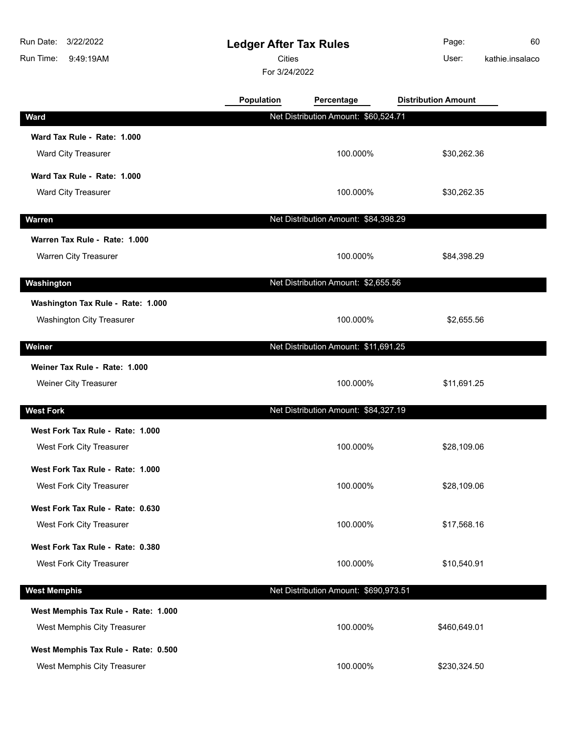# Ledger After Tax Rules

Cities

For 3/24/2022

Run Date: 3/22/2022
Run Time: 9:49:19AM
User: kathie.insalaco

| | Population | Percentage | Distribution Amount |
|---|---|---|---|
| **Ward** | Net Distribution Amount: $60,524.71 | | |
| **Ward Tax Rule - Rate: 1.000** | | | |
| Ward City Treasurer | | 100.000% | $30,262.36 |
| **Ward Tax Rule - Rate: 1.000** | | | |
| Ward City Treasurer | | 100.000% | $30,262.35 |
| **Warren** | Net Distribution Amount: $84,398.29 | | |
| **Warren Tax Rule - Rate: 1.000** | | | |
| Warren City Treasurer | | 100.000% | $84,398.29 |
| **Washington** | Net Distribution Amount: $2,655.56 | | |
| **Washington Tax Rule - Rate: 1.000** | | | |
| Washington City Treasurer | | 100.000% | $2,655.56 |
| **Weiner** | Net Distribution Amount: $11,691.25 | | |
| **Weiner Tax Rule - Rate: 1.000** | | | |
| Weiner City Treasurer | | 100.000% | $11,691.25 |
| **West Fork** | Net Distribution Amount: $84,327.19 | | |
| **West Fork Tax Rule - Rate: 1.000** | | | |
| West Fork City Treasurer | | 100.000% | $28,109.06 |
| **West Fork Tax Rule - Rate: 1.000** | | | |
| West Fork City Treasurer | | 100.000% | $28,109.06 |
| **West Fork Tax Rule - Rate: 0.630** | | | |
| West Fork City Treasurer | | 100.000% | $17,568.16 |
| **West Fork Tax Rule - Rate: 0.380** | | | |
| West Fork City Treasurer | | 100.000% | $10,540.91 |
| **West Memphis** | Net Distribution Amount: $690,973.51 | | |
| **West Memphis Tax Rule - Rate: 1.000** | | | |
| West Memphis City Treasurer | | 100.000% | $460,649.01 |
| **West Memphis Tax Rule - Rate: 0.500** | | | |
| West Memphis City Treasurer | | 100.000% | $230,324.50 |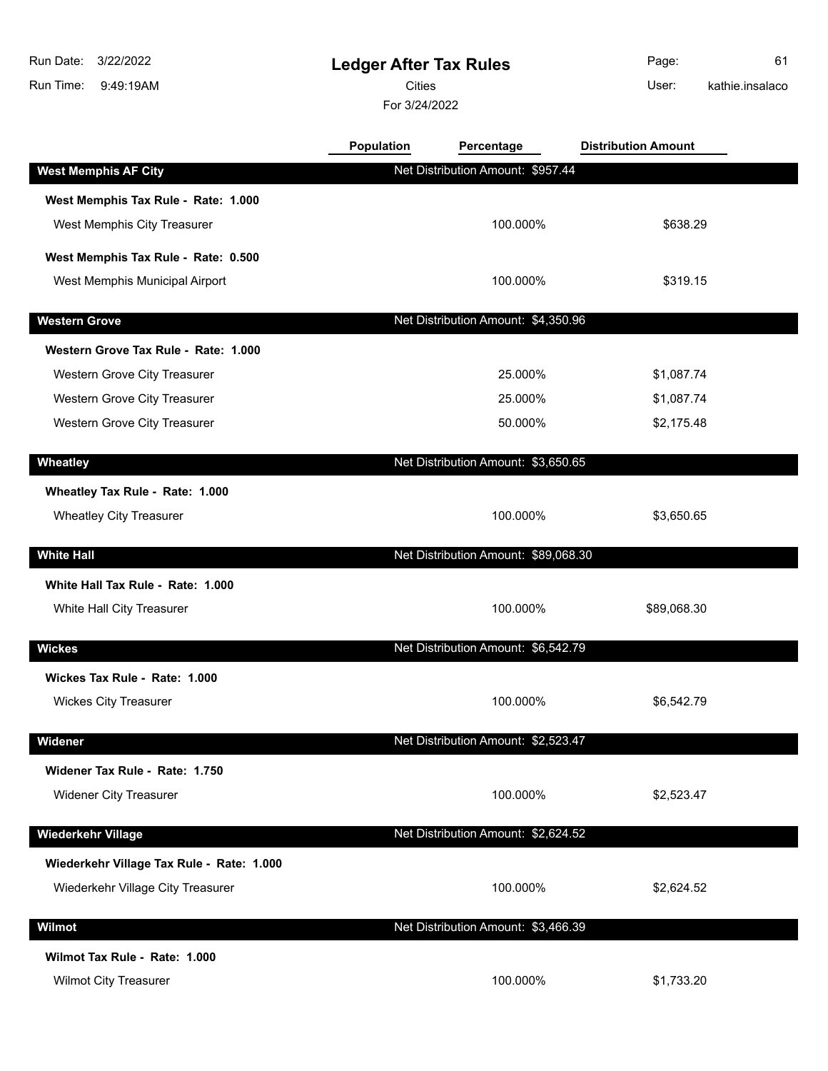# Ledger After Tax Rules

Cities

For 3/24/2022

| | Population | Percentage | Distribution Amount |
|---|---|---|---|
| **West Memphis AF City** | | Net Distribution Amount: $957.44 | |
| **West Memphis Tax Rule - Rate: 1.000** | | | |
| West Memphis City Treasurer | | 100.000% | $638.29 |
| **West Memphis Tax Rule - Rate: 0.500** | | | |
| West Memphis Municipal Airport | | 100.000% | $319.15 |
| **Western Grove** | | Net Distribution Amount: $4,350.96 | |
| **Western Grove Tax Rule - Rate: 1.000** | | | |
| Western Grove City Treasurer | | 25.000% | $1,087.74 |
| Western Grove City Treasurer | | 25.000% | $1,087.74 |
| Western Grove City Treasurer | | 50.000% | $2,175.48 |
| **Wheatley** | | Net Distribution Amount: $3,650.65 | |
| **Wheatley Tax Rule - Rate: 1.000** | | | |
| Wheatley City Treasurer | | 100.000% | $3,650.65 |
| **White Hall** | | Net Distribution Amount: $89,068.30 | |
| **White Hall Tax Rule - Rate: 1.000** | | | |
| White Hall City Treasurer | | 100.000% | $89,068.30 |
| **Wickes** | | Net Distribution Amount: $6,542.79 | |
| **Wickes Tax Rule - Rate: 1.000** | | | |
| Wickes City Treasurer | | 100.000% | $6,542.79 |
| **Widener** | | Net Distribution Amount: $2,523.47 | |
| **Widener Tax Rule - Rate: 1.750** | | | |
| Widener City Treasurer | | 100.000% | $2,523.47 |
| **Wiederkehr Village** | | Net Distribution Amount: $2,624.52 | |
| **Wiederkehr Village Tax Rule - Rate: 1.000** | | | |
| Wiederkehr Village City Treasurer | | 100.000% | $2,624.52 |
| **Wilmot** | | Net Distribution Amount: $3,466.39 | |
| **Wilmot Tax Rule - Rate: 1.000** | | | |
| Wilmot City Treasurer | | 100.000% | $1,733.20 |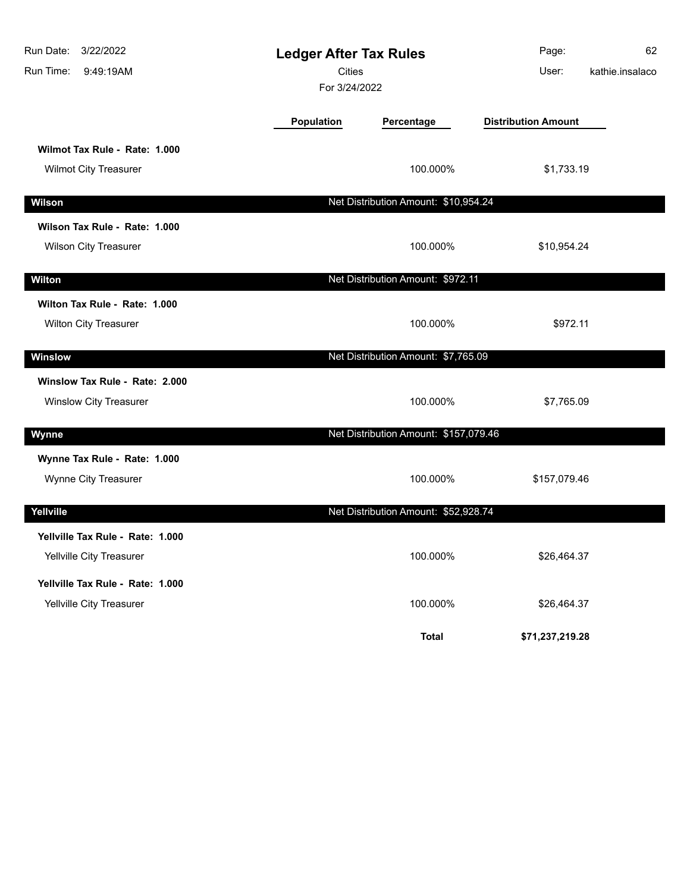# Ledger After Tax Rules

Cities

For 3/24/2022

| | Population | Percentage | Distribution Amount |
|---|---|---|---|
| **Wilmot Tax Rule - Rate: 1.000** | | | |
| Wilmot City Treasurer | | 100.000% | $1,733.19 |
| **Wilson** | | Net Distribution Amount: $10,954.24 | |
| **Wilson Tax Rule - Rate: 1.000** | | | |
| Wilson City Treasurer | | 100.000% | $10,954.24 |
| **Wilton** | | Net Distribution Amount: $972.11 | |
| **Wilton Tax Rule - Rate: 1.000** | | | |
| Wilton City Treasurer | | 100.000% | $972.11 |
| **Winslow** | | Net Distribution Amount: $7,765.09 | |
| **Winslow Tax Rule - Rate: 2.000** | | | |
| Winslow City Treasurer | | 100.000% | $7,765.09 |
| **Wynne** | | Net Distribution Amount: $157,079.46 | |
| **Wynne Tax Rule - Rate: 1.000** | | | |
| Wynne City Treasurer | | 100.000% | $157,079.46 |
| **Yellville** | | Net Distribution Amount: $52,928.74 | |
| **Yellville Tax Rule - Rate: 1.000** | | | |
| Yellville City Treasurer | | 100.000% | $26,464.37 |
| **Yellville Tax Rule - Rate: 1.000** | | | |
| Yellville City Treasurer | | 100.000% | $26,464.37 |
| | | **Total** | **$71,237,219.28** |